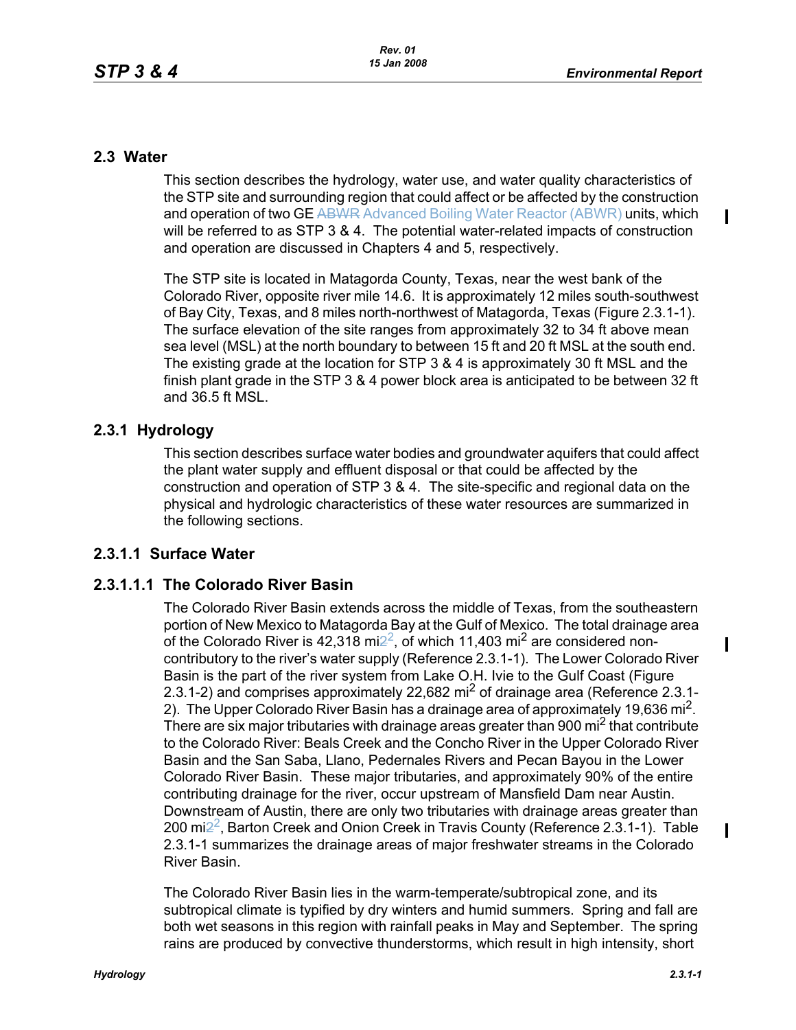## 2.3 Water

This section describes the hydrology, water use, and water quality characteristics of the STP site and surrounding region that could affect or be affected by the construction and operation of two GE Advanced Boiling Water Reactor (ABWR) units, which will be referred to as STP 3 & 4. The potential water-related impacts of construction and operation are discussed in Chapters 4 and 5, respectively.

The STP site is located in Matagorda County, Texas, near the west bank of the Colorado River, opposite river mile 14.6. It is approximately 12 miles south-southwest of Bay City, Texas, and 8 miles north-northwest of Matagorda, Texas (Figure 2.3.1-1). The surface elevation of the site ranges from approximately 32 to 34 ft above mean sea level (MSL) at the north boundary to between 15 ft and 20 ft MSL at the south end. The existing grade at the location for STP 3 & 4 is approximately 30 ft MSL and the finish plant grade in the STP 3 & 4 power block area is anticipated to be between 32 ft and 36.5 ft MSL.

### 2.3.1 Hydrology

This section describes surface water bodies and groundwater aquifers that could affect the plant water supply and effluent disposal or that could be affected by the construction and operation of STP 3 & 4. The site-specific and regional data on the physical and hydrologic characteristics of these water resources are summarized in the following sections.

#### 2.3.1.1 Surface Water

##### 2.3.1.1.1 The Colorado River Basin

The Colorado River Basin extends across the middle of Texas, from the southeastern portion of New Mexico to Matagorda Bay at the Gulf of Mexico. The total drainage area of the Colorado River is 42,318 $mi^2$, of which 11,403 $mi^2$ are considered non-contributory to the river's water supply (Reference 2.3.1-1). The Lower Colorado River Basin is the part of the river system from Lake O.H. Ivie to the Gulf Coast (Figure 2.3.1-2) and comprises approximately 22,682 $mi^2$ of drainage area (Reference 2.3.1-2). The Upper Colorado River Basin has a drainage area of approximately 19,636 $mi^2$. There are six major tributaries with drainage areas greater than 900 $mi^2$ that contribute to the Colorado River: Beals Creek and the Concho River in the Upper Colorado River Basin and the San Saba, Llano, Pedernales Rivers and Pecan Bayou in the Lower Colorado River Basin. These major tributaries, and approximately 90% of the entire contributing drainage for the river, occur upstream of Mansfield Dam near Austin. Downstream of Austin, there are only two tributaries with drainage areas greater than 200 $mi^2$, Barton Creek and Onion Creek in Travis County (Reference 2.3.1-1). Table 2.3.1-1 summarizes the drainage areas of major freshwater streams in the Colorado River Basin.

The Colorado River Basin lies in the warm-temperate/subtropical zone, and its subtropical climate is typified by dry winters and humid summers. Spring and fall are both wet seasons in this region with rainfall peaks in May and September. The spring rains are produced by convective thunderstorms, which result in high intensity, short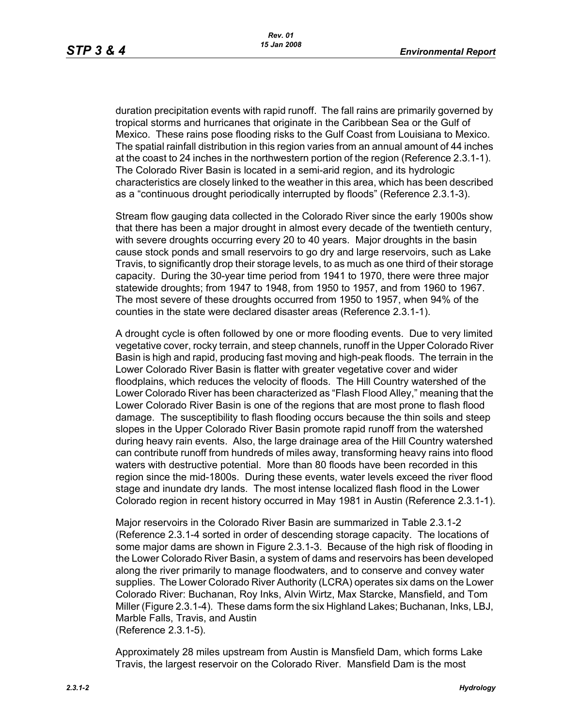duration precipitation events with rapid runoff. The fall rains are primarily governed by tropical storms and hurricanes that originate in the Caribbean Sea or the Gulf of Mexico. These rains pose flooding risks to the Gulf Coast from Louisiana to Mexico. The spatial rainfall distribution in this region varies from an annual amount of 44 inches at the coast to 24 inches in the northwestern portion of the region (Reference 2.3.1-1). The Colorado River Basin is located in a semi-arid region, and its hydrologic characteristics are closely linked to the weather in this area, which has been described as a "continuous drought periodically interrupted by floods" (Reference 2.3.1-3).

Stream flow gauging data collected in the Colorado River since the early 1900s show that there has been a major drought in almost every decade of the twentieth century, with severe droughts occurring every 20 to 40 years. Major droughts in the basin cause stock ponds and small reservoirs to go dry and large reservoirs, such as Lake Travis, to significantly drop their storage levels, to as much as one third of their storage capacity. During the 30-year time period from 1941 to 1970, there were three major statewide droughts; from 1947 to 1948, from 1950 to 1957, and from 1960 to 1967. The most severe of these droughts occurred from 1950 to 1957, when 94% of the counties in the state were declared disaster areas (Reference 2.3.1-1).

A drought cycle is often followed by one or more flooding events. Due to very limited vegetative cover, rocky terrain, and steep channels, runoff in the Upper Colorado River Basin is high and rapid, producing fast moving and high-peak floods. The terrain in the Lower Colorado River Basin is flatter with greater vegetative cover and wider floodplains, which reduces the velocity of floods. The Hill Country watershed of the Lower Colorado River has been characterized as "Flash Flood Alley," meaning that the Lower Colorado River Basin is one of the regions that are most prone to flash flood damage. The susceptibility to flash flooding occurs because the thin soils and steep slopes in the Upper Colorado River Basin promote rapid runoff from the watershed during heavy rain events. Also, the large drainage area of the Hill Country watershed can contribute runoff from hundreds of miles away, transforming heavy rains into flood waters with destructive potential. More than 80 floods have been recorded in this region since the mid-1800s. During these events, water levels exceed the river flood stage and inundate dry lands. The most intense localized flash flood in the Lower Colorado region in recent history occurred in May 1981 in Austin (Reference 2.3.1-1).

Major reservoirs in the Colorado River Basin are summarized in Table 2.3.1-2 (Reference 2.3.1-4 sorted in order of descending storage capacity. The locations of some major dams are shown in Figure 2.3.1-3. Because of the high risk of flooding in the Lower Colorado River Basin, a system of dams and reservoirs has been developed along the river primarily to manage floodwaters, and to conserve and convey water supplies. The Lower Colorado River Authority (LCRA) operates six dams on the Lower Colorado River: Buchanan, Roy Inks, Alvin Wirtz, Max Starcke, Mansfield, and Tom Miller (Figure 2.3.1-4). These dams form the six Highland Lakes; Buchanan, Inks, LBJ, Marble Falls, Travis, and Austin (Reference 2.3.1-5).

Approximately 28 miles upstream from Austin is Mansfield Dam, which forms Lake Travis, the largest reservoir on the Colorado River. Mansfield Dam is the most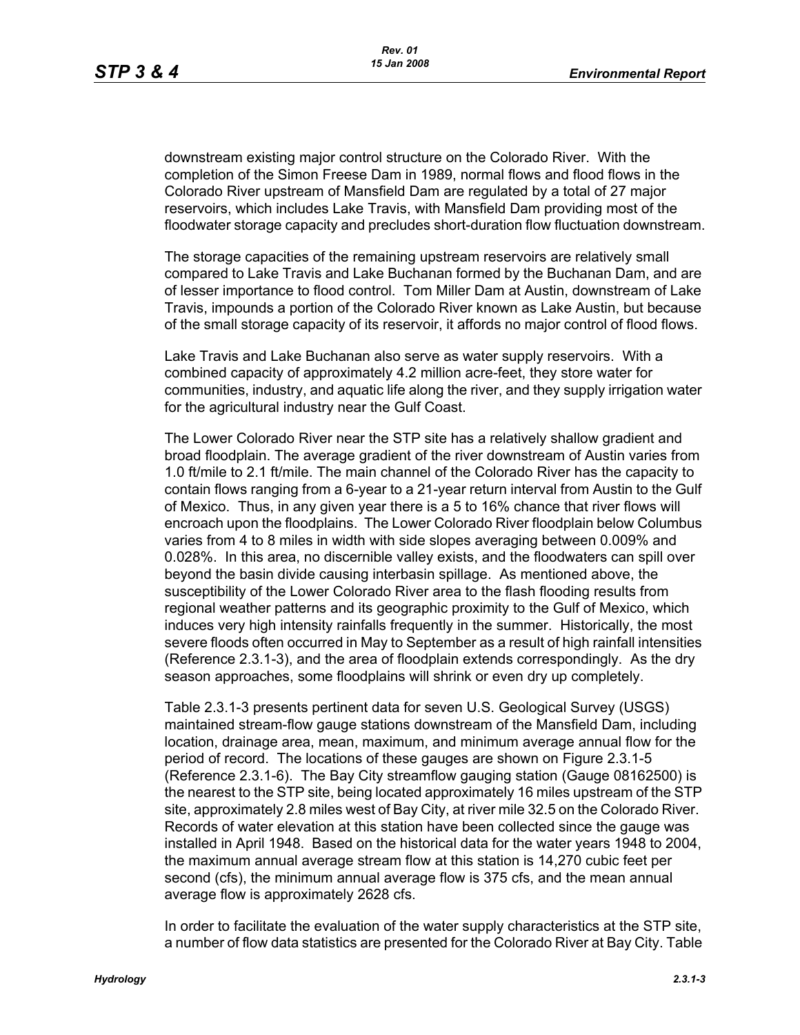downstream existing major control structure on the Colorado River. With the completion of the Simon Freese Dam in 1989, normal flows and flood flows in the Colorado River upstream of Mansfield Dam are regulated by a total of 27 major reservoirs, which includes Lake Travis, with Mansfield Dam providing most of the floodwater storage capacity and precludes short-duration flow fluctuation downstream.

The storage capacities of the remaining upstream reservoirs are relatively small compared to Lake Travis and Lake Buchanan formed by the Buchanan Dam, and are of lesser importance to flood control. Tom Miller Dam at Austin, downstream of Lake Travis, impounds a portion of the Colorado River known as Lake Austin, but because of the small storage capacity of its reservoir, it affords no major control of flood flows.

Lake Travis and Lake Buchanan also serve as water supply reservoirs. With a combined capacity of approximately 4.2 million acre-feet, they store water for communities, industry, and aquatic life along the river, and they supply irrigation water for the agricultural industry near the Gulf Coast.

The Lower Colorado River near the STP site has a relatively shallow gradient and broad floodplain. The average gradient of the river downstream of Austin varies from 1.0 ft/mile to 2.1 ft/mile. The main channel of the Colorado River has the capacity to contain flows ranging from a 6-year to a 21-year return interval from Austin to the Gulf of Mexico. Thus, in any given year there is a 5 to 16% chance that river flows will encroach upon the floodplains. The Lower Colorado River floodplain below Columbus varies from 4 to 8 miles in width with side slopes averaging between 0.009% and 0.028%. In this area, no discernible valley exists, and the floodwaters can spill over beyond the basin divide causing interbasin spillage. As mentioned above, the susceptibility of the Lower Colorado River area to the flash flooding results from regional weather patterns and its geographic proximity to the Gulf of Mexico, which induces very high intensity rainfalls frequently in the summer. Historically, the most severe floods often occurred in May to September as a result of high rainfall intensities (Reference 2.3.1-3), and the area of floodplain extends correspondingly. As the dry season approaches, some floodplains will shrink or even dry up completely.

Table 2.3.1-3 presents pertinent data for seven U.S. Geological Survey (USGS) maintained stream-flow gauge stations downstream of the Mansfield Dam, including location, drainage area, mean, maximum, and minimum average annual flow for the period of record. The locations of these gauges are shown on Figure 2.3.1-5 (Reference 2.3.1-6). The Bay City streamflow gauging station (Gauge 08162500) is the nearest to the STP site, being located approximately 16 miles upstream of the STP site, approximately 2.8 miles west of Bay City, at river mile 32.5 on the Colorado River. Records of water elevation at this station have been collected since the gauge was installed in April 1948. Based on the historical data for the water years 1948 to 2004, the maximum annual average stream flow at this station is 14,270 cubic feet per second (cfs), the minimum annual average flow is 375 cfs, and the mean annual average flow is approximately 2628 cfs.

In order to facilitate the evaluation of the water supply characteristics at the STP site, a number of flow data statistics are presented for the Colorado River at Bay City. Table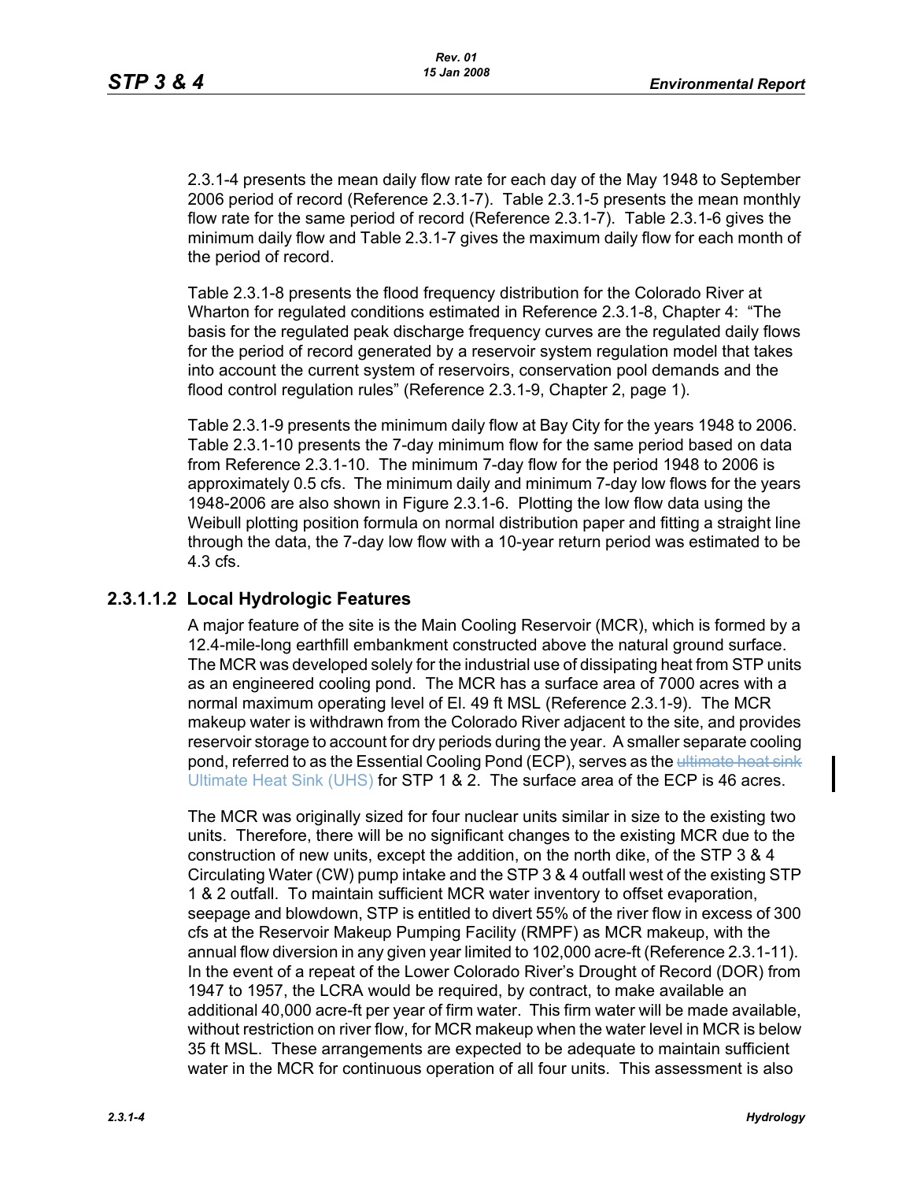2.3.1-4 presents the mean daily flow rate for each day of the May 1948 to September 2006 period of record (Reference 2.3.1-7). Table 2.3.1-5 presents the mean monthly flow rate for the same period of record (Reference 2.3.1-7). Table 2.3.1-6 gives the minimum daily flow and Table 2.3.1-7 gives the maximum daily flow for each month of the period of record.

Table 2.3.1-8 presents the flood frequency distribution for the Colorado River at Wharton for regulated conditions estimated in Reference 2.3.1-8, Chapter 4: "The basis for the regulated peak discharge frequency curves are the regulated daily flows for the period of record generated by a reservoir system regulation model that takes into account the current system of reservoirs, conservation pool demands and the flood control regulation rules" (Reference 2.3.1-9, Chapter 2, page 1).

Table 2.3.1-9 presents the minimum daily flow at Bay City for the years 1948 to 2006. Table 2.3.1-10 presents the 7-day minimum flow for the same period based on data from Reference 2.3.1-10. The minimum 7-day flow for the period 1948 to 2006 is approximately 0.5 cfs. The minimum daily and minimum 7-day low flows for the years 1948-2006 are also shown in Figure 2.3.1-6. Plotting the low flow data using the Weibull plotting position formula on normal distribution paper and fitting a straight line through the data, the 7-day low flow with a 10-year return period was estimated to be 4.3 cfs.

### 2.3.1.1.2 Local Hydrologic Features

A major feature of the site is the Main Cooling Reservoir (MCR), which is formed by a 12.4-mile-long earthfill embankment constructed above the natural ground surface. The MCR was developed solely for the industrial use of dissipating heat from STP units as an engineered cooling pond. The MCR has a surface area of 7000 acres with a normal maximum operating level of El. 49 ft MSL (Reference 2.3.1-9). The MCR makeup water is withdrawn from the Colorado River adjacent to the site, and provides reservoir storage to account for dry periods during the year. A smaller separate cooling pond, referred to as the Essential Cooling Pond (ECP), serves as the ~~ultimate heat sink~~ Ultimate Heat Sink (UHS) for STP 1 & 2. The surface area of the ECP is 46 acres.

The MCR was originally sized for four nuclear units similar in size to the existing two units. Therefore, there will be no significant changes to the existing MCR due to the construction of new units, except the addition, on the north dike, of the STP 3 & 4 Circulating Water (CW) pump intake and the STP 3 & 4 outfall west of the existing STP 1 & 2 outfall. To maintain sufficient MCR water inventory to offset evaporation, seepage and blowdown, STP is entitled to divert 55% of the river flow in excess of 300 cfs at the Reservoir Makeup Pumping Facility (RMPF) as MCR makeup, with the annual flow diversion in any given year limited to 102,000 acre-ft (Reference 2.3.1-11). In the event of a repeat of the Lower Colorado River's Drought of Record (DOR) from 1947 to 1957, the LCRA would be required, by contract, to make available an additional 40,000 acre-ft per year of firm water. This firm water will be made available, without restriction on river flow, for MCR makeup when the water level in MCR is below 35 ft MSL. These arrangements are expected to be adequate to maintain sufficient water in the MCR for continuous operation of all four units. This assessment is also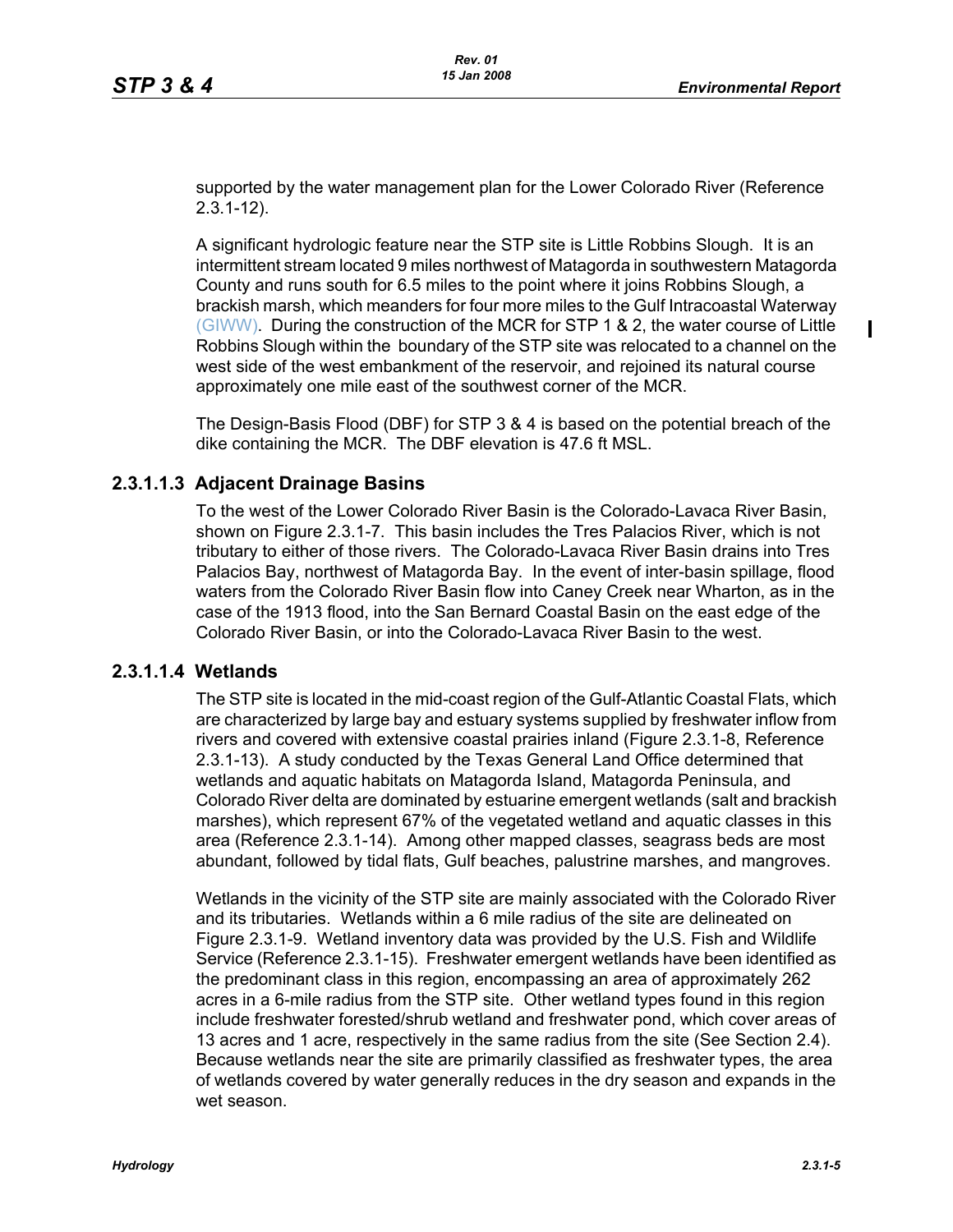supported by the water management plan for the Lower Colorado River (Reference 2.3.1-12).

A significant hydrologic feature near the STP site is Little Robbins Slough. It is an intermittent stream located 9 miles northwest of Matagorda in southwestern Matagorda County and runs south for 6.5 miles to the point where it joins Robbins Slough, a brackish marsh, which meanders for four more miles to the Gulf Intracoastal Waterway (GIWW). During the construction of the MCR for STP 1 & 2, the water course of Little Robbins Slough within the boundary of the STP site was relocated to a channel on the west side of the west embankment of the reservoir, and rejoined its natural course approximately one mile east of the southwest corner of the MCR.

The Design-Basis Flood (DBF) for STP 3 & 4 is based on the potential breach of the dike containing the MCR. The DBF elevation is 47.6 ft MSL.

### 2.3.1.1.3 Adjacent Drainage Basins

To the west of the Lower Colorado River Basin is the Colorado-Lavaca River Basin, shown on Figure 2.3.1-7. This basin includes the Tres Palacios River, which is not tributary to either of those rivers. The Colorado-Lavaca River Basin drains into Tres Palacios Bay, northwest of Matagorda Bay. In the event of inter-basin spillage, flood waters from the Colorado River Basin flow into Caney Creek near Wharton, as in the case of the 1913 flood, into the San Bernard Coastal Basin on the east edge of the Colorado River Basin, or into the Colorado-Lavaca River Basin to the west.

### 2.3.1.1.4 Wetlands

The STP site is located in the mid-coast region of the Gulf-Atlantic Coastal Flats, which are characterized by large bay and estuary systems supplied by freshwater inflow from rivers and covered with extensive coastal prairies inland (Figure 2.3.1-8, Reference 2.3.1-13). A study conducted by the Texas General Land Office determined that wetlands and aquatic habitats on Matagorda Island, Matagorda Peninsula, and Colorado River delta are dominated by estuarine emergent wetlands (salt and brackish marshes), which represent 67% of the vegetated wetland and aquatic classes in this area (Reference 2.3.1-14). Among other mapped classes, seagrass beds are most abundant, followed by tidal flats, Gulf beaches, palustrine marshes, and mangroves.

Wetlands in the vicinity of the STP site are mainly associated with the Colorado River and its tributaries. Wetlands within a 6 mile radius of the site are delineated on Figure 2.3.1-9. Wetland inventory data was provided by the U.S. Fish and Wildlife Service (Reference 2.3.1-15). Freshwater emergent wetlands have been identified as the predominant class in this region, encompassing an area of approximately 262 acres in a 6-mile radius from the STP site. Other wetland types found in this region include freshwater forested/shrub wetland and freshwater pond, which cover areas of 13 acres and 1 acre, respectively in the same radius from the site (See Section 2.4). Because wetlands near the site are primarily classified as freshwater types, the area of wetlands covered by water generally reduces in the dry season and expands in the wet season.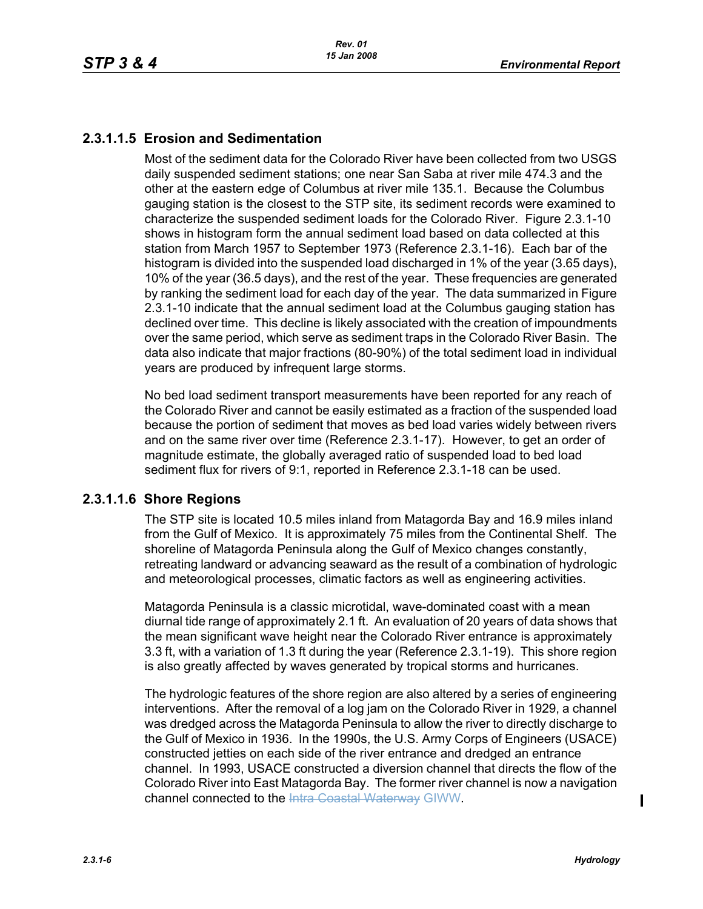### 2.3.1.1.5 Erosion and Sedimentation

Most of the sediment data for the Colorado River have been collected from two USGS daily suspended sediment stations; one near San Saba at river mile 474.3 and the other at the eastern edge of Columbus at river mile 135.1. Because the Columbus gauging station is the closest to the STP site, its sediment records were examined to characterize the suspended sediment loads for the Colorado River. Figure 2.3.1-10 shows in histogram form the annual sediment load based on data collected at this station from March 1957 to September 1973 (Reference 2.3.1-16). Each bar of the histogram is divided into the suspended load discharged in 1% of the year (3.65 days), 10% of the year (36.5 days), and the rest of the year. These frequencies are generated by ranking the sediment load for each day of the year. The data summarized in Figure 2.3.1-10 indicate that the annual sediment load at the Columbus gauging station has declined over time. This decline is likely associated with the creation of impoundments over the same period, which serve as sediment traps in the Colorado River Basin. The data also indicate that major fractions (80-90%) of the total sediment load in individual years are produced by infrequent large storms.

No bed load sediment transport measurements have been reported for any reach of the Colorado River and cannot be easily estimated as a fraction of the suspended load because the portion of sediment that moves as bed load varies widely between rivers and on the same river over time (Reference 2.3.1-17). However, to get an order of magnitude estimate, the globally averaged ratio of suspended load to bed load sediment flux for rivers of 9:1, reported in Reference 2.3.1-18 can be used.

### 2.3.1.1.6 Shore Regions

The STP site is located 10.5 miles inland from Matagorda Bay and 16.9 miles inland from the Gulf of Mexico. It is approximately 75 miles from the Continental Shelf. The shoreline of Matagorda Peninsula along the Gulf of Mexico changes constantly, retreating landward or advancing seaward as the result of a combination of hydrologic and meteorological processes, climatic factors as well as engineering activities.

Matagorda Peninsula is a classic microtidal, wave-dominated coast with a mean diurnal tide range of approximately 2.1 ft. An evaluation of 20 years of data shows that the mean significant wave height near the Colorado River entrance is approximately 3.3 ft, with a variation of 1.3 ft during the year (Reference 2.3.1-19). This shore region is also greatly affected by waves generated by tropical storms and hurricanes.

The hydrologic features of the shore region are also altered by a series of engineering interventions. After the removal of a log jam on the Colorado River in 1929, a channel was dredged across the Matagorda Peninsula to allow the river to directly discharge to the Gulf of Mexico in 1936. In the 1990s, the U.S. Army Corps of Engineers (USACE) constructed jetties on each side of the river entrance and dredged an entrance channel. In 1993, USACE constructed a diversion channel that directs the flow of the Colorado River into East Matagorda Bay. The former river channel is now a navigation channel connected to the ~~Intra Coastal Waterway~~ GIWW.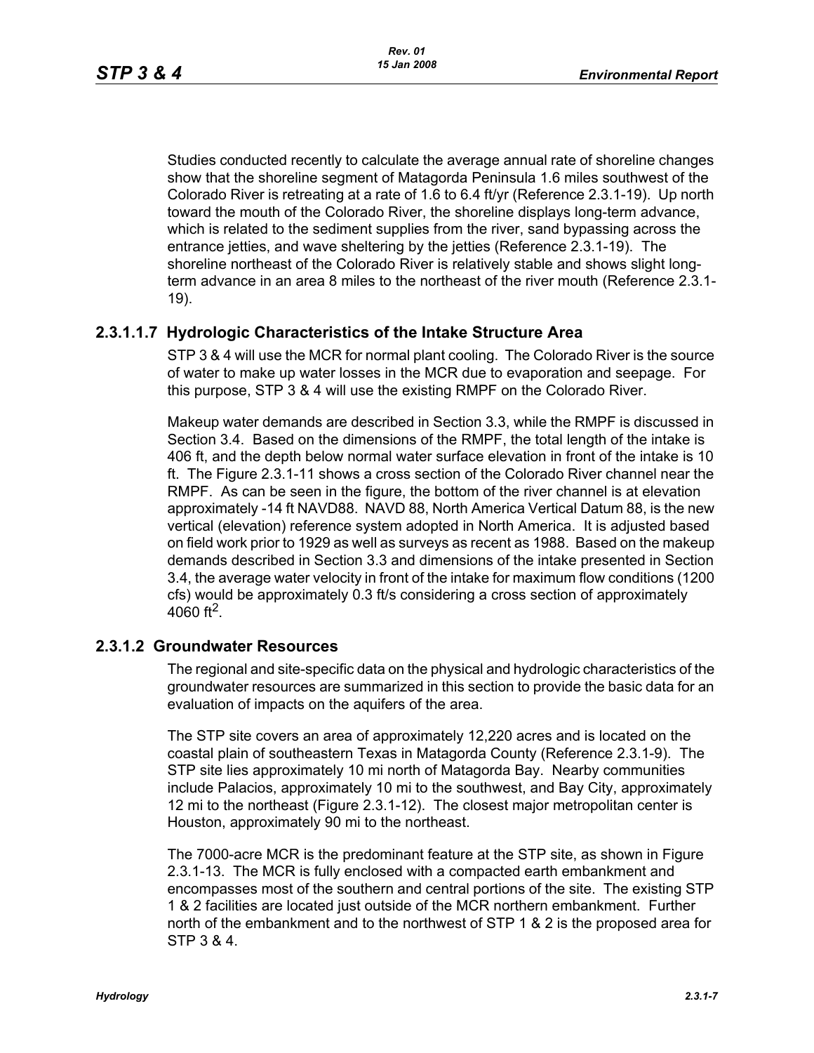Studies conducted recently to calculate the average annual rate of shoreline changes show that the shoreline segment of Matagorda Peninsula 1.6 miles southwest of the Colorado River is retreating at a rate of 1.6 to 6.4 ft/yr (Reference 2.3.1-19). Up north toward the mouth of the Colorado River, the shoreline displays long-term advance, which is related to the sediment supplies from the river, sand bypassing across the entrance jetties, and wave sheltering by the jetties (Reference 2.3.1-19). The shoreline northeast of the Colorado River is relatively stable and shows slight long-term advance in an area 8 miles to the northeast of the river mouth (Reference 2.3.1-19).

#### 2.3.1.1.7 Hydrologic Characteristics of the Intake Structure Area

STP 3 & 4 will use the MCR for normal plant cooling. The Colorado River is the source of water to make up water losses in the MCR due to evaporation and seepage. For this purpose, STP 3 & 4 will use the existing RMPF on the Colorado River.

Makeup water demands are described in Section 3.3, while the RMPF is discussed in Section 3.4. Based on the dimensions of the RMPF, the total length of the intake is 406 ft, and the depth below normal water surface elevation in front of the intake is 10 ft. The Figure 2.3.1-11 shows a cross section of the Colorado River channel near the RMPF. As can be seen in the figure, the bottom of the river channel is at elevation approximately -14 ft NAVD88. NAVD 88, North America Vertical Datum 88, is the new vertical (elevation) reference system adopted in North America. It is adjusted based on field work prior to 1929 as well as surveys as recent as 1988. Based on the makeup demands described in Section 3.3 and dimensions of the intake presented in Section 3.4, the average water velocity in front of the intake for maximum flow conditions (1200 cfs) would be approximately 0.3 ft/s considering a cross section of approximately 4060 $ft^2$.

### 2.3.1.2 Groundwater Resources

The regional and site-specific data on the physical and hydrologic characteristics of the groundwater resources are summarized in this section to provide the basic data for an evaluation of impacts on the aquifers of the area.

The STP site covers an area of approximately 12,220 acres and is located on the coastal plain of southeastern Texas in Matagorda County (Reference 2.3.1-9). The STP site lies approximately 10 mi north of Matagorda Bay. Nearby communities include Palacios, approximately 10 mi to the southwest, and Bay City, approximately 12 mi to the northeast (Figure 2.3.1-12). The closest major metropolitan center is Houston, approximately 90 mi to the northeast.

The 7000-acre MCR is the predominant feature at the STP site, as shown in Figure 2.3.1-13. The MCR is fully enclosed with a compacted earth embankment and encompasses most of the southern and central portions of the site. The existing STP 1 & 2 facilities are located just outside of the MCR northern embankment. Further north of the embankment and to the northwest of STP 1 & 2 is the proposed area for STP 3 & 4.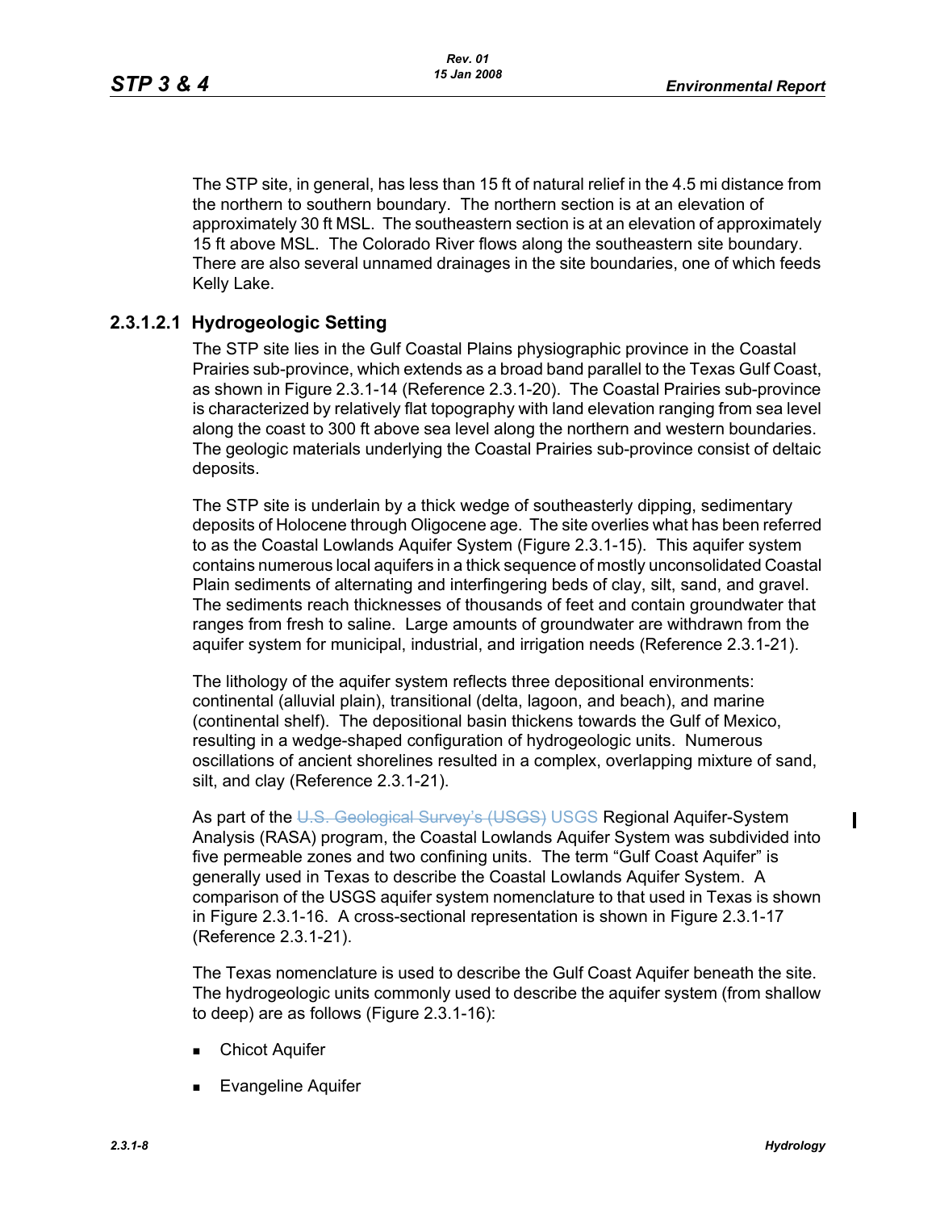The STP site, in general, has less than 15 ft of natural relief in the 4.5 mi distance from the northern to southern boundary. The northern section is at an elevation of approximately 30 ft MSL. The southeastern section is at an elevation of approximately 15 ft above MSL. The Colorado River flows along the southeastern site boundary. There are also several unnamed drainages in the site boundaries, one of which feeds Kelly Lake.

### 2.3.1.2.1 Hydrogeologic Setting

The STP site lies in the Gulf Coastal Plains physiographic province in the Coastal Prairies sub-province, which extends as a broad band parallel to the Texas Gulf Coast, as shown in Figure 2.3.1-14 (Reference 2.3.1-20). The Coastal Prairies sub-province is characterized by relatively flat topography with land elevation ranging from sea level along the coast to 300 ft above sea level along the northern and western boundaries. The geologic materials underlying the Coastal Prairies sub-province consist of deltaic deposits.

The STP site is underlain by a thick wedge of southeasterly dipping, sedimentary deposits of Holocene through Oligocene age. The site overlies what has been referred to as the Coastal Lowlands Aquifer System (Figure 2.3.1-15). This aquifer system contains numerous local aquifers in a thick sequence of mostly unconsolidated Coastal Plain sediments of alternating and interfingering beds of clay, silt, sand, and gravel. The sediments reach thicknesses of thousands of feet and contain groundwater that ranges from fresh to saline. Large amounts of groundwater are withdrawn from the aquifer system for municipal, industrial, and irrigation needs (Reference 2.3.1-21).

The lithology of the aquifer system reflects three depositional environments: continental (alluvial plain), transitional (delta, lagoon, and beach), and marine (continental shelf). The depositional basin thickens towards the Gulf of Mexico, resulting in a wedge-shaped configuration of hydrogeologic units. Numerous oscillations of ancient shorelines resulted in a complex, overlapping mixture of sand, silt, and clay (Reference 2.3.1-21).

As part of the ~~U.S. Geological Survey's (USGS)~~ USGS Regional Aquifer-System Analysis (RASA) program, the Coastal Lowlands Aquifer System was subdivided into five permeable zones and two confining units. The term "Gulf Coast Aquifer" is generally used in Texas to describe the Coastal Lowlands Aquifer System. A comparison of the USGS aquifer system nomenclature to that used in Texas is shown in Figure 2.3.1-16. A cross-sectional representation is shown in Figure 2.3.1-17 (Reference 2.3.1-21).

The Texas nomenclature is used to describe the Gulf Coast Aquifer beneath the site. The hydrogeologic units commonly used to describe the aquifer system (from shallow to deep) are as follows (Figure 2.3.1-16):

- Chicot Aquifer
- Evangeline Aquifer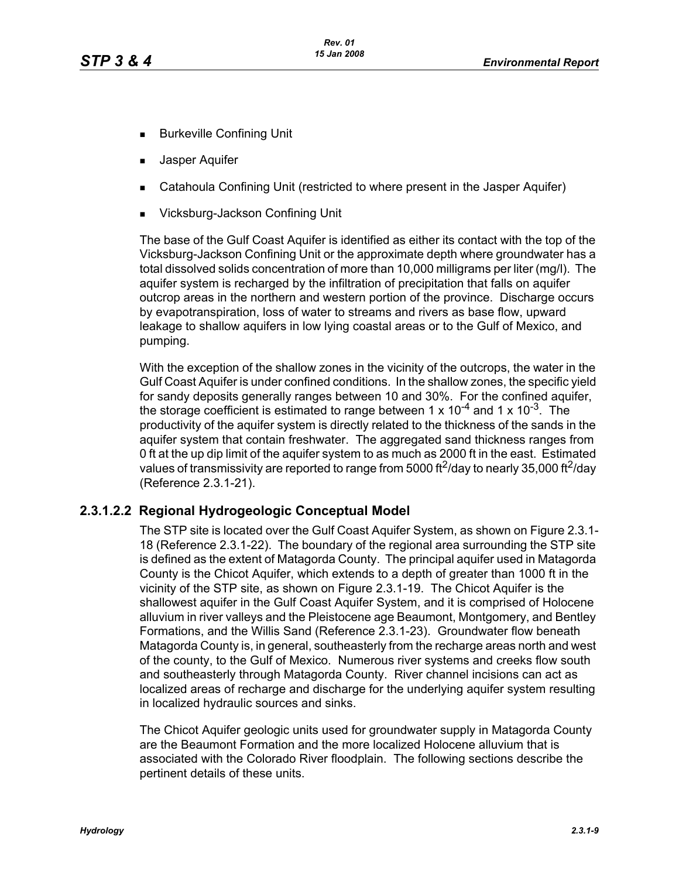- Burkeville Confining Unit
- Jasper Aquifer
- Catahoula Confining Unit (restricted to where present in the Jasper Aquifer)
- Vicksburg-Jackson Confining Unit

The base of the Gulf Coast Aquifer is identified as either its contact with the top of the Vicksburg-Jackson Confining Unit or the approximate depth where groundwater has a total dissolved solids concentration of more than 10,000 milligrams per liter (mg/l). The aquifer system is recharged by the infiltration of precipitation that falls on aquifer outcrop areas in the northern and western portion of the province. Discharge occurs by evapotranspiration, loss of water to streams and rivers as base flow, upward leakage to shallow aquifers in low lying coastal areas or to the Gulf of Mexico, and pumping.

With the exception of the shallow zones in the vicinity of the outcrops, the water in the Gulf Coast Aquifer is under confined conditions. In the shallow zones, the specific yield for sandy deposits generally ranges between 10 and 30%. For the confined aquifer, the storage coefficient is estimated to range between $1 \times 10^{-4}$ and $1 \times 10^{-3}$. The productivity of the aquifer system is directly related to the thickness of the sands in the aquifer system that contain freshwater. The aggregated sand thickness ranges from 0 ft at the up dip limit of the aquifer system to as much as 2000 ft in the east. Estimated values of transmissivity are reported to range from 5000 $ft^2$/day to nearly 35,000 $ft^2$/day (Reference 2.3.1-21).

### 2.3.1.2.2 Regional Hydrogeologic Conceptual Model

The STP site is located over the Gulf Coast Aquifer System, as shown on Figure 2.3.1-18 (Reference 2.3.1-22). The boundary of the regional area surrounding the STP site is defined as the extent of Matagorda County. The principal aquifer used in Matagorda County is the Chicot Aquifer, which extends to a depth of greater than 1000 ft in the vicinity of the STP site, as shown on Figure 2.3.1-19. The Chicot Aquifer is the shallowest aquifer in the Gulf Coast Aquifer System, and it is comprised of Holocene alluvium in river valleys and the Pleistocene age Beaumont, Montgomery, and Bentley Formations, and the Willis Sand (Reference 2.3.1-23). Groundwater flow beneath Matagorda County is, in general, southeasterly from the recharge areas north and west of the county, to the Gulf of Mexico. Numerous river systems and creeks flow south and southeasterly through Matagorda County. River channel incisions can act as localized areas of recharge and discharge for the underlying aquifer system resulting in localized hydraulic sources and sinks.

The Chicot Aquifer geologic units used for groundwater supply in Matagorda County are the Beaumont Formation and the more localized Holocene alluvium that is associated with the Colorado River floodplain. The following sections describe the pertinent details of these units.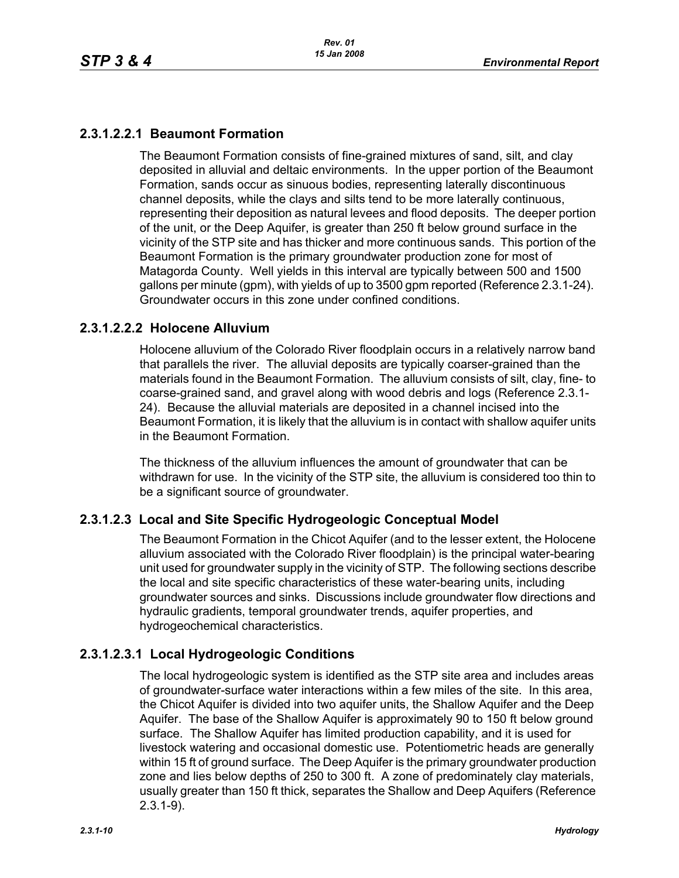### 2.3.1.2.2.1 Beaumont Formation

The Beaumont Formation consists of fine-grained mixtures of sand, silt, and clay deposited in alluvial and deltaic environments. In the upper portion of the Beaumont Formation, sands occur as sinuous bodies, representing laterally discontinuous channel deposits, while the clays and silts tend to be more laterally continuous, representing their deposition as natural levees and flood deposits. The deeper portion of the unit, or the Deep Aquifer, is greater than 250 ft below ground surface in the vicinity of the STP site and has thicker and more continuous sands. This portion of the Beaumont Formation is the primary groundwater production zone for most of Matagorda County. Well yields in this interval are typically between 500 and 1500 gallons per minute (gpm), with yields of up to 3500 gpm reported (Reference 2.3.1-24). Groundwater occurs in this zone under confined conditions.

### 2.3.1.2.2.2 Holocene Alluvium

Holocene alluvium of the Colorado River floodplain occurs in a relatively narrow band that parallels the river. The alluvial deposits are typically coarser-grained than the materials found in the Beaumont Formation. The alluvium consists of silt, clay, fine- to coarse-grained sand, and gravel along with wood debris and logs (Reference 2.3.1-24). Because the alluvial materials are deposited in a channel incised into the Beaumont Formation, it is likely that the alluvium is in contact with shallow aquifer units in the Beaumont Formation.

The thickness of the alluvium influences the amount of groundwater that can be withdrawn for use. In the vicinity of the STP site, the alluvium is considered too thin to be a significant source of groundwater.

### 2.3.1.2.3 Local and Site Specific Hydrogeologic Conceptual Model

The Beaumont Formation in the Chicot Aquifer (and to the lesser extent, the Holocene alluvium associated with the Colorado River floodplain) is the principal water-bearing unit used for groundwater supply in the vicinity of STP. The following sections describe the local and site specific characteristics of these water-bearing units, including groundwater sources and sinks. Discussions include groundwater flow directions and hydraulic gradients, temporal groundwater trends, aquifer properties, and hydrogeochemical characteristics.

### 2.3.1.2.3.1 Local Hydrogeologic Conditions

The local hydrogeologic system is identified as the STP site area and includes areas of groundwater-surface water interactions within a few miles of the site. In this area, the Chicot Aquifer is divided into two aquifer units, the Shallow Aquifer and the Deep Aquifer. The base of the Shallow Aquifer is approximately 90 to 150 ft below ground surface. The Shallow Aquifer has limited production capability, and it is used for livestock watering and occasional domestic use. Potentiometric heads are generally within 15 ft of ground surface. The Deep Aquifer is the primary groundwater production zone and lies below depths of 250 to 300 ft. A zone of predominately clay materials, usually greater than 150 ft thick, separates the Shallow and Deep Aquifers (Reference 2.3.1-9).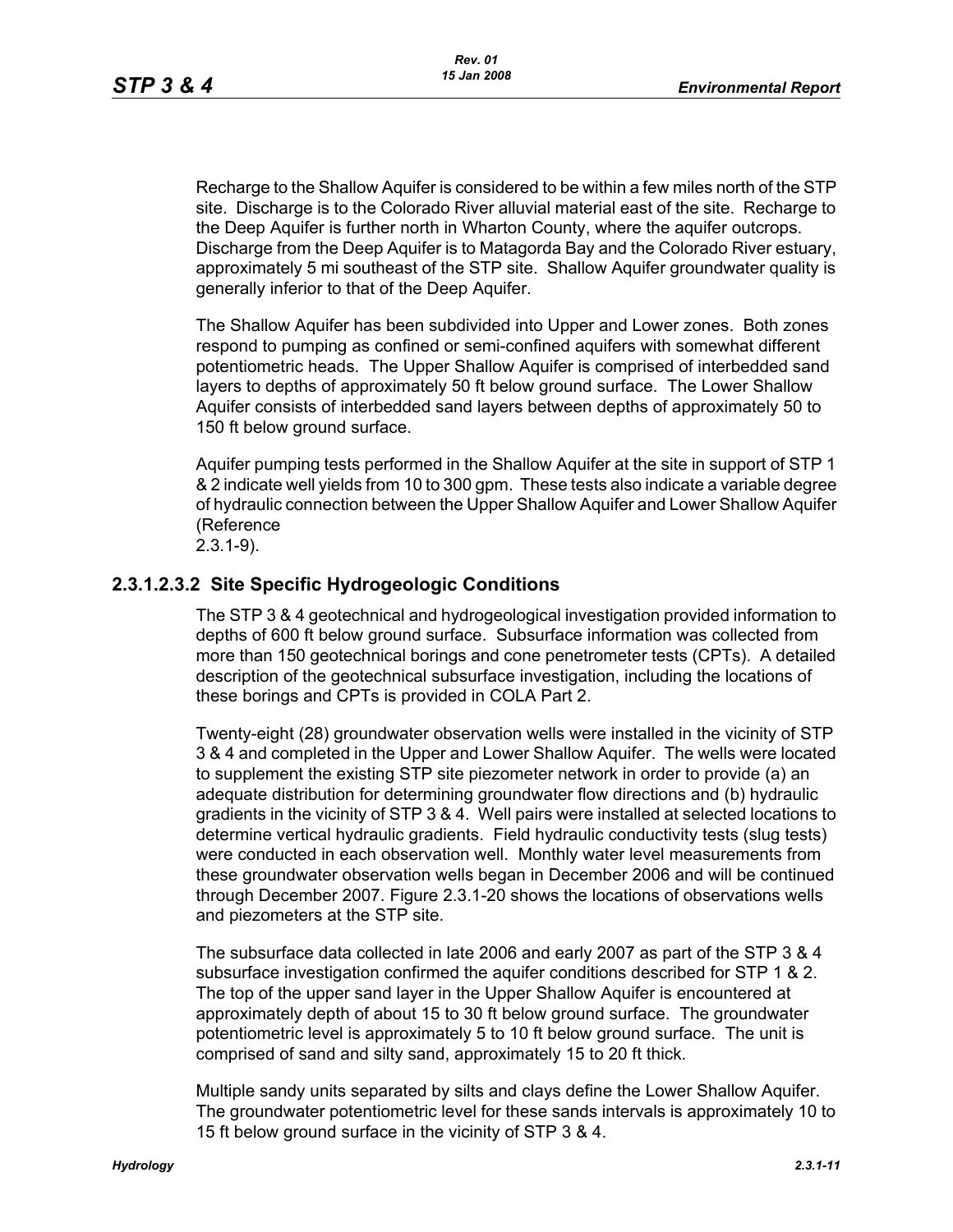Recharge to the Shallow Aquifer is considered to be within a few miles north of the STP site. Discharge is to the Colorado River alluvial material east of the site. Recharge to the Deep Aquifer is further north in Wharton County, where the aquifer outcrops. Discharge from the Deep Aquifer is to Matagorda Bay and the Colorado River estuary, approximately 5 mi southeast of the STP site. Shallow Aquifer groundwater quality is generally inferior to that of the Deep Aquifer.

The Shallow Aquifer has been subdivided into Upper and Lower zones. Both zones respond to pumping as confined or semi-confined aquifers with somewhat different potentiometric heads. The Upper Shallow Aquifer is comprised of interbedded sand layers to depths of approximately 50 ft below ground surface. The Lower Shallow Aquifer consists of interbedded sand layers between depths of approximately 50 to 150 ft below ground surface.

Aquifer pumping tests performed in the Shallow Aquifer at the site in support of STP 1 & 2 indicate well yields from 10 to 300 gpm. These tests also indicate a variable degree of hydraulic connection between the Upper Shallow Aquifer and Lower Shallow Aquifer (Reference 2.3.1-9).

### 2.3.1.2.3.2 Site Specific Hydrogeologic Conditions

The STP 3 & 4 geotechnical and hydrogeological investigation provided information to depths of 600 ft below ground surface. Subsurface information was collected from more than 150 geotechnical borings and cone penetrometer tests (CPTs). A detailed description of the geotechnical subsurface investigation, including the locations of these borings and CPTs is provided in COLA Part 2.

Twenty-eight (28) groundwater observation wells were installed in the vicinity of STP 3 & 4 and completed in the Upper and Lower Shallow Aquifer. The wells were located to supplement the existing STP site piezometer network in order to provide (a) an adequate distribution for determining groundwater flow directions and (b) hydraulic gradients in the vicinity of STP 3 & 4. Well pairs were installed at selected locations to determine vertical hydraulic gradients. Field hydraulic conductivity tests (slug tests) were conducted in each observation well. Monthly water level measurements from these groundwater observation wells began in December 2006 and will be continued through December 2007. Figure 2.3.1-20 shows the locations of observations wells and piezometers at the STP site.

The subsurface data collected in late 2006 and early 2007 as part of the STP 3 & 4 subsurface investigation confirmed the aquifer conditions described for STP 1 & 2. The top of the upper sand layer in the Upper Shallow Aquifer is encountered at approximately depth of about 15 to 30 ft below ground surface. The groundwater potentiometric level is approximately 5 to 10 ft below ground surface. The unit is comprised of sand and silty sand, approximately 15 to 20 ft thick.

Multiple sandy units separated by silts and clays define the Lower Shallow Aquifer. The groundwater potentiometric level for these sands intervals is approximately 10 to 15 ft below ground surface in the vicinity of STP 3 & 4.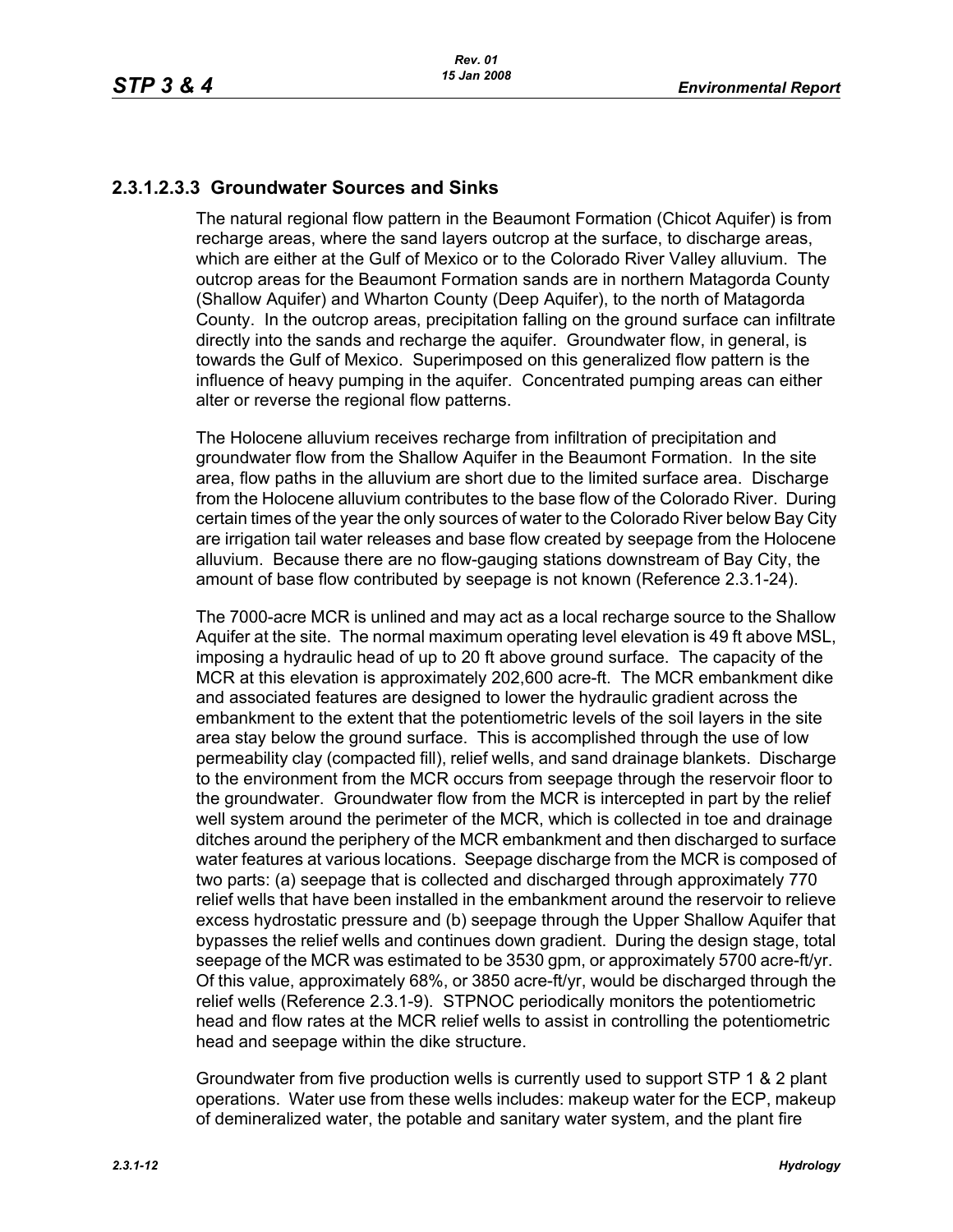### 2.3.1.2.3.3 Groundwater Sources and Sinks

The natural regional flow pattern in the Beaumont Formation (Chicot Aquifer) is from recharge areas, where the sand layers outcrop at the surface, to discharge areas, which are either at the Gulf of Mexico or to the Colorado River Valley alluvium. The outcrop areas for the Beaumont Formation sands are in northern Matagorda County (Shallow Aquifer) and Wharton County (Deep Aquifer), to the north of Matagorda County. In the outcrop areas, precipitation falling on the ground surface can infiltrate directly into the sands and recharge the aquifer. Groundwater flow, in general, is towards the Gulf of Mexico. Superimposed on this generalized flow pattern is the influence of heavy pumping in the aquifer. Concentrated pumping areas can either alter or reverse the regional flow patterns.

The Holocene alluvium receives recharge from infiltration of precipitation and groundwater flow from the Shallow Aquifer in the Beaumont Formation. In the site area, flow paths in the alluvium are short due to the limited surface area. Discharge from the Holocene alluvium contributes to the base flow of the Colorado River. During certain times of the year the only sources of water to the Colorado River below Bay City are irrigation tail water releases and base flow created by seepage from the Holocene alluvium. Because there are no flow-gauging stations downstream of Bay City, the amount of base flow contributed by seepage is not known (Reference 2.3.1-24).

The 7000-acre MCR is unlined and may act as a local recharge source to the Shallow Aquifer at the site. The normal maximum operating level elevation is 49 ft above MSL, imposing a hydraulic head of up to 20 ft above ground surface. The capacity of the MCR at this elevation is approximately 202,600 acre-ft. The MCR embankment dike and associated features are designed to lower the hydraulic gradient across the embankment to the extent that the potentiometric levels of the soil layers in the site area stay below the ground surface. This is accomplished through the use of low permeability clay (compacted fill), relief wells, and sand drainage blankets. Discharge to the environment from the MCR occurs from seepage through the reservoir floor to the groundwater. Groundwater flow from the MCR is intercepted in part by the relief well system around the perimeter of the MCR, which is collected in toe and drainage ditches around the periphery of the MCR embankment and then discharged to surface water features at various locations. Seepage discharge from the MCR is composed of two parts: (a) seepage that is collected and discharged through approximately 770 relief wells that have been installed in the embankment around the reservoir to relieve excess hydrostatic pressure and (b) seepage through the Upper Shallow Aquifer that bypasses the relief wells and continues down gradient. During the design stage, total seepage of the MCR was estimated to be 3530 gpm, or approximately 5700 acre-ft/yr. Of this value, approximately 68%, or 3850 acre-ft/yr, would be discharged through the relief wells (Reference 2.3.1-9). STPNOC periodically monitors the potentiometric head and flow rates at the MCR relief wells to assist in controlling the potentiometric head and seepage within the dike structure.

Groundwater from five production wells is currently used to support STP 1 & 2 plant operations. Water use from these wells includes: makeup water for the ECP, makeup of demineralized water, the potable and sanitary water system, and the plant fire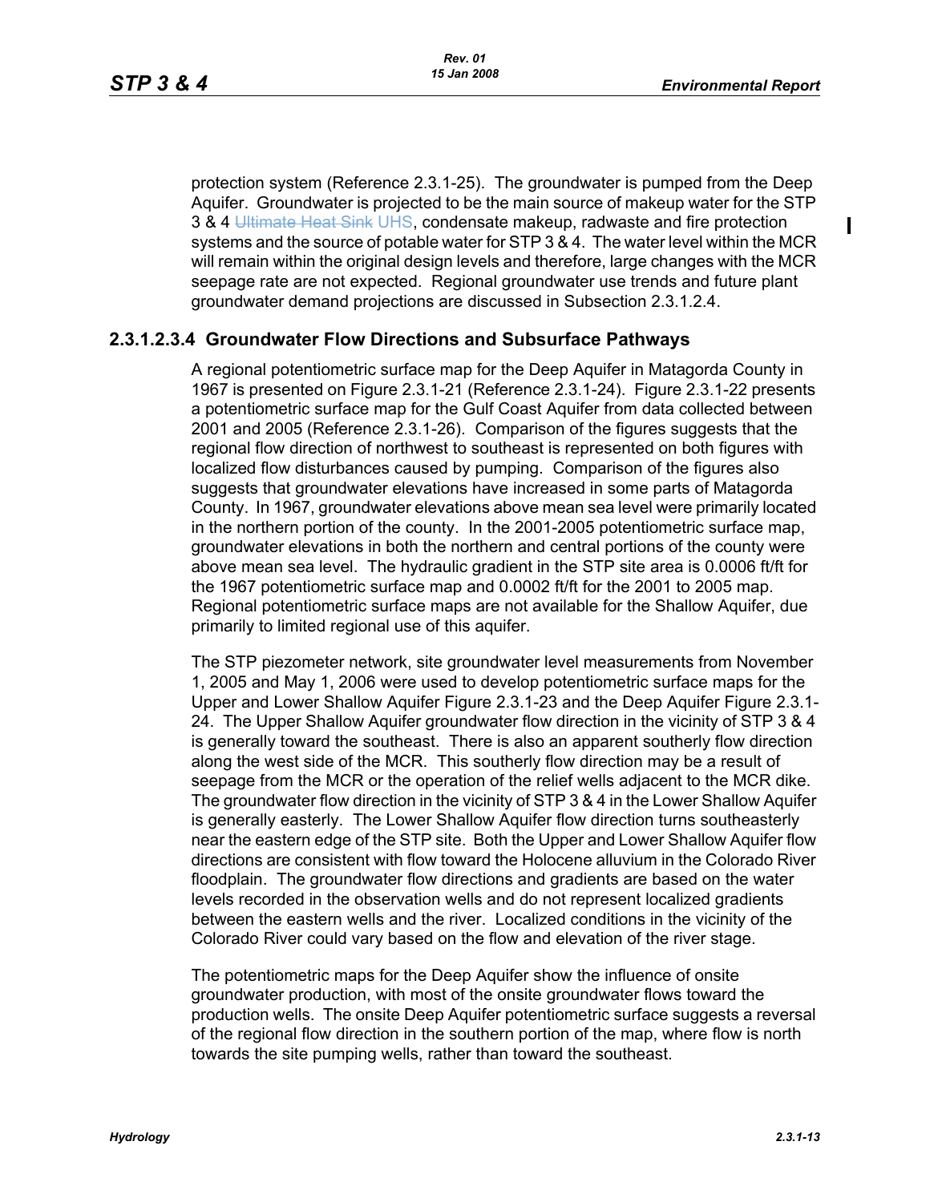protection system (Reference 2.3.1-25). The groundwater is pumped from the Deep Aquifer. Groundwater is projected to be the main source of makeup water for the STP 3 & 4 ~~Ultimate Heat Sink~~ UHS, condensate makeup, radwaste and fire protection systems and the source of potable water for STP 3 & 4. The water level within the MCR will remain within the original design levels and therefore, large changes with the MCR seepage rate are not expected. Regional groundwater use trends and future plant groundwater demand projections are discussed in Subsection 2.3.1.2.4.

### 2.3.1.2.3.4 Groundwater Flow Directions and Subsurface Pathways

A regional potentiometric surface map for the Deep Aquifer in Matagorda County in 1967 is presented on Figure 2.3.1-21 (Reference 2.3.1-24). Figure 2.3.1-22 presents a potentiometric surface map for the Gulf Coast Aquifer from data collected between 2001 and 2005 (Reference 2.3.1-26). Comparison of the figures suggests that the regional flow direction of northwest to southeast is represented on both figures with localized flow disturbances caused by pumping. Comparison of the figures also suggests that groundwater elevations have increased in some parts of Matagorda County. In 1967, groundwater elevations above mean sea level were primarily located in the northern portion of the county. In the 2001-2005 potentiometric surface map, groundwater elevations in both the northern and central portions of the county were above mean sea level. The hydraulic gradient in the STP site area is 0.0006 ft/ft for the 1967 potentiometric surface map and 0.0002 ft/ft for the 2001 to 2005 map. Regional potentiometric surface maps are not available for the Shallow Aquifer, due primarily to limited regional use of this aquifer.

The STP piezometer network, site groundwater level measurements from November 1, 2005 and May 1, 2006 were used to develop potentiometric surface maps for the Upper and Lower Shallow Aquifer Figure 2.3.1-23 and the Deep Aquifer Figure 2.3.1-24. The Upper Shallow Aquifer groundwater flow direction in the vicinity of STP 3 & 4 is generally toward the southeast. There is also an apparent southerly flow direction along the west side of the MCR. This southerly flow direction may be a result of seepage from the MCR or the operation of the relief wells adjacent to the MCR dike. The groundwater flow direction in the vicinity of STP 3 & 4 in the Lower Shallow Aquifer is generally easterly. The Lower Shallow Aquifer flow direction turns southeasterly near the eastern edge of the STP site. Both the Upper and Lower Shallow Aquifer flow directions are consistent with flow toward the Holocene alluvium in the Colorado River floodplain. The groundwater flow directions and gradients are based on the water levels recorded in the observation wells and do not represent localized gradients between the eastern wells and the river. Localized conditions in the vicinity of the Colorado River could vary based on the flow and elevation of the river stage.

The potentiometric maps for the Deep Aquifer show the influence of onsite groundwater production, with most of the onsite groundwater flows toward the production wells. The onsite Deep Aquifer potentiometric surface suggests a reversal of the regional flow direction in the southern portion of the map, where flow is north towards the site pumping wells, rather than toward the southeast.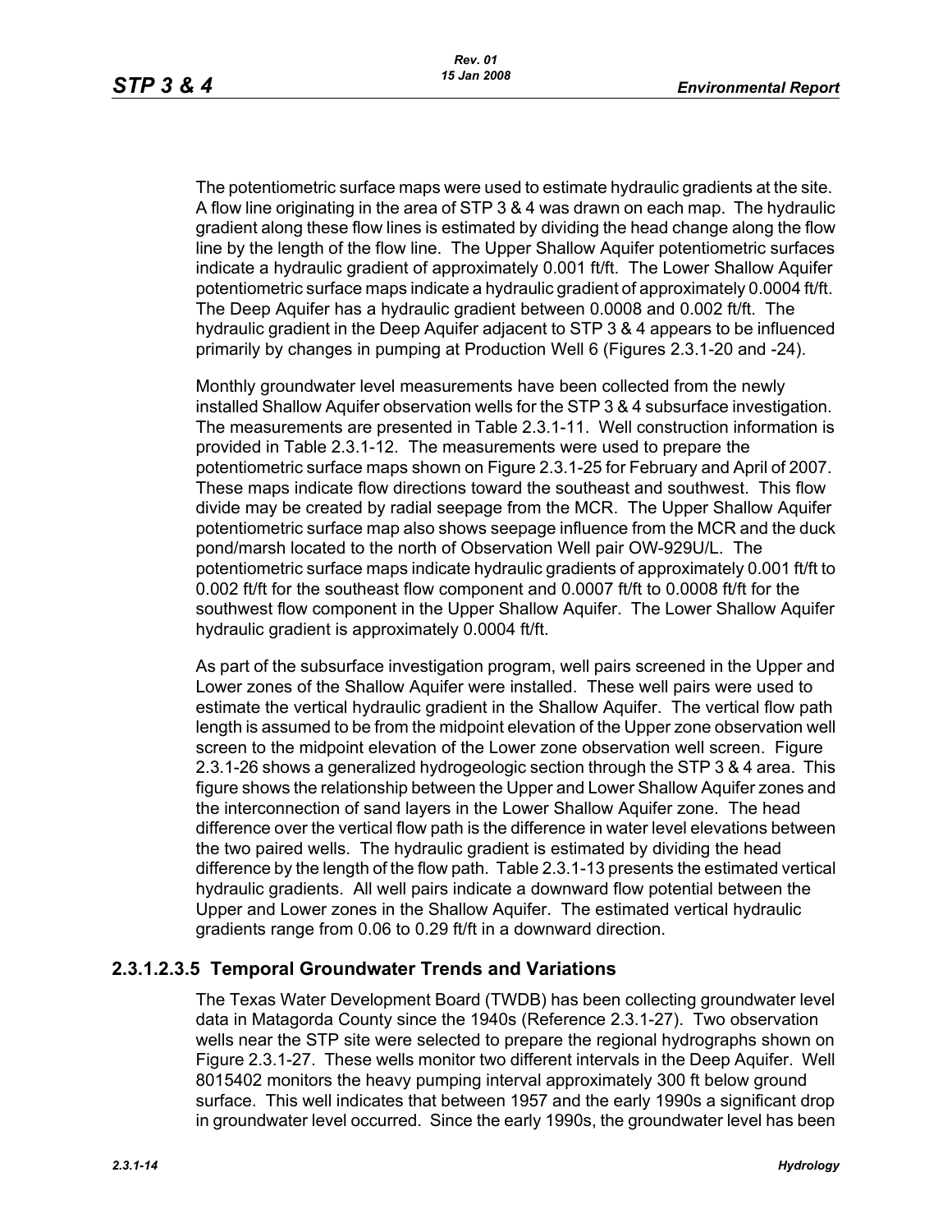The potentiometric surface maps were used to estimate hydraulic gradients at the site. A flow line originating in the area of STP 3 & 4 was drawn on each map. The hydraulic gradient along these flow lines is estimated by dividing the head change along the flow line by the length of the flow line. The Upper Shallow Aquifer potentiometric surfaces indicate a hydraulic gradient of approximately 0.001 ft/ft. The Lower Shallow Aquifer potentiometric surface maps indicate a hydraulic gradient of approximately 0.0004 ft/ft. The Deep Aquifer has a hydraulic gradient between 0.0008 and 0.002 ft/ft. The hydraulic gradient in the Deep Aquifer adjacent to STP 3 & 4 appears to be influenced primarily by changes in pumping at Production Well 6 (Figures 2.3.1-20 and -24).

Monthly groundwater level measurements have been collected from the newly installed Shallow Aquifer observation wells for the STP 3 & 4 subsurface investigation. The measurements are presented in Table 2.3.1-11. Well construction information is provided in Table 2.3.1-12. The measurements were used to prepare the potentiometric surface maps shown on Figure 2.3.1-25 for February and April of 2007. These maps indicate flow directions toward the southeast and southwest. This flow divide may be created by radial seepage from the MCR. The Upper Shallow Aquifer potentiometric surface map also shows seepage influence from the MCR and the duck pond/marsh located to the north of Observation Well pair OW-929U/L. The potentiometric surface maps indicate hydraulic gradients of approximately 0.001 ft/ft to 0.002 ft/ft for the southeast flow component and 0.0007 ft/ft to 0.0008 ft/ft for the southwest flow component in the Upper Shallow Aquifer. The Lower Shallow Aquifer hydraulic gradient is approximately 0.0004 ft/ft.

As part of the subsurface investigation program, well pairs screened in the Upper and Lower zones of the Shallow Aquifer were installed. These well pairs were used to estimate the vertical hydraulic gradient in the Shallow Aquifer. The vertical flow path length is assumed to be from the midpoint elevation of the Upper zone observation well screen to the midpoint elevation of the Lower zone observation well screen. Figure 2.3.1-26 shows a generalized hydrogeologic section through the STP 3 & 4 area. This figure shows the relationship between the Upper and Lower Shallow Aquifer zones and the interconnection of sand layers in the Lower Shallow Aquifer zone. The head difference over the vertical flow path is the difference in water level elevations between the two paired wells. The hydraulic gradient is estimated by dividing the head difference by the length of the flow path. Table 2.3.1-13 presents the estimated vertical hydraulic gradients. All well pairs indicate a downward flow potential between the Upper and Lower zones in the Shallow Aquifer. The estimated vertical hydraulic gradients range from 0.06 to 0.29 ft/ft in a downward direction.

### 2.3.1.2.3.5 Temporal Groundwater Trends and Variations

The Texas Water Development Board (TWDB) has been collecting groundwater level data in Matagorda County since the 1940s (Reference 2.3.1-27). Two observation wells near the STP site were selected to prepare the regional hydrographs shown on Figure 2.3.1-27. These wells monitor two different intervals in the Deep Aquifer. Well 8015402 monitors the heavy pumping interval approximately 300 ft below ground surface. This well indicates that between 1957 and the early 1990s a significant drop in groundwater level occurred. Since the early 1990s, the groundwater level has been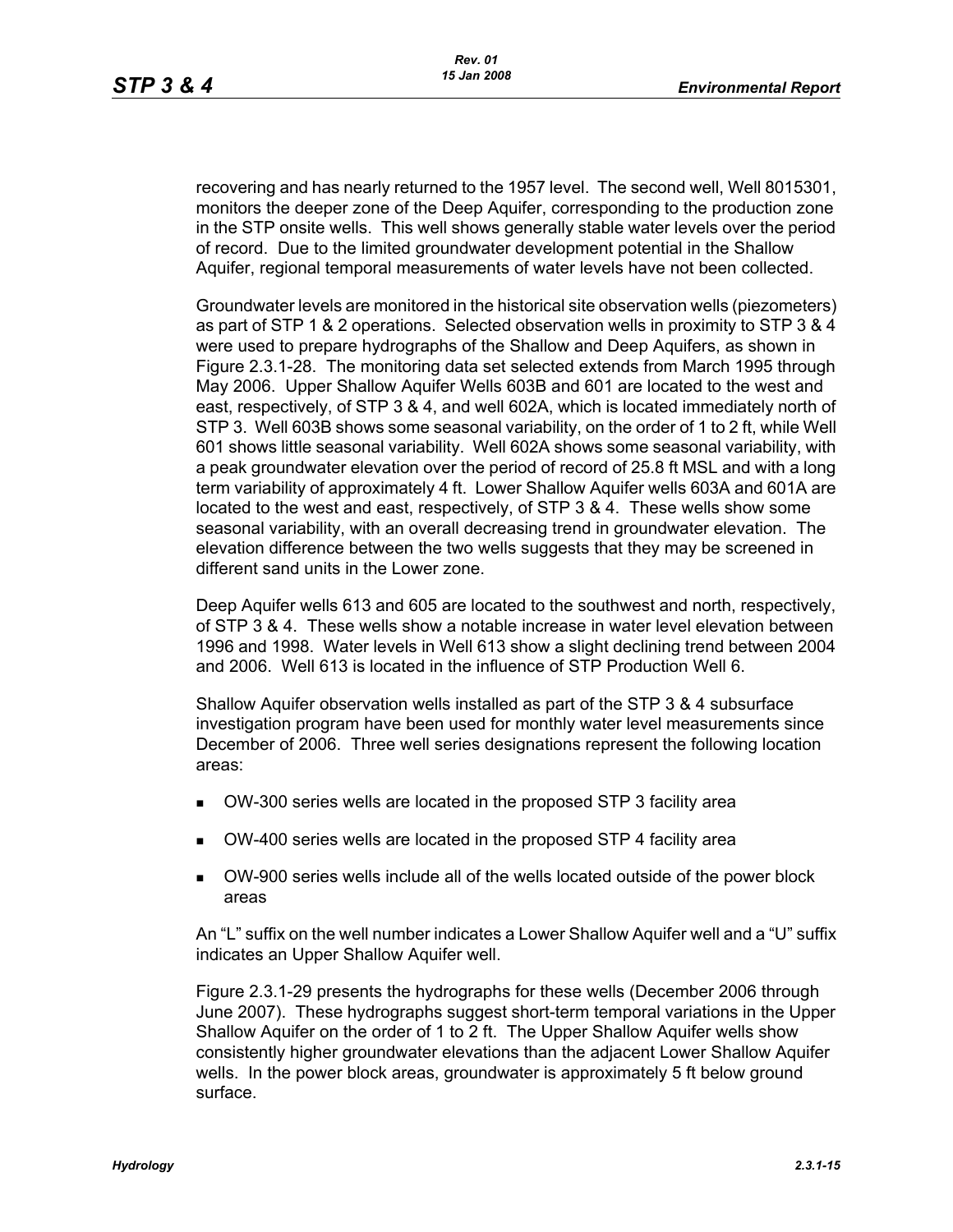recovering and has nearly returned to the 1957 level. The second well, Well 8015301, monitors the deeper zone of the Deep Aquifer, corresponding to the production zone in the STP onsite wells. This well shows generally stable water levels over the period of record. Due to the limited groundwater development potential in the Shallow Aquifer, regional temporal measurements of water levels have not been collected.

Groundwater levels are monitored in the historical site observation wells (piezometers) as part of STP 1 & 2 operations. Selected observation wells in proximity to STP 3 & 4 were used to prepare hydrographs of the Shallow and Deep Aquifers, as shown in Figure 2.3.1-28. The monitoring data set selected extends from March 1995 through May 2006. Upper Shallow Aquifer Wells 603B and 601 are located to the west and east, respectively, of STP 3 & 4, and well 602A, which is located immediately north of STP 3. Well 603B shows some seasonal variability, on the order of 1 to 2 ft, while Well 601 shows little seasonal variability. Well 602A shows some seasonal variability, with a peak groundwater elevation over the period of record of 25.8 ft MSL and with a long term variability of approximately 4 ft. Lower Shallow Aquifer wells 603A and 601A are located to the west and east, respectively, of STP 3 & 4. These wells show some seasonal variability, with an overall decreasing trend in groundwater elevation. The elevation difference between the two wells suggests that they may be screened in different sand units in the Lower zone.

Deep Aquifer wells 613 and 605 are located to the southwest and north, respectively, of STP 3 & 4. These wells show a notable increase in water level elevation between 1996 and 1998. Water levels in Well 613 show a slight declining trend between 2004 and 2006. Well 613 is located in the influence of STP Production Well 6.

Shallow Aquifer observation wells installed as part of the STP 3 & 4 subsurface investigation program have been used for monthly water level measurements since December of 2006. Three well series designations represent the following location areas:

- OW-300 series wells are located in the proposed STP 3 facility area
- OW-400 series wells are located in the proposed STP 4 facility area
- OW-900 series wells include all of the wells located outside of the power block areas

An "L" suffix on the well number indicates a Lower Shallow Aquifer well and a "U" suffix indicates an Upper Shallow Aquifer well.

Figure 2.3.1-29 presents the hydrographs for these wells (December 2006 through June 2007). These hydrographs suggest short-term temporal variations in the Upper Shallow Aquifer on the order of 1 to 2 ft. The Upper Shallow Aquifer wells show consistently higher groundwater elevations than the adjacent Lower Shallow Aquifer wells. In the power block areas, groundwater is approximately 5 ft below ground surface.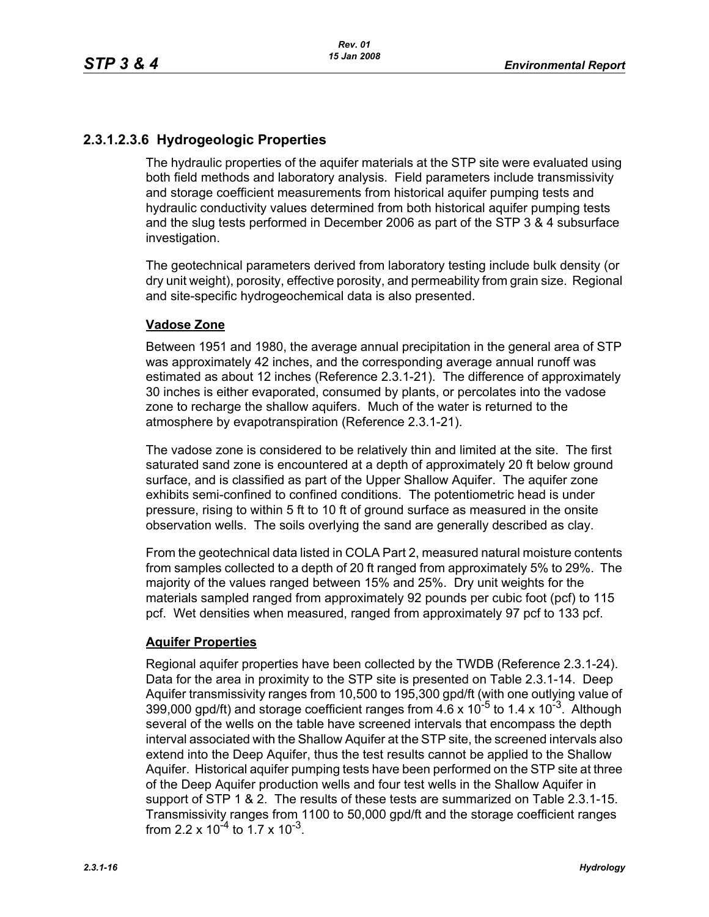## 2.3.1.2.3.6 Hydrogeologic Properties

The hydraulic properties of the aquifer materials at the STP site were evaluated using both field methods and laboratory analysis. Field parameters include transmissivity and storage coefficient measurements from historical aquifer pumping tests and hydraulic conductivity values determined from both historical aquifer pumping tests and the slug tests performed in December 2006 as part of the STP 3 & 4 subsurface investigation.

The geotechnical parameters derived from laboratory testing include bulk density (or dry unit weight), porosity, effective porosity, and permeability from grain size. Regional and site-specific hydrogeochemical data is also presented.

**Vadose Zone**

Between 1951 and 1980, the average annual precipitation in the general area of STP was approximately 42 inches, and the corresponding average annual runoff was estimated as about 12 inches (Reference 2.3.1-21). The difference of approximately 30 inches is either evaporated, consumed by plants, or percolates into the vadose zone to recharge the shallow aquifers. Much of the water is returned to the atmosphere by evapotranspiration (Reference 2.3.1-21).

The vadose zone is considered to be relatively thin and limited at the site. The first saturated sand zone is encountered at a depth of approximately 20 ft below ground surface, and is classified as part of the Upper Shallow Aquifer. The aquifer zone exhibits semi-confined to confined conditions. The potentiometric head is under pressure, rising to within 5 ft to 10 ft of ground surface as measured in the onsite observation wells. The soils overlying the sand are generally described as clay.

From the geotechnical data listed in COLA Part 2, measured natural moisture contents from samples collected to a depth of 20 ft ranged from approximately 5% to 29%. The majority of the values ranged between 15% and 25%. Dry unit weights for the materials sampled ranged from approximately 92 pounds per cubic foot (pcf) to 115 pcf. Wet densities when measured, ranged from approximately 97 pcf to 133 pcf.

**Aquifer Properties**

Regional aquifer properties have been collected by the TWDB (Reference 2.3.1-24). Data for the area in proximity to the STP site is presented on Table 2.3.1-14. Deep Aquifer transmissivity ranges from 10,500 to 195,300 gpd/ft (with one outlying value of 399,000 gpd/ft) and storage coefficient ranges from $4.6 \times 10^{-5}$ to $1.4 \times 10^{-3}$. Although several of the wells on the table have screened intervals that encompass the depth interval associated with the Shallow Aquifer at the STP site, the screened intervals also extend into the Deep Aquifer, thus the test results cannot be applied to the Shallow Aquifer. Historical aquifer pumping tests have been performed on the STP site at three of the Deep Aquifer production wells and four test wells in the Shallow Aquifer in support of STP 1 & 2. The results of these tests are summarized on Table 2.3.1-15. Transmissivity ranges from 1100 to 50,000 gpd/ft and the storage coefficient ranges from $2.2 \times 10^{-4}$ to $1.7 \times 10^{-3}$.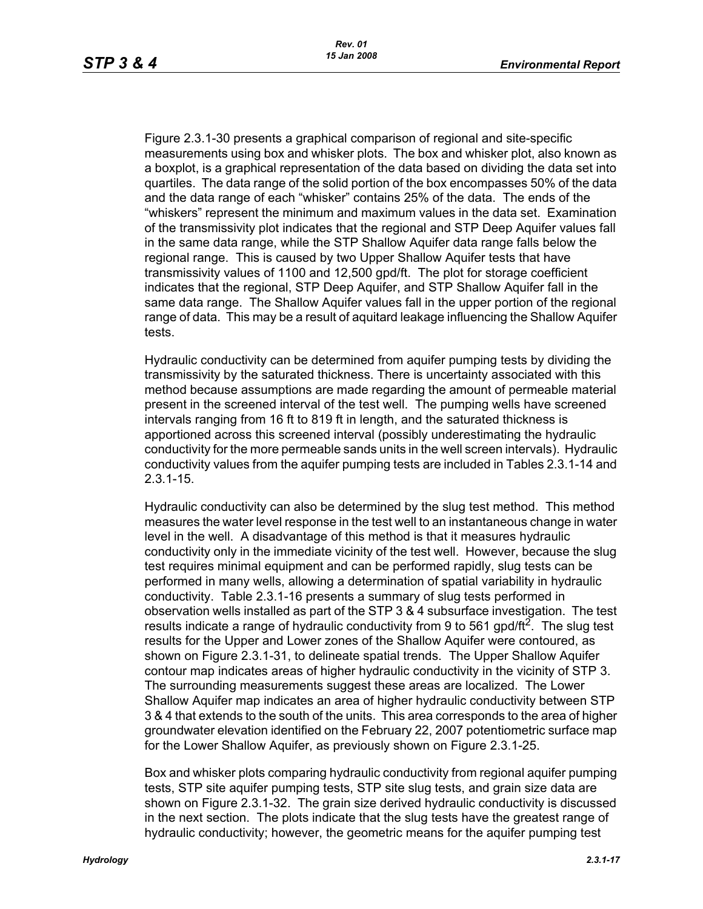Figure 2.3.1-30 presents a graphical comparison of regional and site-specific measurements using box and whisker plots. The box and whisker plot, also known as a boxplot, is a graphical representation of the data based on dividing the data set into quartiles. The data range of the solid portion of the box encompasses 50% of the data and the data range of each "whisker" contains 25% of the data. The ends of the "whiskers" represent the minimum and maximum values in the data set. Examination of the transmissivity plot indicates that the regional and STP Deep Aquifer values fall in the same data range, while the STP Shallow Aquifer data range falls below the regional range. This is caused by two Upper Shallow Aquifer tests that have transmissivity values of 1100 and 12,500 gpd/ft. The plot for storage coefficient indicates that the regional, STP Deep Aquifer, and STP Shallow Aquifer fall in the same data range. The Shallow Aquifer values fall in the upper portion of the regional range of data. This may be a result of aquitard leakage influencing the Shallow Aquifer tests.

Hydraulic conductivity can be determined from aquifer pumping tests by dividing the transmissivity by the saturated thickness. There is uncertainty associated with this method because assumptions are made regarding the amount of permeable material present in the screened interval of the test well. The pumping wells have screened intervals ranging from 16 ft to 819 ft in length, and the saturated thickness is apportioned across this screened interval (possibly underestimating the hydraulic conductivity for the more permeable sands units in the well screen intervals). Hydraulic conductivity values from the aquifer pumping tests are included in Tables 2.3.1-14 and 2.3.1-15.

Hydraulic conductivity can also be determined by the slug test method. This method measures the water level response in the test well to an instantaneous change in water level in the well. A disadvantage of this method is that it measures hydraulic conductivity only in the immediate vicinity of the test well. However, because the slug test requires minimal equipment and can be performed rapidly, slug tests can be performed in many wells, allowing a determination of spatial variability in hydraulic conductivity. Table 2.3.1-16 presents a summary of slug tests performed in observation wells installed as part of the STP 3 & 4 subsurface investigation. The test results indicate a range of hydraulic conductivity from 9 to 561 gpd/ft$^2$. The slug test results for the Upper and Lower zones of the Shallow Aquifer were contoured, as shown on Figure 2.3.1-31, to delineate spatial trends. The Upper Shallow Aquifer contour map indicates areas of higher hydraulic conductivity in the vicinity of STP 3. The surrounding measurements suggest these areas are localized. The Lower Shallow Aquifer map indicates an area of higher hydraulic conductivity between STP 3 & 4 that extends to the south of the units. This area corresponds to the area of higher groundwater elevation identified on the February 22, 2007 potentiometric surface map for the Lower Shallow Aquifer, as previously shown on Figure 2.3.1-25.

Box and whisker plots comparing hydraulic conductivity from regional aquifer pumping tests, STP site aquifer pumping tests, STP site slug tests, and grain size data are shown on Figure 2.3.1-32. The grain size derived hydraulic conductivity is discussed in the next section. The plots indicate that the slug tests have the greatest range of hydraulic conductivity; however, the geometric means for the aquifer pumping test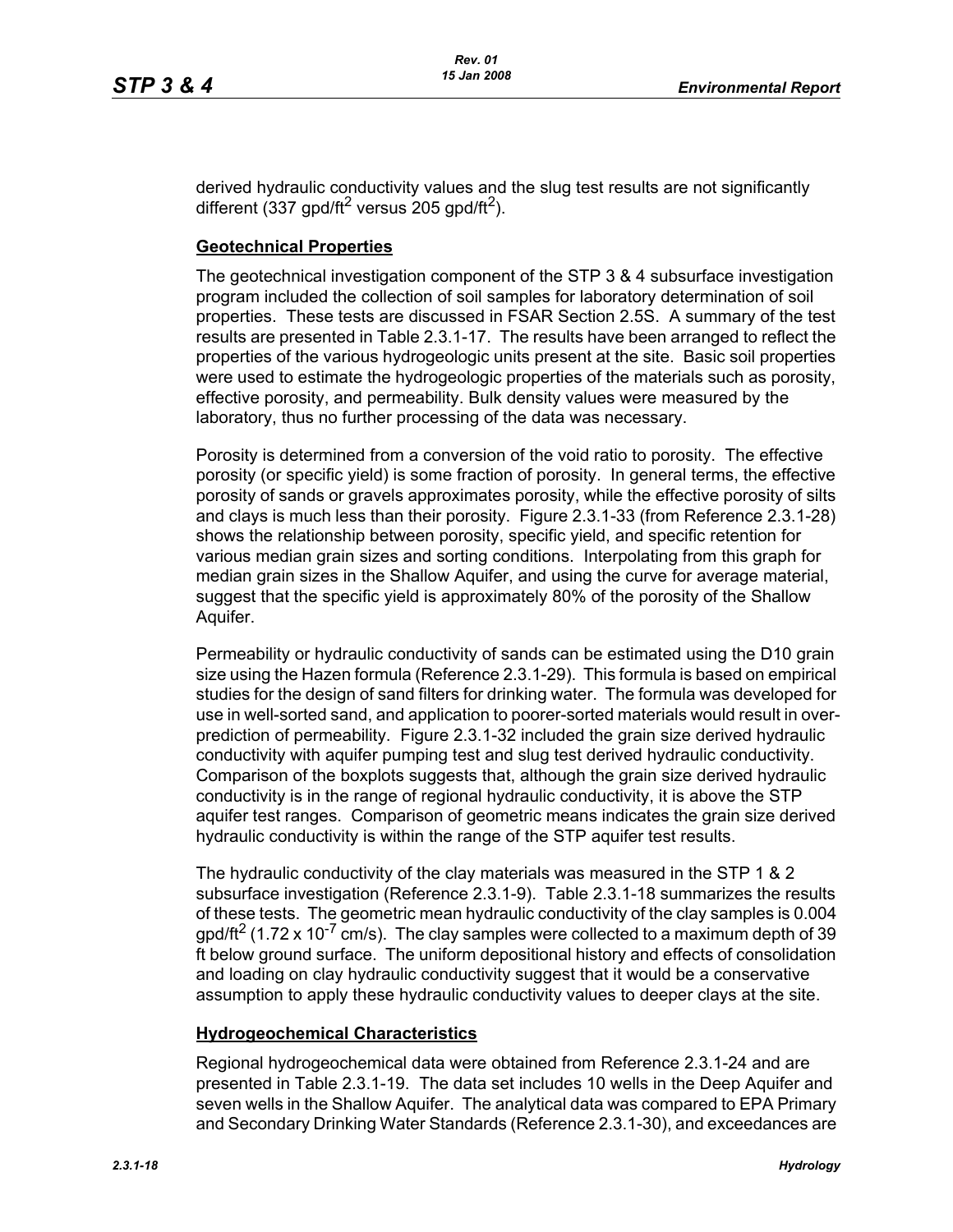derived hydraulic conductivity values and the slug test results are not significantly different (337 gpd/ft$^2$ versus 205 gpd/ft$^2$).

**Geotechnical Properties**

The geotechnical investigation component of the STP 3 & 4 subsurface investigation program included the collection of soil samples for laboratory determination of soil properties. These tests are discussed in FSAR Section 2.5S. A summary of the test results are presented in Table 2.3.1-17. The results have been arranged to reflect the properties of the various hydrogeologic units present at the site. Basic soil properties were used to estimate the hydrogeologic properties of the materials such as porosity, effective porosity, and permeability. Bulk density values were measured by the laboratory, thus no further processing of the data was necessary.

Porosity is determined from a conversion of the void ratio to porosity. The effective porosity (or specific yield) is some fraction of porosity. In general terms, the effective porosity of sands or gravels approximates porosity, while the effective porosity of silts and clays is much less than their porosity. Figure 2.3.1-33 (from Reference 2.3.1-28) shows the relationship between porosity, specific yield, and specific retention for various median grain sizes and sorting conditions. Interpolating from this graph for median grain sizes in the Shallow Aquifer, and using the curve for average material, suggest that the specific yield is approximately 80% of the porosity of the Shallow Aquifer.

Permeability or hydraulic conductivity of sands can be estimated using the D10 grain size using the Hazen formula (Reference 2.3.1-29). This formula is based on empirical studies for the design of sand filters for drinking water. The formula was developed for use in well-sorted sand, and application to poorer-sorted materials would result in over-prediction of permeability. Figure 2.3.1-32 included the grain size derived hydraulic conductivity with aquifer pumping test and slug test derived hydraulic conductivity. Comparison of the boxplots suggests that, although the grain size derived hydraulic conductivity is in the range of regional hydraulic conductivity, it is above the STP aquifer test ranges. Comparison of geometric means indicates the grain size derived hydraulic conductivity is within the range of the STP aquifer test results.

The hydraulic conductivity of the clay materials was measured in the STP 1 & 2 subsurface investigation (Reference 2.3.1-9). Table 2.3.1-18 summarizes the results of these tests. The geometric mean hydraulic conductivity of the clay samples is 0.004 gpd/ft$^2$ ($1.72 \times 10^{-7}$ cm/s). The clay samples were collected to a maximum depth of 39 ft below ground surface. The uniform depositional history and effects of consolidation and loading on clay hydraulic conductivity suggest that it would be a conservative assumption to apply these hydraulic conductivity values to deeper clays at the site.

**Hydrogeochemical Characteristics**

Regional hydrogeochemical data were obtained from Reference 2.3.1-24 and are presented in Table 2.3.1-19. The data set includes 10 wells in the Deep Aquifer and seven wells in the Shallow Aquifer. The analytical data was compared to EPA Primary and Secondary Drinking Water Standards (Reference 2.3.1-30), and exceedances are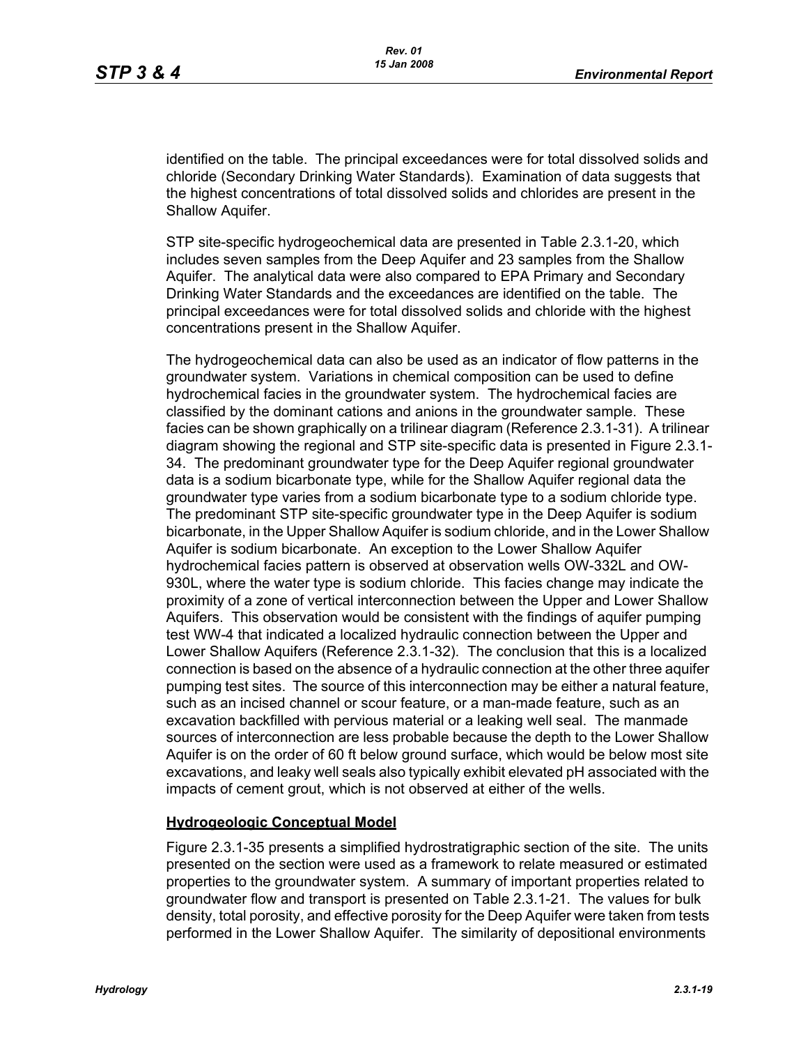identified on the table. The principal exceedances were for total dissolved solids and chloride (Secondary Drinking Water Standards). Examination of data suggests that the highest concentrations of total dissolved solids and chlorides are present in the Shallow Aquifer.

STP site-specific hydrogeochemical data are presented in Table 2.3.1-20, which includes seven samples from the Deep Aquifer and 23 samples from the Shallow Aquifer. The analytical data were also compared to EPA Primary and Secondary Drinking Water Standards and the exceedances are identified on the table. The principal exceedances were for total dissolved solids and chloride with the highest concentrations present in the Shallow Aquifer.

The hydrogeochemical data can also be used as an indicator of flow patterns in the groundwater system. Variations in chemical composition can be used to define hydrochemical facies in the groundwater system. The hydrochemical facies are classified by the dominant cations and anions in the groundwater sample. These facies can be shown graphically on a trilinear diagram (Reference 2.3.1-31). A trilinear diagram showing the regional and STP site-specific data is presented in Figure 2.3.1-34. The predominant groundwater type for the Deep Aquifer regional groundwater data is a sodium bicarbonate type, while for the Shallow Aquifer regional data the groundwater type varies from a sodium bicarbonate type to a sodium chloride type. The predominant STP site-specific groundwater type in the Deep Aquifer is sodium bicarbonate, in the Upper Shallow Aquifer is sodium chloride, and in the Lower Shallow Aquifer is sodium bicarbonate. An exception to the Lower Shallow Aquifer hydrochemical facies pattern is observed at observation wells OW-332L and OW-930L, where the water type is sodium chloride. This facies change may indicate the proximity of a zone of vertical interconnection between the Upper and Lower Shallow Aquifers. This observation would be consistent with the findings of aquifer pumping test WW-4 that indicated a localized hydraulic connection between the Upper and Lower Shallow Aquifers (Reference 2.3.1-32). The conclusion that this is a localized connection is based on the absence of a hydraulic connection at the other three aquifer pumping test sites. The source of this interconnection may be either a natural feature, such as an incised channel or scour feature, or a man-made feature, such as an excavation backfilled with pervious material or a leaking well seal. The manmade sources of interconnection are less probable because the depth to the Lower Shallow Aquifer is on the order of 60 ft below ground surface, which would be below most site excavations, and leaky well seals also typically exhibit elevated pH associated with the impacts of cement grout, which is not observed at either of the wells.

**Hydrogeologic Conceptual Model**

Figure 2.3.1-35 presents a simplified hydrostratigraphic section of the site. The units presented on the section were used as a framework to relate measured or estimated properties to the groundwater system. A summary of important properties related to groundwater flow and transport is presented on Table 2.3.1-21. The values for bulk density, total porosity, and effective porosity for the Deep Aquifer were taken from tests performed in the Lower Shallow Aquifer. The similarity of depositional environments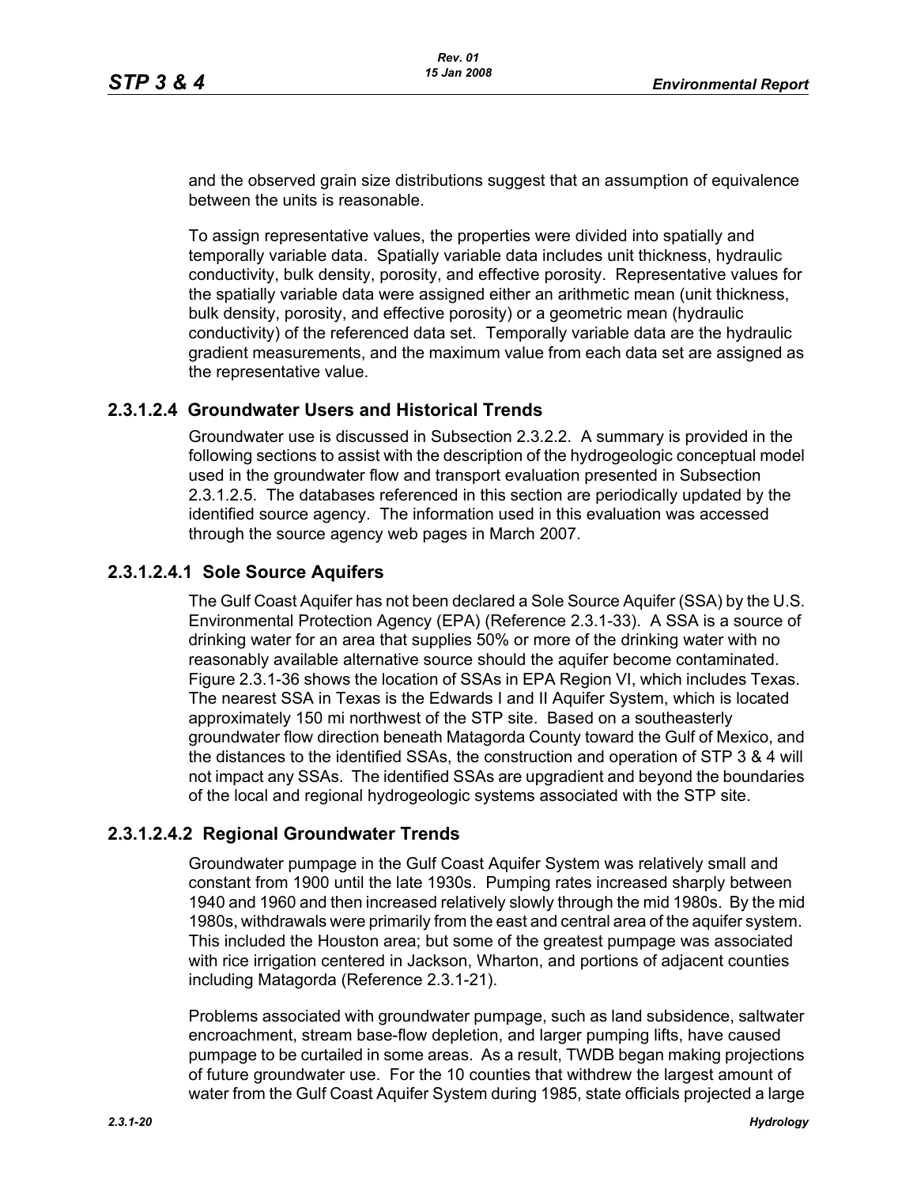and the observed grain size distributions suggest that an assumption of equivalence between the units is reasonable.

To assign representative values, the properties were divided into spatially and temporally variable data. Spatially variable data includes unit thickness, hydraulic conductivity, bulk density, porosity, and effective porosity. Representative values for the spatially variable data were assigned either an arithmetic mean (unit thickness, bulk density, porosity, and effective porosity) or a geometric mean (hydraulic conductivity) of the referenced data set. Temporally variable data are the hydraulic gradient measurements, and the maximum value from each data set are assigned as the representative value.

### 2.3.1.2.4 Groundwater Users and Historical Trends

Groundwater use is discussed in Subsection 2.3.2.2. A summary is provided in the following sections to assist with the description of the hydrogeologic conceptual model used in the groundwater flow and transport evaluation presented in Subsection 2.3.1.2.5. The databases referenced in this section are periodically updated by the identified source agency. The information used in this evaluation was accessed through the source agency web pages in March 2007.

#### 2.3.1.2.4.1 Sole Source Aquifers

The Gulf Coast Aquifer has not been declared a Sole Source Aquifer (SSA) by the U.S. Environmental Protection Agency (EPA) (Reference 2.3.1-33). A SSA is a source of drinking water for an area that supplies 50% or more of the drinking water with no reasonably available alternative source should the aquifer become contaminated. Figure 2.3.1-36 shows the location of SSAs in EPA Region VI, which includes Texas. The nearest SSA in Texas is the Edwards I and II Aquifer System, which is located approximately 150 mi northwest of the STP site. Based on a southeasterly groundwater flow direction beneath Matagorda County toward the Gulf of Mexico, and the distances to the identified SSAs, the construction and operation of STP 3 & 4 will not impact any SSAs. The identified SSAs are upgradient and beyond the boundaries of the local and regional hydrogeologic systems associated with the STP site.

#### 2.3.1.2.4.2 Regional Groundwater Trends

Groundwater pumpage in the Gulf Coast Aquifer System was relatively small and constant from 1900 until the late 1930s. Pumping rates increased sharply between 1940 and 1960 and then increased relatively slowly through the mid 1980s. By the mid 1980s, withdrawals were primarily from the east and central area of the aquifer system. This included the Houston area; but some of the greatest pumpage was associated with rice irrigation centered in Jackson, Wharton, and portions of adjacent counties including Matagorda (Reference 2.3.1-21).

Problems associated with groundwater pumpage, such as land subsidence, saltwater encroachment, stream base-flow depletion, and larger pumping lifts, have caused pumpage to be curtailed in some areas. As a result, TWDB began making projections of future groundwater use. For the 10 counties that withdrew the largest amount of water from the Gulf Coast Aquifer System during 1985, state officials projected a large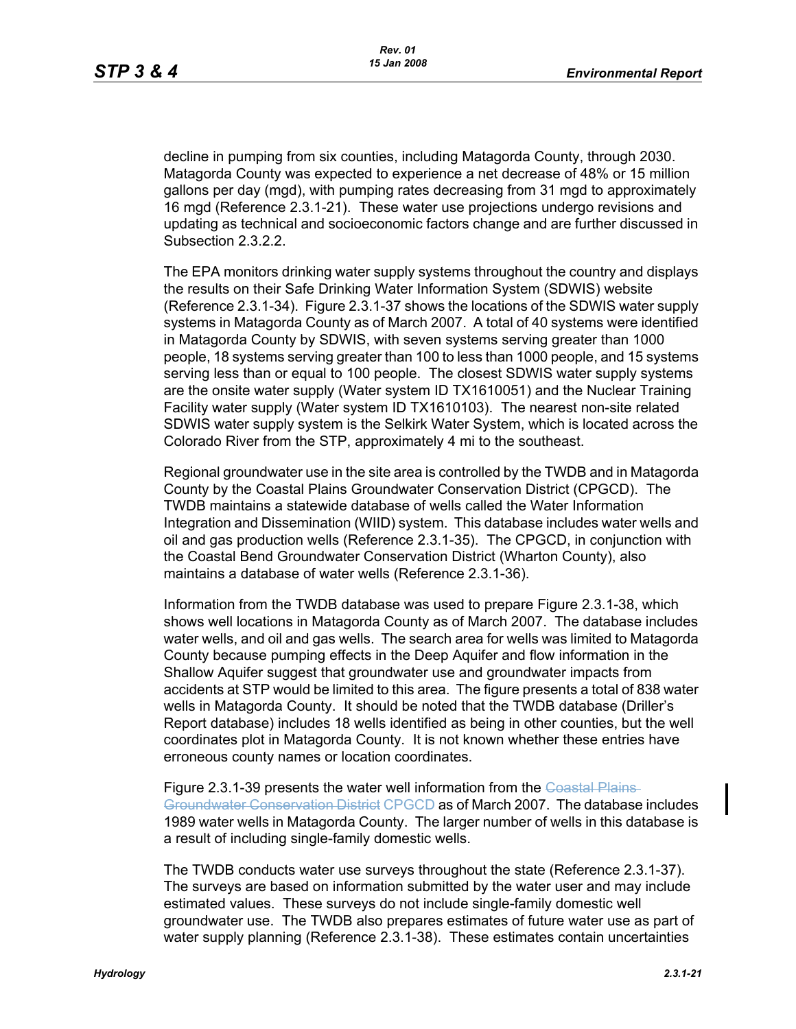decline in pumping from six counties, including Matagorda County, through 2030. Matagorda County was expected to experience a net decrease of 48% or 15 million gallons per day (mgd), with pumping rates decreasing from 31 mgd to approximately 16 mgd (Reference 2.3.1-21). These water use projections undergo revisions and updating as technical and socioeconomic factors change and are further discussed in Subsection 2.3.2.2.

The EPA monitors drinking water supply systems throughout the country and displays the results on their Safe Drinking Water Information System (SDWIS) website (Reference 2.3.1-34). Figure 2.3.1-37 shows the locations of the SDWIS water supply systems in Matagorda County as of March 2007. A total of 40 systems were identified in Matagorda County by SDWIS, with seven systems serving greater than 1000 people, 18 systems serving greater than 100 to less than 1000 people, and 15 systems serving less than or equal to 100 people. The closest SDWIS water supply systems are the onsite water supply (Water system ID TX1610051) and the Nuclear Training Facility water supply (Water system ID TX1610103). The nearest non-site related SDWIS water supply system is the Selkirk Water System, which is located across the Colorado River from the STP, approximately 4 mi to the southeast.

Regional groundwater use in the site area is controlled by the TWDB and in Matagorda County by the Coastal Plains Groundwater Conservation District (CPGCD). The TWDB maintains a statewide database of wells called the Water Information Integration and Dissemination (WIID) system. This database includes water wells and oil and gas production wells (Reference 2.3.1-35). The CPGCD, in conjunction with the Coastal Bend Groundwater Conservation District (Wharton County), also maintains a database of water wells (Reference 2.3.1-36).

Information from the TWDB database was used to prepare Figure 2.3.1-38, which shows well locations in Matagorda County as of March 2007. The database includes water wells, and oil and gas wells. The search area for wells was limited to Matagorda County because pumping effects in the Deep Aquifer and flow information in the Shallow Aquifer suggest that groundwater use and groundwater impacts from accidents at STP would be limited to this area. The figure presents a total of 838 water wells in Matagorda County. It should be noted that the TWDB database (Driller's Report database) includes 18 wells identified as being in other counties, but the well coordinates plot in Matagorda County. It is not known whether these entries have erroneous county names or location coordinates.

Figure 2.3.1-39 presents the water well information from the ~~Coastal Plains Groundwater Conservation District~~ CPGCD as of March 2007. The database includes 1989 water wells in Matagorda County. The larger number of wells in this database is a result of including single-family domestic wells.

The TWDB conducts water use surveys throughout the state (Reference 2.3.1-37). The surveys are based on information submitted by the water user and may include estimated values. These surveys do not include single-family domestic well groundwater use. The TWDB also prepares estimates of future water use as part of water supply planning (Reference 2.3.1-38). These estimates contain uncertainties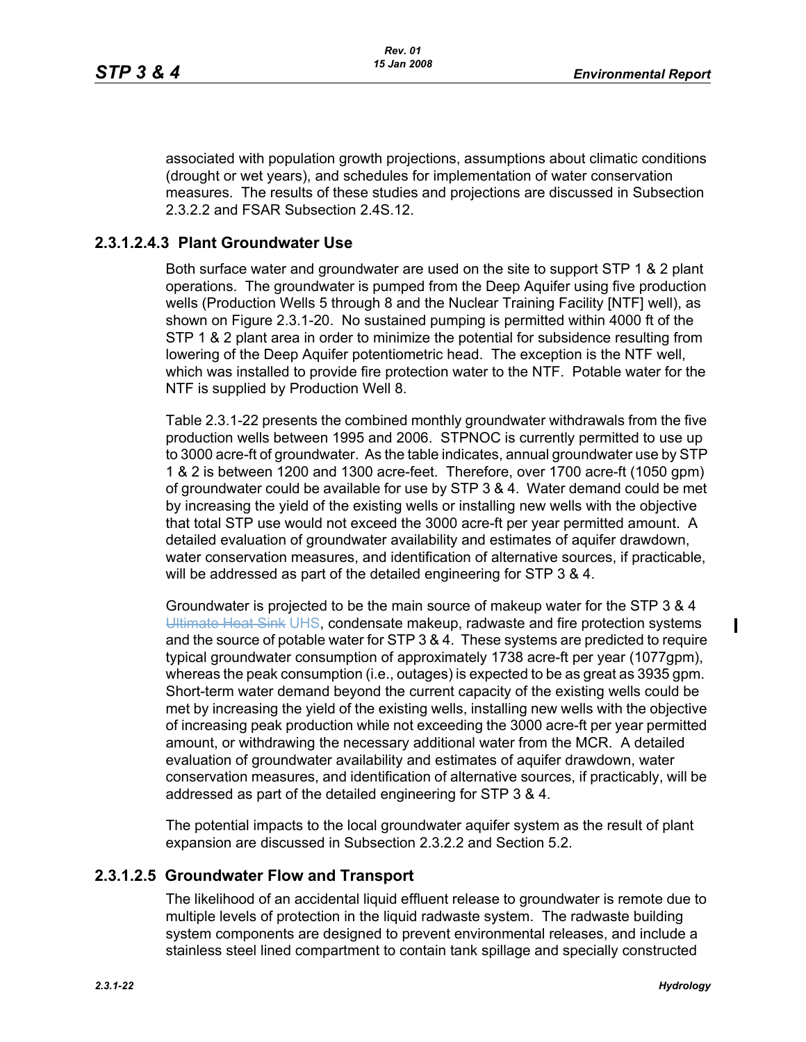associated with population growth projections, assumptions about climatic conditions (drought or wet years), and schedules for implementation of water conservation measures. The results of these studies and projections are discussed in Subsection 2.3.2.2 and FSAR Subsection 2.4S.12.

### 2.3.1.2.4.3 Plant Groundwater Use

Both surface water and groundwater are used on the site to support STP 1 & 2 plant operations. The groundwater is pumped from the Deep Aquifer using five production wells (Production Wells 5 through 8 and the Nuclear Training Facility [NTF] well), as shown on Figure 2.3.1-20. No sustained pumping is permitted within 4000 ft of the STP 1 & 2 plant area in order to minimize the potential for subsidence resulting from lowering of the Deep Aquifer potentiometric head. The exception is the NTF well, which was installed to provide fire protection water to the NTF. Potable water for the NTF is supplied by Production Well 8.

Table 2.3.1-22 presents the combined monthly groundwater withdrawals from the five production wells between 1995 and 2006. STPNOC is currently permitted to use up to 3000 acre-ft of groundwater. As the table indicates, annual groundwater use by STP 1 & 2 is between 1200 and 1300 acre-feet. Therefore, over 1700 acre-ft (1050 gpm) of groundwater could be available for use by STP 3 & 4. Water demand could be met by increasing the yield of the existing wells or installing new wells with the objective that total STP use would not exceed the 3000 acre-ft per year permitted amount. A detailed evaluation of groundwater availability and estimates of aquifer drawdown, water conservation measures, and identification of alternative sources, if practicable, will be addressed as part of the detailed engineering for STP 3 & 4.

Groundwater is projected to be the main source of makeup water for the STP 3 & 4 ~~Ultimate Heat Sink~~ UHS, condensate makeup, radwaste and fire protection systems and the source of potable water for STP 3 & 4. These systems are predicted to require typical groundwater consumption of approximately 1738 acre-ft per year (1077gpm), whereas the peak consumption (i.e., outages) is expected to be as great as 3935 gpm. Short-term water demand beyond the current capacity of the existing wells could be met by increasing the yield of the existing wells, installing new wells with the objective of increasing peak production while not exceeding the 3000 acre-ft per year permitted amount, or withdrawing the necessary additional water from the MCR. A detailed evaluation of groundwater availability and estimates of aquifer drawdown, water conservation measures, and identification of alternative sources, if practicably, will be addressed as part of the detailed engineering for STP 3 & 4.

The potential impacts to the local groundwater aquifer system as the result of plant expansion are discussed in Subsection 2.3.2.2 and Section 5.2.

### 2.3.1.2.5 Groundwater Flow and Transport

The likelihood of an accidental liquid effluent release to groundwater is remote due to multiple levels of protection in the liquid radwaste system. The radwaste building system components are designed to prevent environmental releases, and include a stainless steel lined compartment to contain tank spillage and specially constructed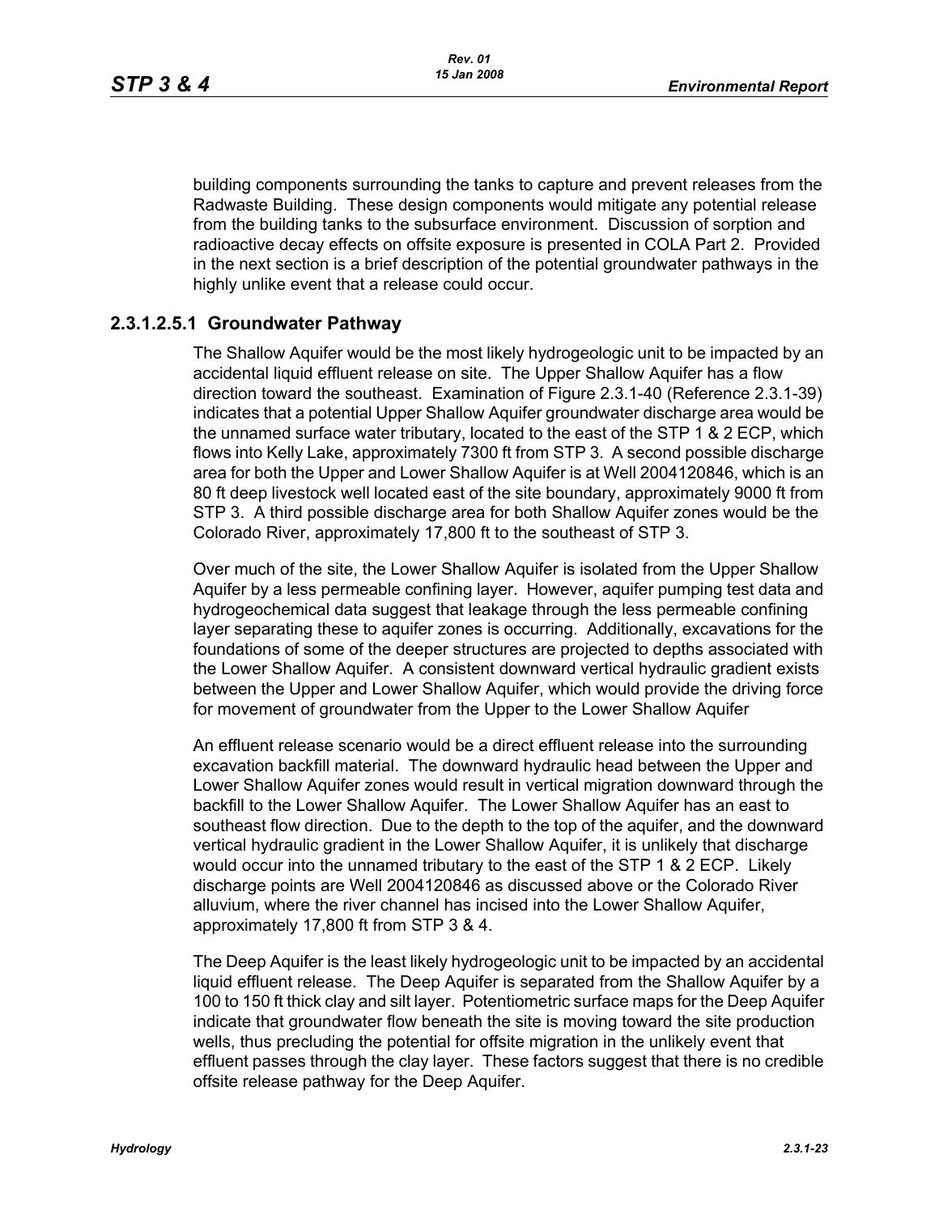building components surrounding the tanks to capture and prevent releases from the Radwaste Building. These design components would mitigate any potential release from the building tanks to the subsurface environment. Discussion of sorption and radioactive decay effects on offsite exposure is presented in COLA Part 2. Provided in the next section is a brief description of the potential groundwater pathways in the highly unlike event that a release could occur.

### 2.3.1.2.5.1 Groundwater Pathway

The Shallow Aquifer would be the most likely hydrogeologic unit to be impacted by an accidental liquid effluent release on site. The Upper Shallow Aquifer has a flow direction toward the southeast. Examination of Figure 2.3.1-40 (Reference 2.3.1-39) indicates that a potential Upper Shallow Aquifer groundwater discharge area would be the unnamed surface water tributary, located to the east of the STP 1 & 2 ECP, which flows into Kelly Lake, approximately 7300 ft from STP 3. A second possible discharge area for both the Upper and Lower Shallow Aquifer is at Well 2004120846, which is an 80 ft deep livestock well located east of the site boundary, approximately 9000 ft from STP 3. A third possible discharge area for both Shallow Aquifer zones would be the Colorado River, approximately 17,800 ft to the southeast of STP 3.

Over much of the site, the Lower Shallow Aquifer is isolated from the Upper Shallow Aquifer by a less permeable confining layer. However, aquifer pumping test data and hydrogeochemical data suggest that leakage through the less permeable confining layer separating these to aquifer zones is occurring. Additionally, excavations for the foundations of some of the deeper structures are projected to depths associated with the Lower Shallow Aquifer. A consistent downward vertical hydraulic gradient exists between the Upper and Lower Shallow Aquifer, which would provide the driving force for movement of groundwater from the Upper to the Lower Shallow Aquifer

An effluent release scenario would be a direct effluent release into the surrounding excavation backfill material. The downward hydraulic head between the Upper and Lower Shallow Aquifer zones would result in vertical migration downward through the backfill to the Lower Shallow Aquifer. The Lower Shallow Aquifer has an east to southeast flow direction. Due to the depth to the top of the aquifer, and the downward vertical hydraulic gradient in the Lower Shallow Aquifer, it is unlikely that discharge would occur into the unnamed tributary to the east of the STP 1 & 2 ECP. Likely discharge points are Well 2004120846 as discussed above or the Colorado River alluvium, where the river channel has incised into the Lower Shallow Aquifer, approximately 17,800 ft from STP 3 & 4.

The Deep Aquifer is the least likely hydrogeologic unit to be impacted by an accidental liquid effluent release. The Deep Aquifer is separated from the Shallow Aquifer by a 100 to 150 ft thick clay and silt layer. Potentiometric surface maps for the Deep Aquifer indicate that groundwater flow beneath the site is moving toward the site production wells, thus precluding the potential for offsite migration in the unlikely event that effluent passes through the clay layer. These factors suggest that there is no credible offsite release pathway for the Deep Aquifer.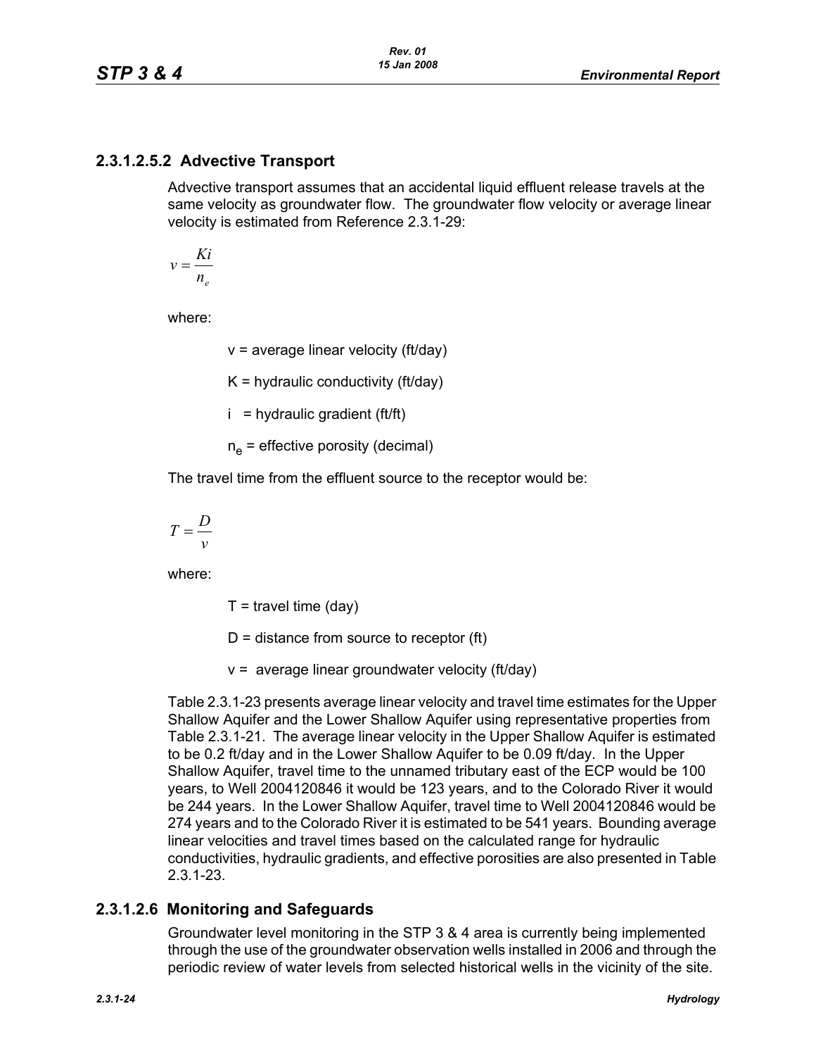### 2.3.1.2.5.2 Advective Transport

Advective transport assumes that an accidental liquid effluent release travels at the same velocity as groundwater flow. The groundwater flow velocity or average linear velocity is estimated from Reference 2.3.1-29:

$$v = \frac{Ki}{n_e}$$

where:

v = average linear velocity (ft/day)

K = hydraulic conductivity (ft/day)

i = hydraulic gradient (ft/ft)

$n_e$ = effective porosity (decimal)

The travel time from the effluent source to the receptor would be:

$$T = \frac{D}{v}$$

where:

T = travel time (day)

D = distance from source to receptor (ft)

v = average linear groundwater velocity (ft/day)

Table 2.3.1-23 presents average linear velocity and travel time estimates for the Upper Shallow Aquifer and the Lower Shallow Aquifer using representative properties from Table 2.3.1-21. The average linear velocity in the Upper Shallow Aquifer is estimated to be 0.2 ft/day and in the Lower Shallow Aquifer to be 0.09 ft/day. In the Upper Shallow Aquifer, travel time to the unnamed tributary east of the ECP would be 100 years, to Well 2004120846 it would be 123 years, and to the Colorado River it would be 244 years. In the Lower Shallow Aquifer, travel time to Well 2004120846 would be 274 years and to the Colorado River it is estimated to be 541 years. Bounding average linear velocities and travel times based on the calculated range for hydraulic conductivities, hydraulic gradients, and effective porosities are also presented in Table 2.3.1-23.

## 2.3.1.2.6 Monitoring and Safeguards

Groundwater level monitoring in the STP 3 & 4 area is currently being implemented through the use of the groundwater observation wells installed in 2006 and through the periodic review of water levels from selected historical wells in the vicinity of the site.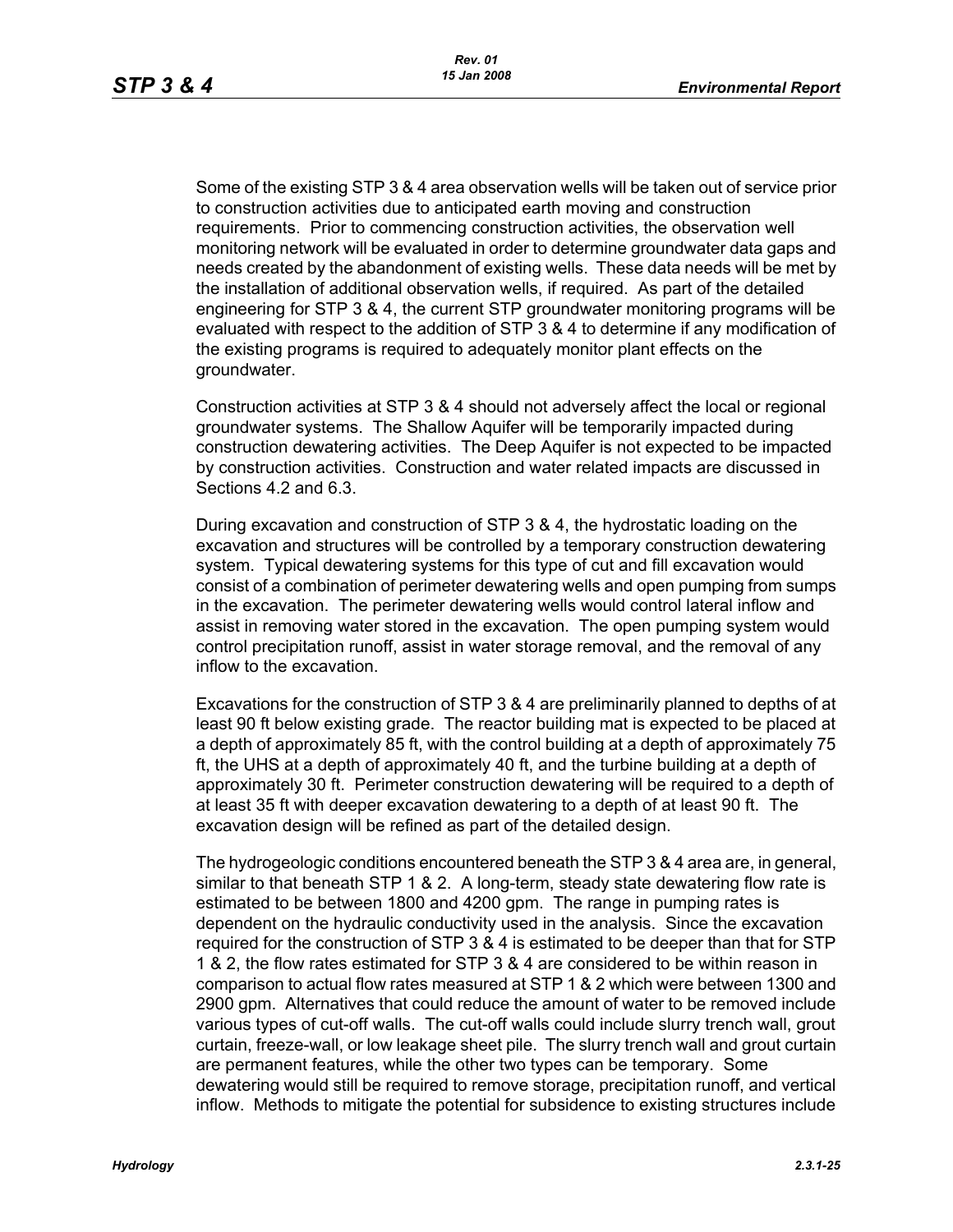Some of the existing STP 3 & 4 area observation wells will be taken out of service prior to construction activities due to anticipated earth moving and construction requirements. Prior to commencing construction activities, the observation well monitoring network will be evaluated in order to determine groundwater data gaps and needs created by the abandonment of existing wells. These data needs will be met by the installation of additional observation wells, if required. As part of the detailed engineering for STP 3 & 4, the current STP groundwater monitoring programs will be evaluated with respect to the addition of STP 3 & 4 to determine if any modification of the existing programs is required to adequately monitor plant effects on the groundwater.

Construction activities at STP 3 & 4 should not adversely affect the local or regional groundwater systems. The Shallow Aquifer will be temporarily impacted during construction dewatering activities. The Deep Aquifer is not expected to be impacted by construction activities. Construction and water related impacts are discussed in Sections 4.2 and 6.3.

During excavation and construction of STP 3 & 4, the hydrostatic loading on the excavation and structures will be controlled by a temporary construction dewatering system. Typical dewatering systems for this type of cut and fill excavation would consist of a combination of perimeter dewatering wells and open pumping from sumps in the excavation. The perimeter dewatering wells would control lateral inflow and assist in removing water stored in the excavation. The open pumping system would control precipitation runoff, assist in water storage removal, and the removal of any inflow to the excavation.

Excavations for the construction of STP 3 & 4 are preliminarily planned to depths of at least 90 ft below existing grade. The reactor building mat is expected to be placed at a depth of approximately 85 ft, with the control building at a depth of approximately 75 ft, the UHS at a depth of approximately 40 ft, and the turbine building at a depth of approximately 30 ft. Perimeter construction dewatering will be required to a depth of at least 35 ft with deeper excavation dewatering to a depth of at least 90 ft. The excavation design will be refined as part of the detailed design.

The hydrogeologic conditions encountered beneath the STP 3 & 4 area are, in general, similar to that beneath STP 1 & 2. A long-term, steady state dewatering flow rate is estimated to be between 1800 and 4200 gpm. The range in pumping rates is dependent on the hydraulic conductivity used in the analysis. Since the excavation required for the construction of STP 3 & 4 is estimated to be deeper than that for STP 1 & 2, the flow rates estimated for STP 3 & 4 are considered to be within reason in comparison to actual flow rates measured at STP 1 & 2 which were between 1300 and 2900 gpm. Alternatives that could reduce the amount of water to be removed include various types of cut-off walls. The cut-off walls could include slurry trench wall, grout curtain, freeze-wall, or low leakage sheet pile. The slurry trench wall and grout curtain are permanent features, while the other two types can be temporary. Some dewatering would still be required to remove storage, precipitation runoff, and vertical inflow. Methods to mitigate the potential for subsidence to existing structures include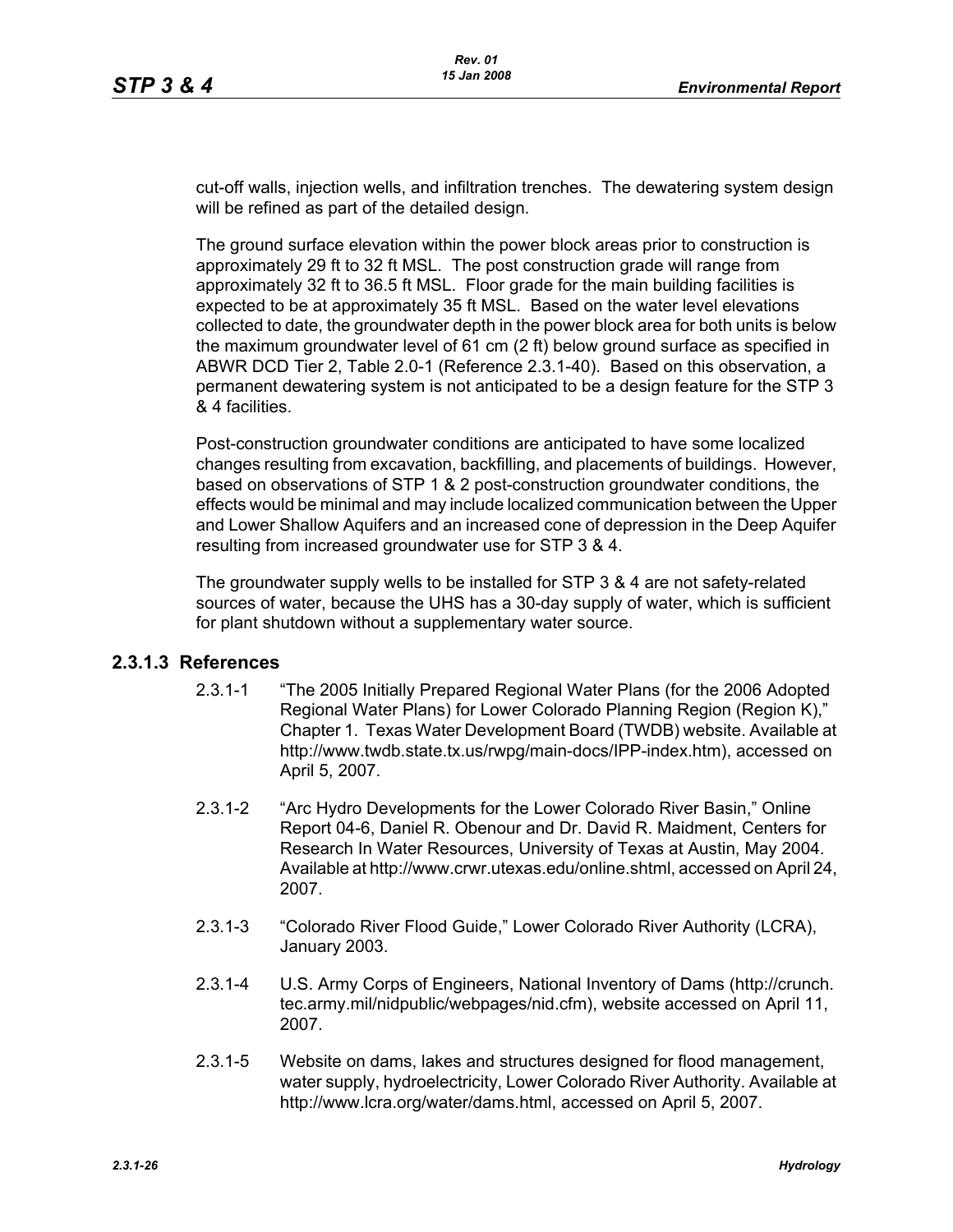cut-off walls, injection wells, and infiltration trenches. The dewatering system design will be refined as part of the detailed design.

The ground surface elevation within the power block areas prior to construction is approximately 29 ft to 32 ft MSL. The post construction grade will range from approximately 32 ft to 36.5 ft MSL. Floor grade for the main building facilities is expected to be at approximately 35 ft MSL. Based on the water level elevations collected to date, the groundwater depth in the power block area for both units is below the maximum groundwater level of 61 cm (2 ft) below ground surface as specified in ABWR DCD Tier 2, Table 2.0-1 (Reference 2.3.1-40). Based on this observation, a permanent dewatering system is not anticipated to be a design feature for the STP 3 & 4 facilities.

Post-construction groundwater conditions are anticipated to have some localized changes resulting from excavation, backfilling, and placements of buildings. However, based on observations of STP 1 & 2 post-construction groundwater conditions, the effects would be minimal and may include localized communication between the Upper and Lower Shallow Aquifers and an increased cone of depression in the Deep Aquifer resulting from increased groundwater use for STP 3 & 4.

The groundwater supply wells to be installed for STP 3 & 4 are not safety-related sources of water, because the UHS has a 30-day supply of water, which is sufficient for plant shutdown without a supplementary water source.

### 2.3.1.3 References

2.3.1-1 "The 2005 Initially Prepared Regional Water Plans (for the 2006 Adopted Regional Water Plans) for Lower Colorado Planning Region (Region K)," Chapter 1. Texas Water Development Board (TWDB) website. Available at http://www.twdb.state.tx.us/rwpg/main-docs/IPP-index.htm), accessed on April 5, 2007.

2.3.1-2 "Arc Hydro Developments for the Lower Colorado River Basin," Online Report 04-6, Daniel R. Obenour and Dr. David R. Maidment, Centers for Research In Water Resources, University of Texas at Austin, May 2004. Available at http://www.crwr.utexas.edu/online.shtml, accessed on April 24, 2007.

2.3.1-3 "Colorado River Flood Guide," Lower Colorado River Authority (LCRA), January 2003.

2.3.1-4 U.S. Army Corps of Engineers, National Inventory of Dams (http://crunch.tec.army.mil/nidpublic/webpages/nid.cfm), website accessed on April 11, 2007.

2.3.1-5 Website on dams, lakes and structures designed for flood management, water supply, hydroelectricity, Lower Colorado River Authority. Available at http://www.lcra.org/water/dams.html, accessed on April 5, 2007.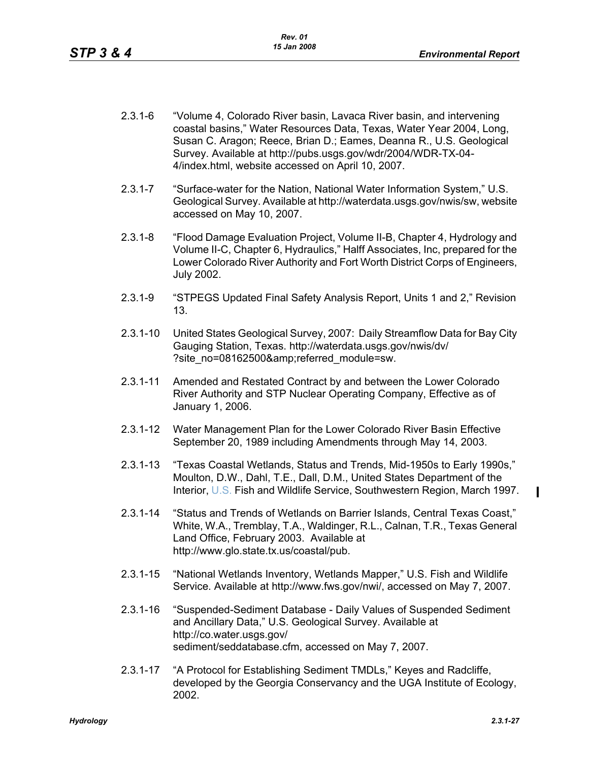2.3.1-6 "Volume 4, Colorado River basin, Lavaca River basin, and intervening coastal basins," Water Resources Data, Texas, Water Year 2004, Long, Susan C. Aragon; Reece, Brian D.; Eames, Deanna R., U.S. Geological Survey. Available at http://pubs.usgs.gov/wdr/2004/WDR-TX-04-4/index.html, website accessed on April 10, 2007.

2.3.1-7 "Surface-water for the Nation, National Water Information System," U.S. Geological Survey. Available at http://waterdata.usgs.gov/nwis/sw, website accessed on May 10, 2007.

2.3.1-8 "Flood Damage Evaluation Project, Volume II-B, Chapter 4, Hydrology and Volume II-C, Chapter 6, Hydraulics," Halff Associates, Inc, prepared for the Lower Colorado River Authority and Fort Worth District Corps of Engineers, July 2002.

2.3.1-9 "STPEGS Updated Final Safety Analysis Report, Units 1 and 2," Revision 13.

2.3.1-10 United States Geological Survey, 2007: Daily Streamflow Data for Bay City Gauging Station, Texas. http://waterdata.usgs.gov/nwis/dv/?site_no=08162500&amp;referred_module=sw.

2.3.1-11 Amended and Restated Contract by and between the Lower Colorado River Authority and STP Nuclear Operating Company, Effective as of January 1, 2006.

2.3.1-12 Water Management Plan for the Lower Colorado River Basin Effective September 20, 1989 including Amendments through May 14, 2003.

2.3.1-13 "Texas Coastal Wetlands, Status and Trends, Mid-1950s to Early 1990s," Moulton, D.W., Dahl, T.E., Dall, D.M., United States Department of the Interior, U.S. Fish and Wildlife Service, Southwestern Region, March 1997.

2.3.1-14 "Status and Trends of Wetlands on Barrier Islands, Central Texas Coast," White, W.A., Tremblay, T.A., Waldinger, R.L., Calnan, T.R., Texas General Land Office, February 2003. Available at http://www.glo.state.tx.us/coastal/pub.

2.3.1-15 "National Wetlands Inventory, Wetlands Mapper," U.S. Fish and Wildlife Service. Available at http://www.fws.gov/nwi/, accessed on May 7, 2007.

2.3.1-16 "Suspended-Sediment Database - Daily Values of Suspended Sediment and Ancillary Data," U.S. Geological Survey. Available at http://co.water.usgs.gov/sediment/seddatabase.cfm, accessed on May 7, 2007.

2.3.1-17 "A Protocol for Establishing Sediment TMDLs," Keyes and Radcliffe, developed by the Georgia Conservancy and the UGA Institute of Ecology, 2002.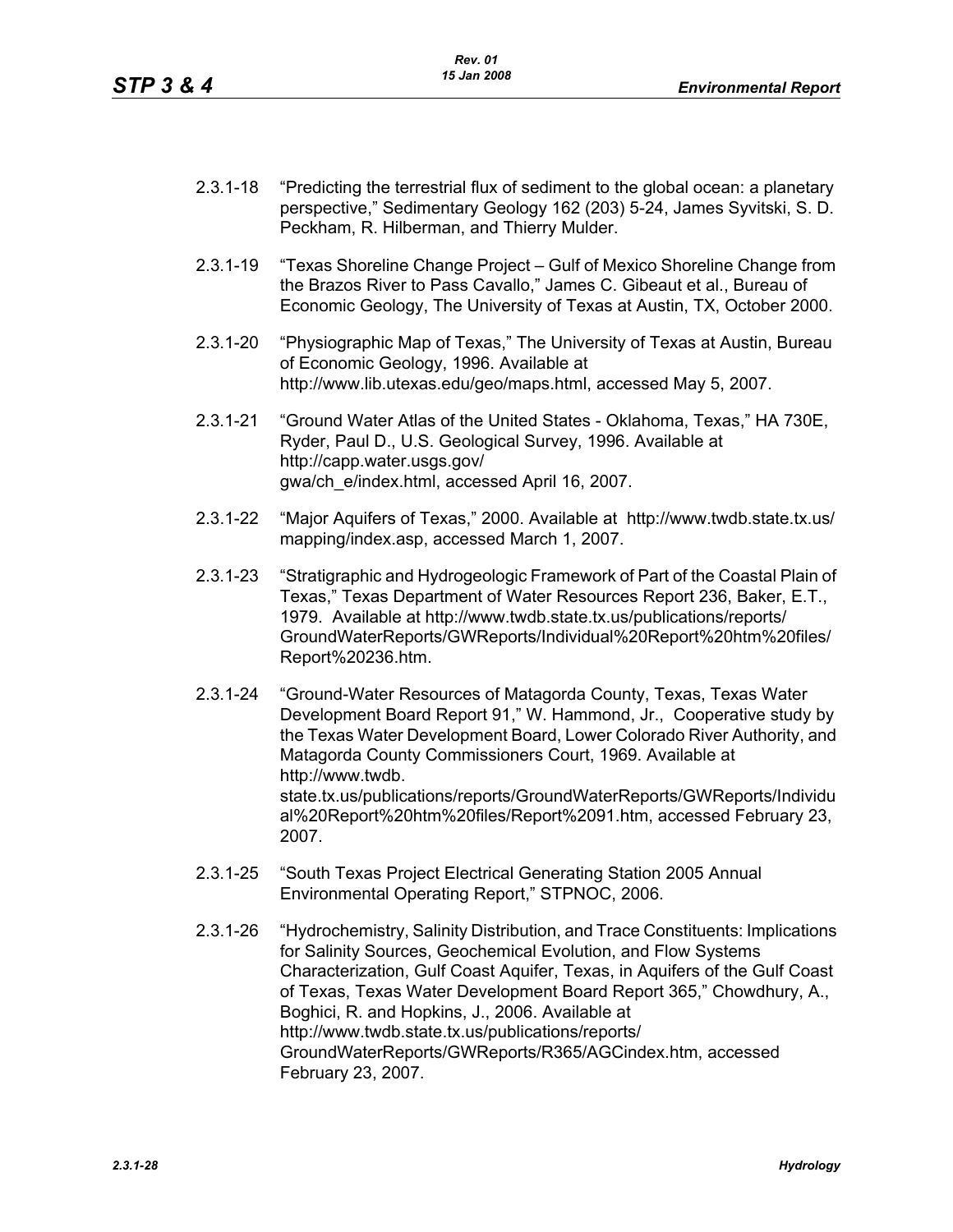2.3.1-18 "Predicting the terrestrial flux of sediment to the global ocean: a planetary perspective," Sedimentary Geology 162 (203) 5-24, James Syvitski, S. D. Peckham, R. Hilberman, and Thierry Mulder.

2.3.1-19 "Texas Shoreline Change Project – Gulf of Mexico Shoreline Change from the Brazos River to Pass Cavallo," James C. Gibeaut et al., Bureau of Economic Geology, The University of Texas at Austin, TX, October 2000.

2.3.1-20 "Physiographic Map of Texas," The University of Texas at Austin, Bureau of Economic Geology, 1996. Available at http://www.lib.utexas.edu/geo/maps.html, accessed May 5, 2007.

2.3.1-21 "Ground Water Atlas of the United States - Oklahoma, Texas," HA 730E, Ryder, Paul D., U.S. Geological Survey, 1996. Available at http://capp.water.usgs.gov/gwa/ch_e/index.html, accessed April 16, 2007.

2.3.1-22 "Major Aquifers of Texas," 2000. Available at http://www.twdb.state.tx.us/mapping/index.asp, accessed March 1, 2007.

2.3.1-23 "Stratigraphic and Hydrogeologic Framework of Part of the Coastal Plain of Texas," Texas Department of Water Resources Report 236, Baker, E.T., 1979. Available at http://www.twdb.state.tx.us/publications/reports/GroundWaterReports/GWReports/Individual%20Report%20htm%20files/Report%20236.htm.

2.3.1-24 "Ground-Water Resources of Matagorda County, Texas, Texas Water Development Board Report 91," W. Hammond, Jr., Cooperative study by the Texas Water Development Board, Lower Colorado River Authority, and Matagorda County Commissioners Court, 1969. Available at http://www.twdb.state.tx.us/publications/reports/GroundWaterReports/GWReports/Individual%20Report%20htm%20files/Report%2091.htm, accessed February 23, 2007.

2.3.1-25 "South Texas Project Electrical Generating Station 2005 Annual Environmental Operating Report," STPNOC, 2006.

2.3.1-26 "Hydrochemistry, Salinity Distribution, and Trace Constituents: Implications for Salinity Sources, Geochemical Evolution, and Flow Systems Characterization, Gulf Coast Aquifer, Texas, in Aquifers of the Gulf Coast of Texas, Texas Water Development Board Report 365," Chowdhury, A., Boghici, R. and Hopkins, J., 2006. Available at http://www.twdb.state.tx.us/publications/reports/GroundWaterReports/GWReports/R365/AGCindex.htm, accessed February 23, 2007.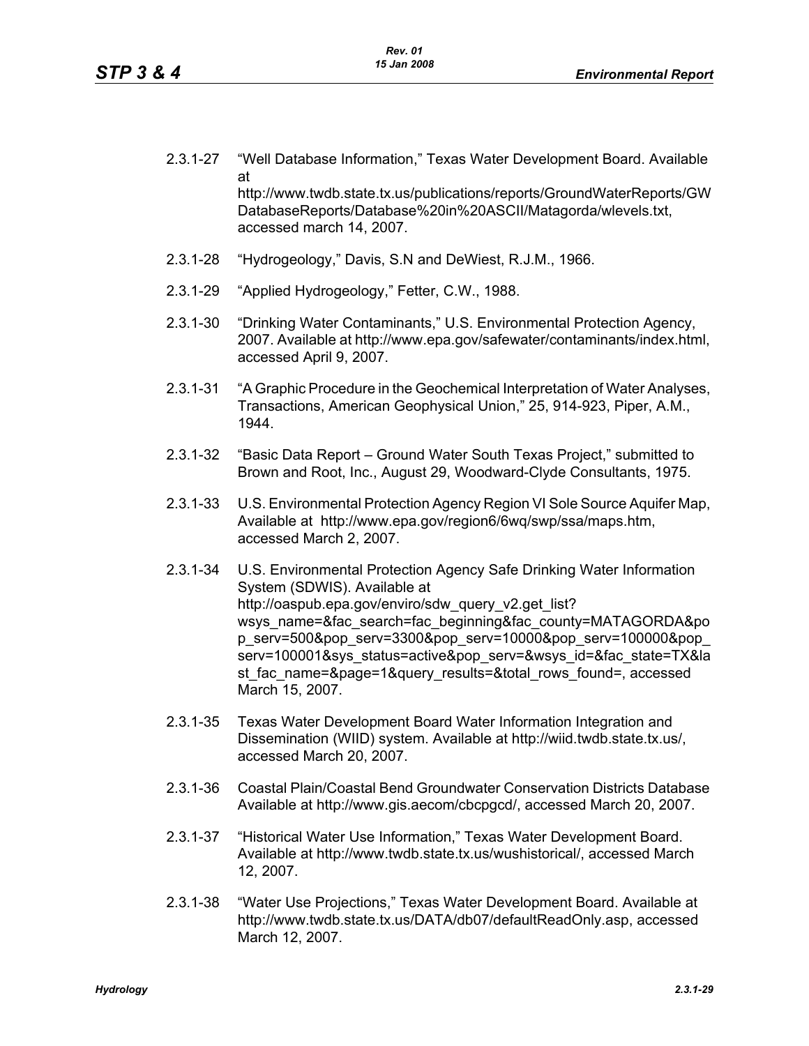2.3.1-27 "Well Database Information," Texas Water Development Board. Available at http://www.twdb.state.tx.us/publications/reports/GroundWaterReports/GWDatabaseReports/Database%20in%20ASCII/Matagorda/wlevels.txt, accessed march 14, 2007.

2.3.1-28 "Hydrogeology," Davis, S.N and DeWiest, R.J.M., 1966.

2.3.1-29 "Applied Hydrogeology," Fetter, C.W., 1988.

2.3.1-30 "Drinking Water Contaminants," U.S. Environmental Protection Agency, 2007. Available at http://www.epa.gov/safewater/contaminants/index.html, accessed April 9, 2007.

2.3.1-31 "A Graphic Procedure in the Geochemical Interpretation of Water Analyses, Transactions, American Geophysical Union," 25, 914-923, Piper, A.M., 1944.

2.3.1-32 "Basic Data Report – Ground Water South Texas Project," submitted to Brown and Root, Inc., August 29, Woodward-Clyde Consultants, 1975.

2.3.1-33 U.S. Environmental Protection Agency Region VI Sole Source Aquifer Map, Available at http://www.epa.gov/region6/6wq/swp/ssa/maps.htm, accessed March 2, 2007.

2.3.1-34 U.S. Environmental Protection Agency Safe Drinking Water Information System (SDWIS). Available at http://oaspub.epa.gov/enviro/sdw_query_v2.get_list?wsys_name=&fac_search=fac_beginning&fac_county=MATAGORDA&pop_serv=500&pop_serv=3300&pop_serv=10000&pop_serv=100000&pop_serv=100001&sys_status=active&pop_serv=&wsys_id=&fac_state=TX&last_fac_name=&page=1&query_results=&total_rows_found=, accessed March 15, 2007.

2.3.1-35 Texas Water Development Board Water Information Integration and Dissemination (WIID) system. Available at http://wiid.twdb.state.tx.us/, accessed March 20, 2007.

2.3.1-36 Coastal Plain/Coastal Bend Groundwater Conservation Districts Database Available at http://www.gis.aecom/cbcpgcd/, accessed March 20, 2007.

2.3.1-37 "Historical Water Use Information," Texas Water Development Board. Available at http://www.twdb.state.tx.us/wushistorical/, accessed March 12, 2007.

2.3.1-38 "Water Use Projections," Texas Water Development Board. Available at http://www.twdb.state.tx.us/DATA/db07/defaultReadOnly.asp, accessed March 12, 2007.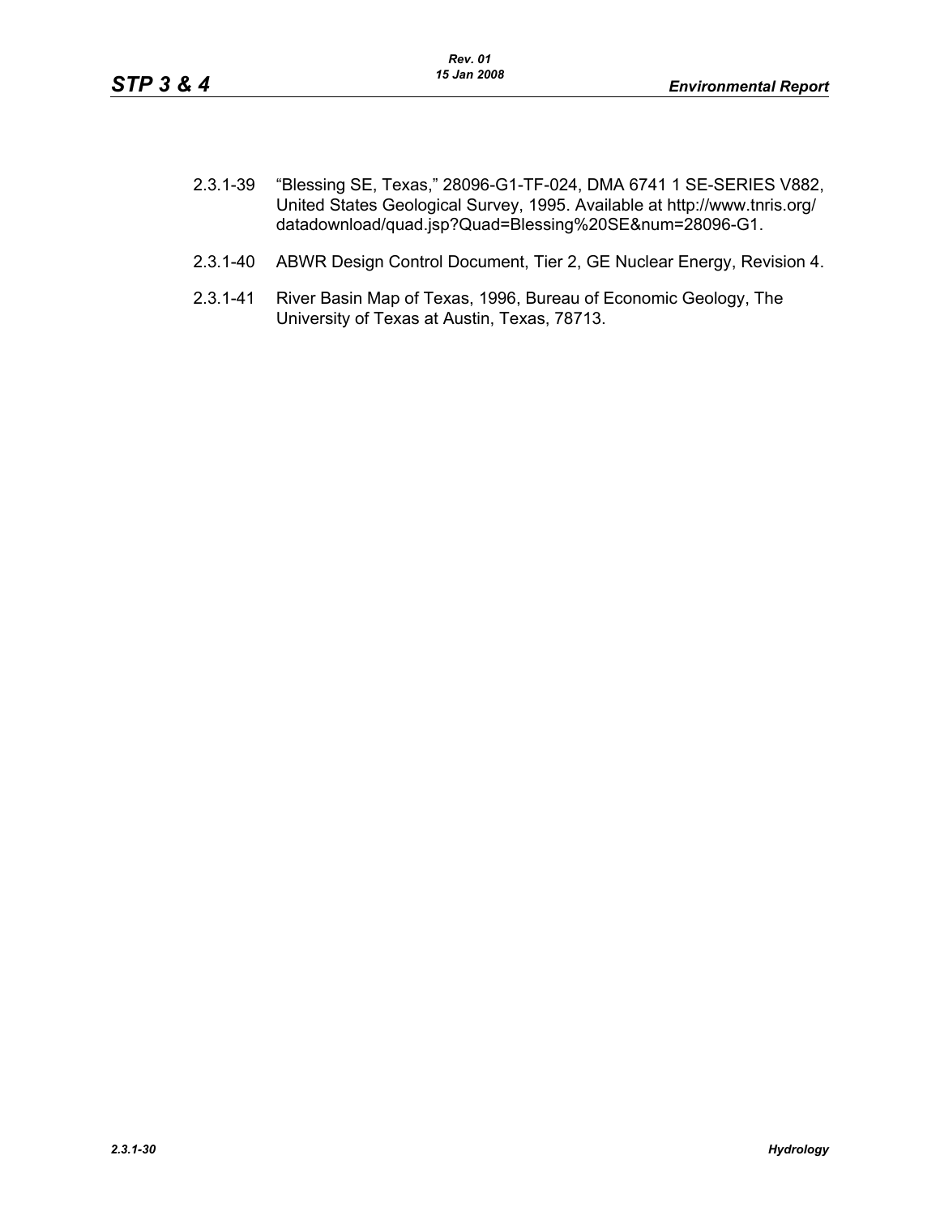2.3.1-39 "Blessing SE, Texas," 28096-G1-TF-024, DMA 6741 1 SE-SERIES V882, United States Geological Survey, 1995. Available at http://www.tnris.org/datadownload/quad.jsp?Quad=Blessing%20SE&num=28096-G1.

2.3.1-40 ABWR Design Control Document, Tier 2, GE Nuclear Energy, Revision 4.

2.3.1-41 River Basin Map of Texas, 1996, Bureau of Economic Geology, The University of Texas at Austin, Texas, 78713.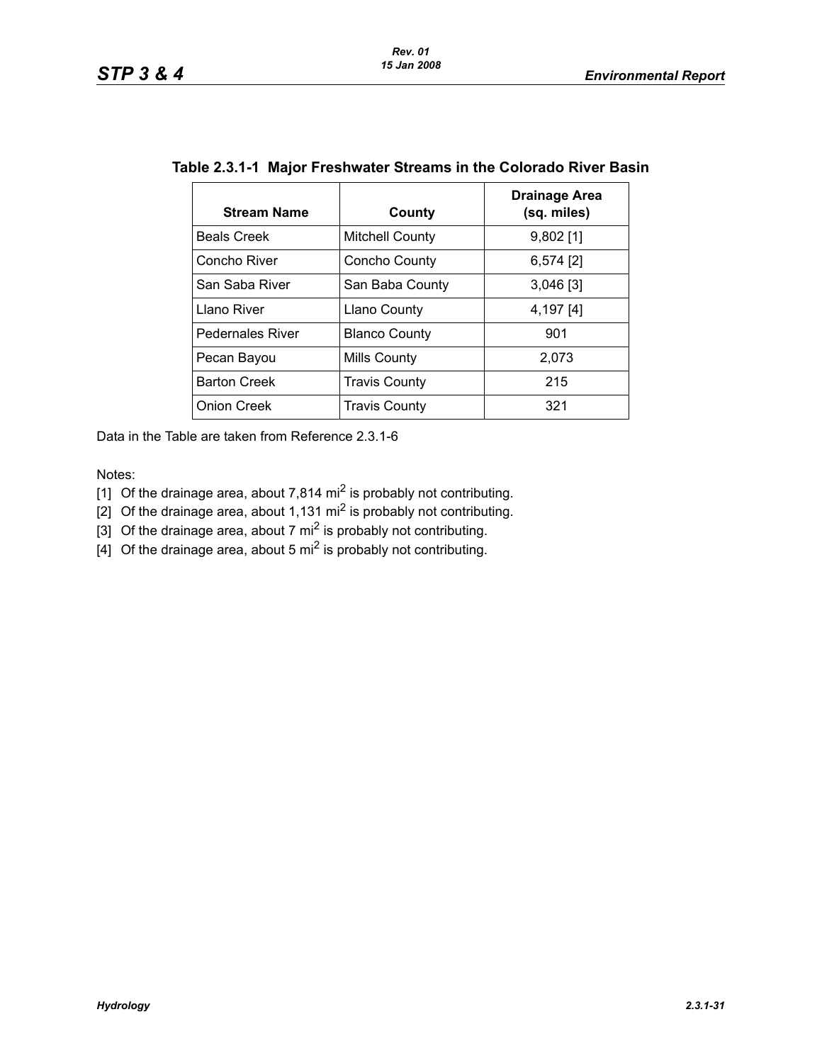**Table 2.3.1-1 Major Freshwater Streams in the Colorado River Basin**

| Stream Name | County | Drainage Area (sq. miles) |
|---|---|---|
| Beals Creek | Mitchell County | 9,802 [1] |
| Concho River | Concho County | 6,574 [2] |
| San Saba River | San Baba County | 3,046 [3] |
| Llano River | Llano County | 4,197 [4] |
| Pedernales River | Blanco County | 901 |
| Pecan Bayou | Mills County | 2,073 |
| Barton Creek | Travis County | 215 |
| Onion Creek | Travis County | 321 |

Data in the Table are taken from Reference 2.3.1-6

Notes:

[1] Of the drainage area, about 7,814 $mi^2$ is probably not contributing.

[2] Of the drainage area, about 1,131 $mi^2$ is probably not contributing.

[3] Of the drainage area, about 7 $mi^2$ is probably not contributing.

[4] Of the drainage area, about 5 $mi^2$ is probably not contributing.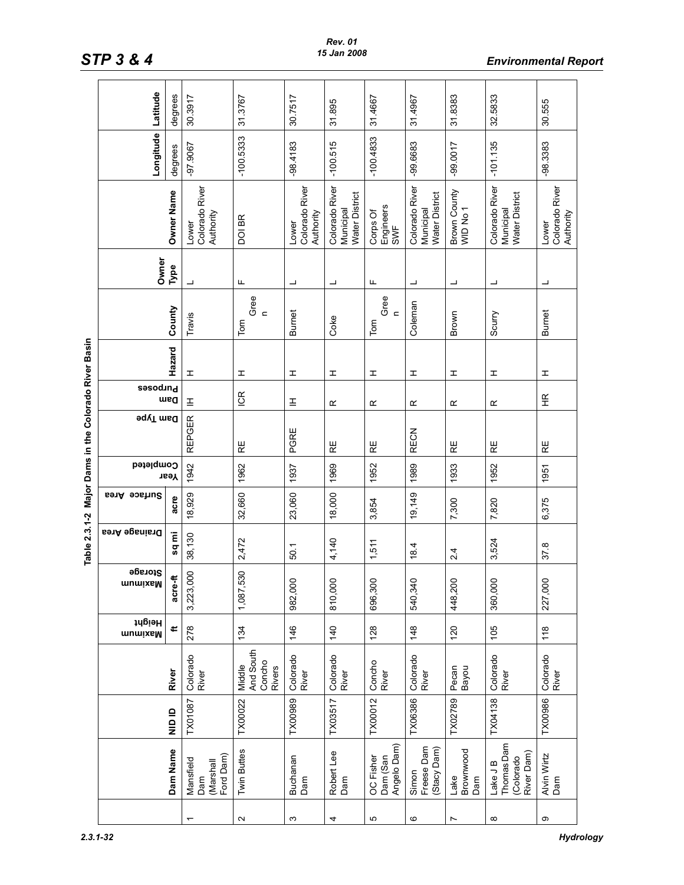Table 2.3.1-2 Major Dams in the Colorado River Basin

| | Dam Name | NID ID | River | Maximum Height | Maximum Storage | Drainage Area | Surface Area | Year Completed | Dam Type | Dam Purposes | Hazard | County | Owner Type | Owner Name | Longitude | Latitude |
|---|---|---|---|---|---|---|---|---|---|---|---|---|---|---|---|---|
| | | | | ft | acre-ft | sq mi | acre | | | | | | | | degrees | degrees |
| 1 | Mansfield Dam (Marshall Ford Dam) | TX01087 | Colorado River | 278 | 3,223,000 | 38,130 | 18,929 | 1942 | REPGER | IH | H | Travis | L | Lower Colorado River Authority | -97.9067 | 30.3917 |
| 2 | Twin Buttes | TX00022 | Middle And South Concho Rivers | 134 | 1,087,530 | 2,472 | 32,660 | 1962 | RE | ICR | H | Tom Green | F | DOI BR | -100.5333 | 31.3767 |
| 3 | Buchanan Dam | TX00989 | Colorado River | 146 | 982,000 | 50.1 | 23,060 | 1937 | PGRE | IH | H | Burnet | L | Lower Colorado River Authority | -98.4183 | 30.7517 |
| 4 | Robert Lee Dam | TX03517 | Colorado River | 140 | 810,000 | 4,140 | 18,000 | 1969 | RE | R | H | Coke | L | Colorado River Municipal Water District | -100.515 | 31.895 |
| 5 | OC Fisher Dam (San Angelo Dam) | TX00012 | Concho River | 128 | 696,300 | 1,511 | 3,854 | 1952 | RE | R | H | Tom Green | F | Corps Of Engineers SWF | -100.4833 | 31.4667 |
| 6 | Simon Freese Dam (Stacy Dam) | TX06386 | Colorado River | 148 | 540,340 | 18.4 | 19,149 | 1989 | RECN | R | H | Coleman | L | Colorado River Municipal Water District | -99.6683 | 31.4967 |
| 7 | Lake Brownwood Dam | TX02789 | Pecan Bayou | 120 | 448,200 | 2.4 | 7,300 | 1933 | RE | R | H | Brown | L | Brown County WID No 1 | -99.0017 | 31.8383 |
| 8 | Lake J B Thomas Dam (Colorado River Dam) | TX04138 | Colorado River | 105 | 360,000 | 3,524 | 7,820 | 1952 | RE | R | H | Scurry | L | Colorado River Municipal Water District | -101.135 | 32.5833 |
| 9 | Alvin Wirtz Dam | TX00986 | Colorado River | 118 | 227,000 | 37.8 | 6,375 | 1951 | RE | HR | H | Burnet | L | Lower Colorado River Authority | -98.3383 | 30.555 |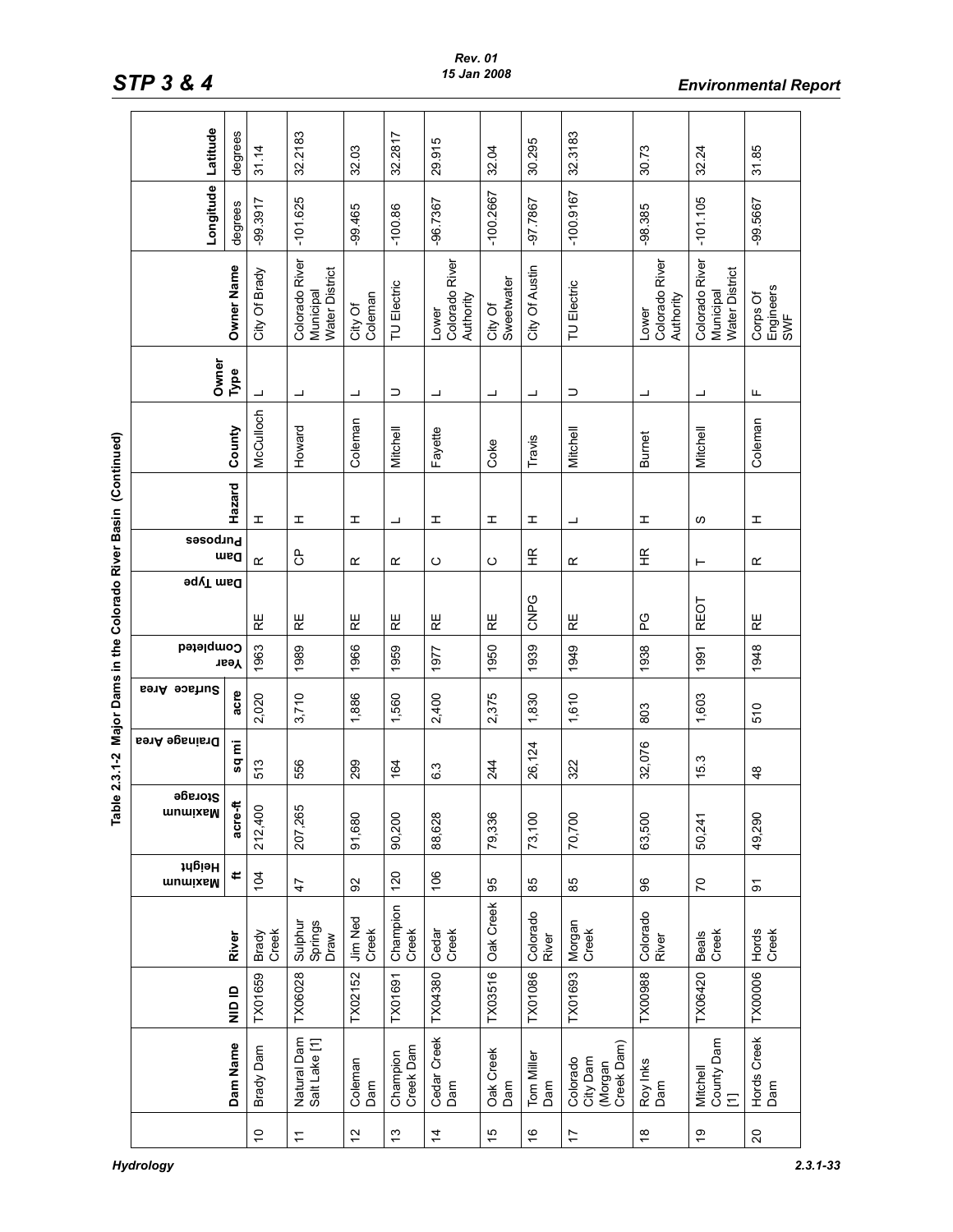**Table 2.3.1-2 Major Dams in the Colorado River Basin (Continued)**

| | Dam Name | NID ID | River | Maximum Height | Maximum Storage | Drainage Area | Surface Area | Year Completed | Dam Type | Dam Purposes | Hazard | County | Owner Type | Owner Name | Longitude | Latitude |
|---|---|---|---|---|---|---|---|---|---|---|---|---|---|---|---|---|
| | | | | ft | acre-ft | sq mi | acre | | | | | | | | degrees | degrees |
| 10 | Brady Dam | TX01659 | Brady Creek | 104 | 212,400 | 513 | 2,020 | 1963 | RE | R | H | McCulloch | L | City Of Brady | -99.3917 | 31.14 |
| 11 | Natural Dam Salt Lake [1] | TX06028 | Sulphur Springs Draw | 47 | 207,265 | 556 | 3,710 | 1989 | RE | CP | H | Howard | L | Colorado River Municipal Water District | -101.625 | 32.2183 |
| 12 | Coleman Dam | TX02152 | Jim Ned Creek | 92 | 91,680 | 299 | 1,886 | 1966 | RE | R | H | Coleman | L | City Of Coleman | -99.465 | 32.03 |
| 13 | Champion Creek Dam | TX01691 | Champion Creek | 120 | 90,200 | 164 | 1,560 | 1959 | RE | R | L | Mitchell | U | TU Electric | -100.86 | 32.2817 |
| 14 | Cedar Creek Dam | TX04380 | Cedar Creek | 106 | 88,628 | 6.3 | 2,400 | 1977 | RE | C | H | Fayette | L | Lower Colorado River Authority | -96.7367 | 29.915 |
| 15 | Oak Creek Dam | TX03516 | Oak Creek | 95 | 79,336 | 244 | 2,375 | 1950 | RE | C | H | Coke | L | City Of Sweetwater | -100.2667 | 32.04 |
| 16 | Tom Miller Dam | TX01086 | Colorado River | 85 | 73,100 | 26,124 | 1,830 | 1939 | CNPG | HR | H | Travis | L | City Of Austin | -97.7867 | 30.295 |
| 17 | Colorado City Dam (Morgan Creek Dam) | TX01693 | Morgan Creek | 85 | 70,700 | 322 | 1,610 | 1949 | RE | R | L | Mitchell | U | TU Electric | -100.9167 | 32.3183 |
| 18 | Roy Inks Dam | TX00988 | Colorado River | 96 | 63,500 | 32,076 | 803 | 1938 | PG | HR | H | Burnet | L | Lower Colorado River Authority | -98.385 | 30.73 |
| 19 | Mitchell County Dam [1] | TX06420 | Beals Creek | 70 | 50,241 | 15.3 | 1,603 | 1991 | REOT | T | S | Mitchell | L | Colorado River Municipal Water District | -101.105 | 32.24 |
| 20 | Hords Creek Dam | TX00006 | Hords Creek | 91 | 49,290 | 48 | 510 | 1948 | RE | R | H | Coleman | F | Corps Of Engineers SWF | -99.5667 | 31.85 |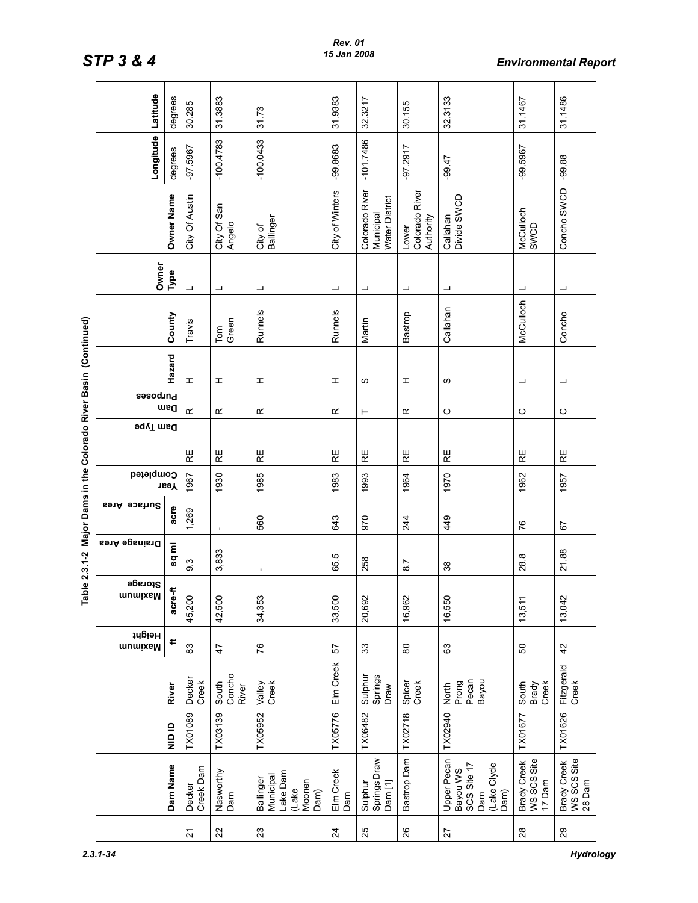Table 2.3.1-2 Major Dams in the Colorado River Basin (Continued)

| | Dam Name | NID ID | River | Maximum Height | Maximum Storage | Drainage Area | Surface Area | Year Completed | Dam Type | Dam Purposes | Hazard | County | Owner Type | Owner Name | Longitude | Latitude |
|---|---|---|---|---|---|---|---|---|---|---|---|---|---|---|---|---|
| | | | | ft | acre-ft | sq mi | acre | | | | | | | | degrees | degrees |
| 21 | Decker Creek Dam | TX01089 | Decker Creek | 83 | 45,200 | 9.3 | 1,269 | 1967 | RE | R | H | Travis | L | City Of Austin | -97.5967 | 30.285 |
| 22 | Nasworthy Dam | TX03139 | South Concho River | 47 | 42,500 | 3,833 | - | 1930 | RE | R | H | Tom Green | L | City Of San Angelo | -100.4783 | 31.3883 |
| 23 | Ballinger Municipal Lake Dam (Lake Moonen Dam) | TX05952 | Valley Creek | 76 | 34,353 | - | 560 | 1985 | RE | R | H | Runnels | L | City of Ballinger | -100.0433 | 31.73 |
| 24 | Elm Creek Dam | TX05776 | Elm Creek | 57 | 33,500 | 65.5 | 643 | 1983 | RE | R | H | Runnels | L | City of Winters | -99.8683 | 31.9383 |
| 25 | Sulphur Springs Draw Dam [1] | TX06482 | Sulphur Springs Draw | 33 | 20,692 | 258 | 970 | 1993 | RE | T | S | Martin | L | Colorado River Municipal Water District | -101.7486 | 32.3217 |
| 26 | Bastrop Dam | TX02718 | Spicer Creek | 80 | 16,962 | 8.7 | 244 | 1964 | RE | R | H | Bastrop | L | Lower Colorado River Authority | -97.2917 | 30.155 |
| 27 | Upper Pecan Bayou WS SCS Site 17 Dam (Lake Clyde Dam) | TX02940 | North Prong Pecan Bayou | 63 | 16,550 | 38 | 449 | 1970 | RE | C | S | Callahan | L | Callahan Divide SWCD | -99.47 | 32.3133 |
| 28 | Brady Creek WS SCS Site 17 Dam | TX01677 | South Brady Creek | 50 | 13,511 | 28.8 | 76 | 1962 | RE | C | L | McCulloch | L | McCulloch SWCD | -99.5967 | 31.1467 |
| 29 | Brady Creek WS SCS Site 28 Dam | TX01626 | Fitzgerald Creek | 42 | 13,042 | 21.88 | 67 | 1957 | RE | C | L | Concho | L | Concho SWCD | -99.88 | 31.1486 |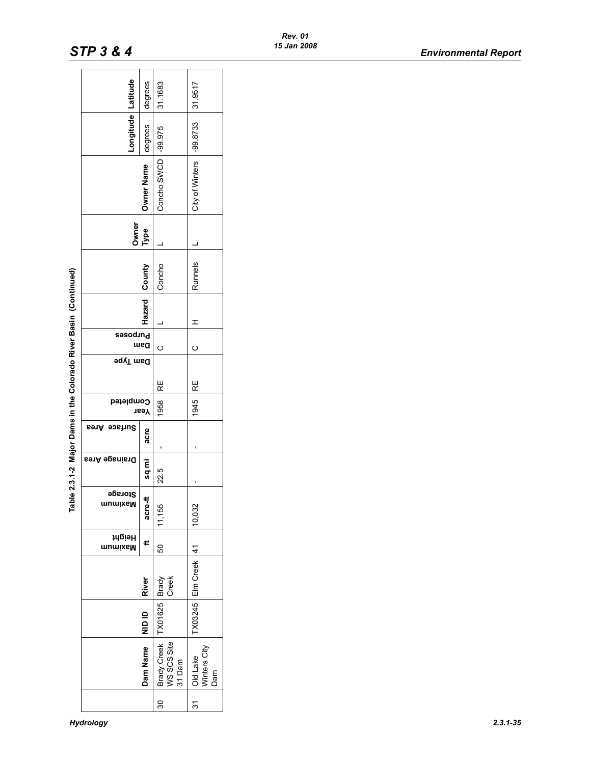Table 2.3.1-2 Major Dams in the Colorado River Basin (Continued)

| | Dam Name | NID ID | River | Maximum Height | Maximum Storage | Drainage Area | Surface Area | Year Completed | Dam Type | Dam Purposes | Hazard | County | Owner Type | Owner Name | Longitude | Latitude |
|---|---|---|---|---|---|---|---|---|---|---|---|---|---|---|---|---|
| | | | | ft | acre-ft | sq mi | acre | | | | | | | | degrees | degrees |
| 30 | Brady Creek WS SCS Site 31 Dam | TX01625 | Brady Creek | 50 | 11,155 | 22.5 | - | 1958 | RE | C | L | Concho | L | Concho SWCD | -99.975 | 31.1683 |
| 31 | Old Lake Winters City Dam | TX03245 | Elm Creek | 41 | 10,032 | - | - | 1945 | RE | C | H | Runnels | L | City of Winters | -99.8733 | 31.9517 |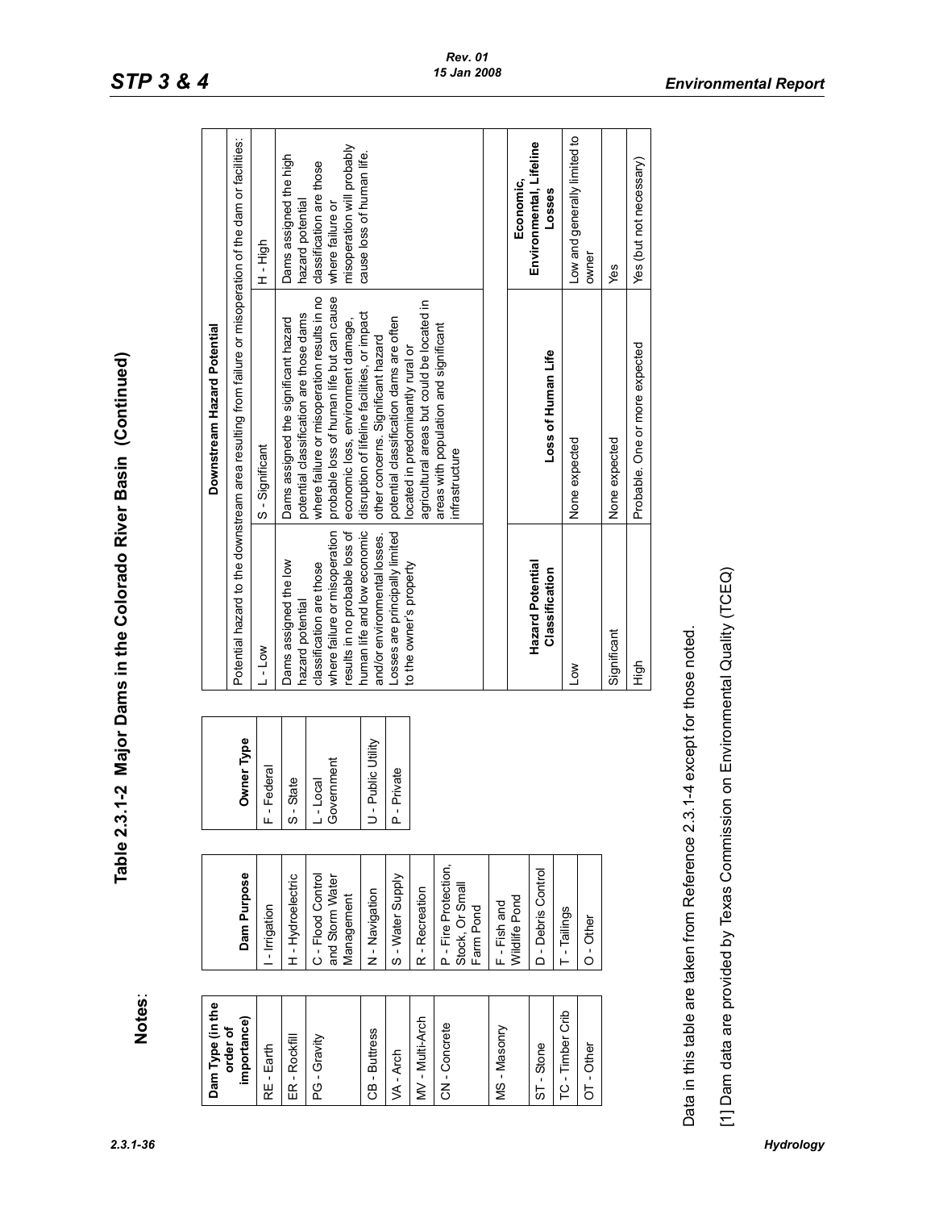# Table 2.3.1-2 Major Dams in the Colorado River Basin (Continued)

**Notes**:

| Dam Type (in the order of importance) |
| --- |
| RE - Earth |
| ER - Rockfill |
| PG - Gravity |
| CB - Buttress |
| VA - Arch |
| MV - Multi-Arch |
| CN - Concrete |
| MS - Masonry |
| ST - Stone |
| TC - Timber Crib |
| OT - Other |

| Dam Purpose |
| --- |
| I - Irrigation |
| H - Hydroelectric |
| C - Flood Control and Storm Water Management |
| N - Navigation |
| S - Water Supply |
| R - Recreation |
| P - Fire Protection, Stock, Or Small Farm Pond |
| F - Fish and Wildlife Pond |
| D - Debris Control |
| T - Tailings |
| O - Other |

| Owner Type |
| --- |
| F - Federal |
| S - State |
| L - Local Government |
| U - Public Utility |
| P - Private |

| Downstream Hazard Potential | | |
| --- | --- | --- |
| Potential hazard to the downstream area resulting from failure or misoperation of the dam or facilities: | | |
| L - Low | S - Significant | H - High |
| Dams assigned the low hazard potential classification are those where failure or misoperation results in no probable loss of human life and low economic and/or environmental losses. Losses are principally limited to the owner's property | Dams assigned the significant hazard potential classification are those dams where failure or misoperation results in no probable loss of human life but can cause economic loss, environment damage, disruption of lifeline facilities, or impact other concerns. Significant hazard potential classification dams are often located in predominantly rural or agricultural areas but could be located in areas with population and significant infrastructure | Dams assigned the high hazard potential classification are those where failure or misoperation will probably cause loss of human life. |

| Hazard Potential Classification | Loss of Human Life | Economic, Environmental, Lifeline Losses |
| --- | --- | --- |
| Low | None expected | Low and generally limited to owner |
| Significant | None expected | Yes |
| High | Probable. One or more expected | Yes (but not necessary) |

Data in this table are taken from Reference 2.3.1-4 except for those noted.

[1] Dam data are provided by Texas Commission on Environmental Quality (TCEQ)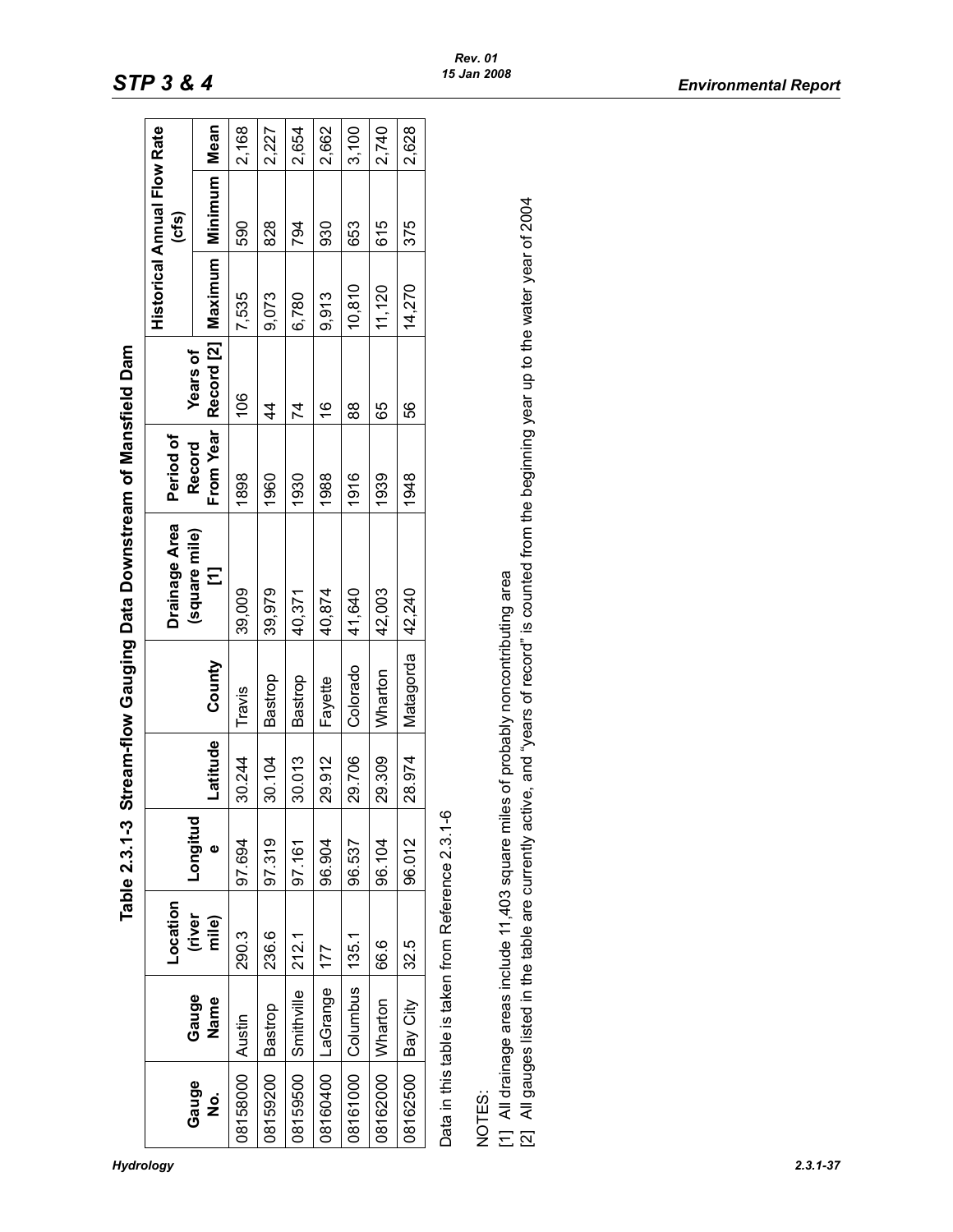## Table 2.3.1-3 Stream-flow Gauging Data Downstream of Mansfield Dam

| Gauge No. | Gauge Name | Location (river mile) | Longitude | Latitude | County | Drainage Area (square mile) [1] | Period of Record From Year | Years of Record [2] | Historical Annual Flow Rate (cfs) | | |
|---|---|---|---|---|---|---|---|---|---|---|---|
| | | | | | | | | | Maximum | Minimum | Mean |
| 08158000 | Austin | 290.3 | 97.694 | 30.244 | Travis | 39,009 | 1898 | 106 | 7,535 | 590 | 2,168 |
| 08159200 | Bastrop | 236.6 | 97.319 | 30.104 | Bastrop | 39,979 | 1960 | 44 | 9,073 | 828 | 2,227 |
| 08159500 | Smithville | 212.1 | 97.161 | 30.013 | Bastrop | 40,371 | 1930 | 74 | 6,780 | 794 | 2,654 |
| 08160400 | LaGrange | 177 | 96.904 | 29.912 | Fayette | 40,874 | 1988 | 16 | 9,913 | 930 | 2,662 |
| 08161000 | Columbus | 135.1 | 96.537 | 29.706 | Colorado | 41,640 | 1916 | 88 | 10,810 | 653 | 3,100 |
| 08162000 | Wharton | 66.6 | 96.104 | 29.309 | Wharton | 42,003 | 1939 | 65 | 11,120 | 615 | 2,740 |
| 08162500 | Bay City | 32.5 | 96.012 | 28.974 | Matagorda | 42,240 | 1948 | 56 | 14,270 | 375 | 2,628 |

Data in this table is taken from Reference 2.3.1-6

NOTES:

[1] All drainage areas include 11,403 square miles of probably noncontributing area

[2] All gauges listed in the table are currently active, and "years of record" is counted from the beginning year up to the water year of 2004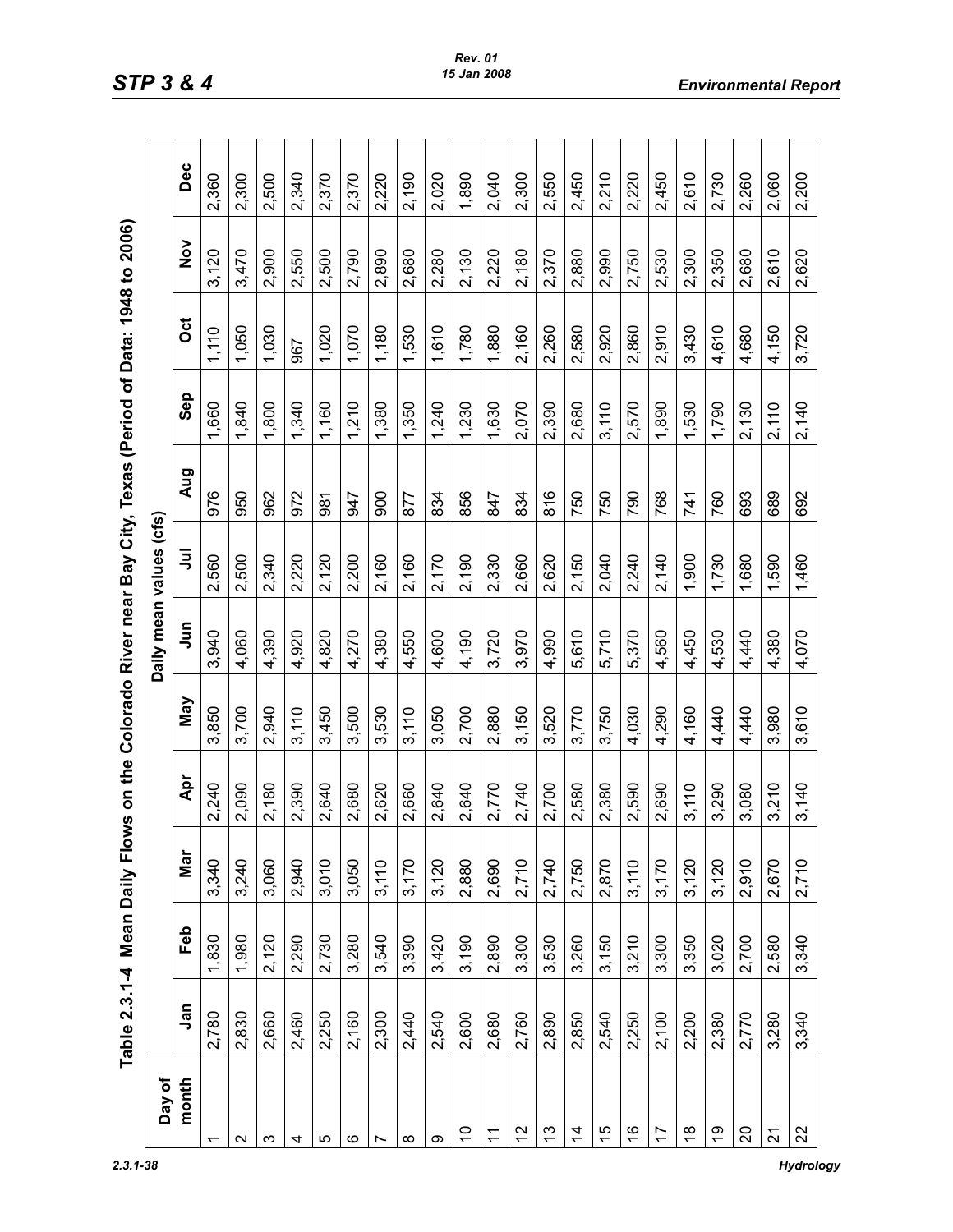Table 2.3.1-4 Mean Daily Flows on the Colorado River near Bay City, Texas (Period of Data: 1948 to 2006)

| Day of month | Daily mean values (cfs) | | | | | | | | | | | |
|---|---|---|---|---|---|---|---|---|---|---|---|---|
| | Jan | Feb | Mar | Apr | May | Jun | Jul | Aug | Sep | Oct | Nov | Dec |
| 1 | 2,780 | 1,830 | 3,340 | 2,240 | 3,850 | 3,940 | 2,560 | 976 | 1,660 | 1,110 | 3,120 | 2,360 |
| 2 | 2,830 | 1,980 | 3,240 | 2,090 | 3,700 | 4,060 | 2,500 | 950 | 1,840 | 1,050 | 3,470 | 2,300 |
| 3 | 2,660 | 2,120 | 3,060 | 2,180 | 2,940 | 4,390 | 2,340 | 962 | 1,800 | 1,030 | 2,900 | 2,500 |
| 4 | 2,460 | 2,290 | 2,940 | 2,390 | 3,110 | 4,920 | 2,220 | 972 | 1,340 | 967 | 2,550 | 2,340 |
| 5 | 2,250 | 2,730 | 3,010 | 2,640 | 3,450 | 4,820 | 2,120 | 981 | 1,160 | 1,020 | 2,500 | 2,370 |
| 6 | 2,160 | 3,280 | 3,050 | 2,680 | 3,500 | 4,270 | 2,200 | 947 | 1,210 | 1,070 | 2,790 | 2,370 |
| 7 | 2,300 | 3,540 | 3,110 | 2,620 | 3,530 | 4,380 | 2,160 | 900 | 1,380 | 1,180 | 2,890 | 2,220 |
| 8 | 2,440 | 3,390 | 3,170 | 2,660 | 3,110 | 4,550 | 2,160 | 877 | 1,350 | 1,530 | 2,680 | 2,190 |
| 9 | 2,540 | 3,420 | 3,120 | 2,640 | 3,050 | 4,600 | 2,170 | 834 | 1,240 | 1,610 | 2,280 | 2,020 |
| 10 | 2,600 | 3,190 | 2,880 | 2,640 | 2,700 | 4,190 | 2,190 | 856 | 1,230 | 1,780 | 2,130 | 1,890 |
| 11 | 2,680 | 2,890 | 2,690 | 2,770 | 2,880 | 3,720 | 2,330 | 847 | 1,630 | 1,880 | 2,220 | 2,040 |
| 12 | 2,760 | 3,300 | 2,710 | 2,740 | 3,150 | 3,970 | 2,660 | 834 | 2,070 | 2,160 | 2,180 | 2,300 |
| 13 | 2,890 | 3,530 | 2,740 | 2,700 | 3,520 | 4,990 | 2,620 | 816 | 2,390 | 2,260 | 2,370 | 2,550 |
| 14 | 2,850 | 3,260 | 2,750 | 2,580 | 3,770 | 5,610 | 2,150 | 750 | 2,680 | 2,580 | 2,880 | 2,450 |
| 15 | 2,540 | 3,150 | 2,870 | 2,380 | 3,750 | 5,710 | 2,040 | 750 | 3,110 | 2,920 | 2,990 | 2,210 |
| 16 | 2,250 | 3,210 | 3,110 | 2,590 | 4,030 | 5,370 | 2,240 | 790 | 2,570 | 2,860 | 2,750 | 2,220 |
| 17 | 2,100 | 3,300 | 3,170 | 2,690 | 4,290 | 4,560 | 2,140 | 768 | 1,890 | 2,910 | 2,530 | 2,450 |
| 18 | 2,200 | 3,350 | 3,120 | 3,110 | 4,160 | 4,450 | 1,900 | 741 | 1,530 | 3,430 | 2,300 | 2,610 |
| 19 | 2,380 | 3,020 | 3,120 | 3,290 | 4,440 | 4,530 | 1,730 | 760 | 1,790 | 4,610 | 2,350 | 2,730 |
| 20 | 2,770 | 2,700 | 2,910 | 3,080 | 4,440 | 4,440 | 1,680 | 693 | 2,130 | 4,680 | 2,680 | 2,260 |
| 21 | 3,280 | 2,580 | 2,670 | 3,210 | 3,980 | 4,380 | 1,590 | 689 | 2,110 | 4,150 | 2,610 | 2,060 |
| 22 | 3,340 | 3,340 | 2,710 | 3,140 | 3,610 | 4,070 | 1,460 | 692 | 2,140 | 3,720 | 2,620 | 2,200 |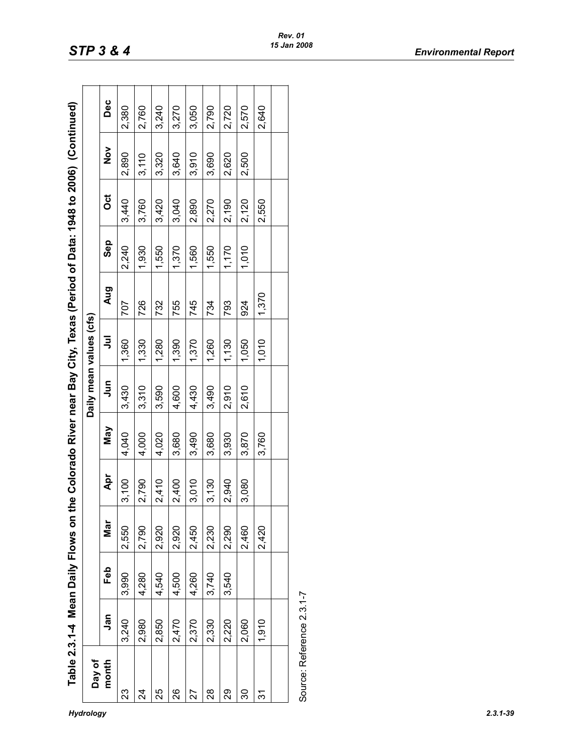**Table 2.3.1-4 Mean Daily Flows on the Colorado River near Bay City, Texas (Period of Data: 1948 to 2006) (Continued)**

| Day of month | Daily mean values (cfs) | | | | | | | | | | | |
|---|---|---|---|---|---|---|---|---|---|---|---|---|
| | Jan | Feb | Mar | Apr | May | Jun | Jul | Aug | Sep | Oct | Nov | Dec |
| 23 | 3,240 | 3,990 | 2,550 | 3,100 | 4,040 | 3,430 | 1,360 | 707 | 2,240 | 3,440 | 2,890 | 2,380 |
| 24 | 2,980 | 4,280 | 2,790 | 2,790 | 4,000 | 3,310 | 1,330 | 726 | 1,930 | 3,760 | 3,110 | 2,760 |
| 25 | 2,850 | 4,540 | 2,920 | 2,410 | 4,020 | 3,590 | 1,280 | 732 | 1,550 | 3,420 | 3,320 | 3,240 |
| 26 | 2,470 | 4,500 | 2,920 | 2,400 | 3,680 | 4,600 | 1,390 | 755 | 1,370 | 3,040 | 3,640 | 3,270 |
| 27 | 2,370 | 4,260 | 2,450 | 3,010 | 3,490 | 4,430 | 1,370 | 745 | 1,560 | 2,890 | 3,910 | 3,050 |
| 28 | 2,330 | 3,740 | 2,230 | 3,130 | 3,680 | 3,490 | 1,260 | 734 | 1,550 | 2,270 | 3,690 | 2,790 |
| 29 | 2,220 | 3,540 | 2,290 | 2,940 | 3,930 | 2,910 | 1,130 | 793 | 1,170 | 2,190 | 2,620 | 2,720 |
| 30 | 2,060 | | 2,460 | 3,080 | 3,870 | 2,610 | 1,050 | 924 | 1,010 | 2,120 | 2,500 | 2,570 |
| 31 | 1,910 | | 2,420 | | 3,760 | | 1,010 | 1,370 | | 2,550 | | 2,640 |
| | | | | | | | | | | | | |

Source: Reference 2.3.1-7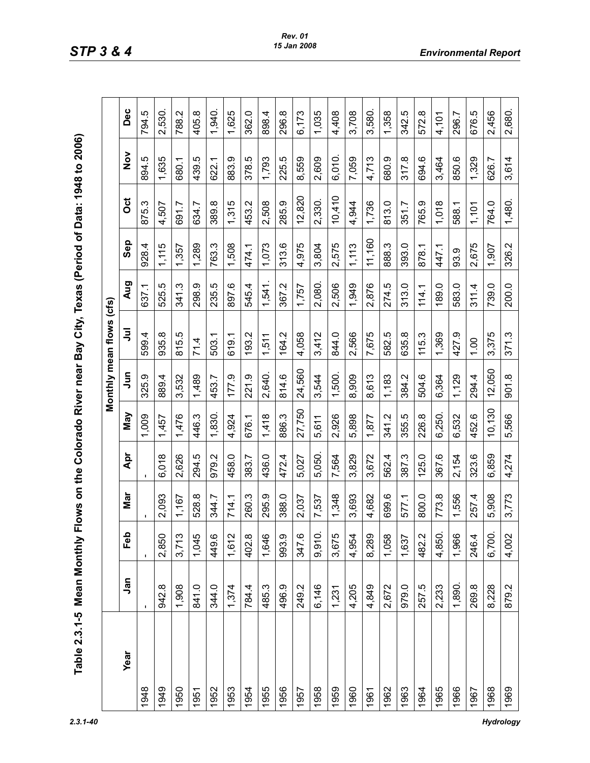## Table 2.3.1-5 Mean Monthly Flows on the Colorado River near Bay City, Texas (Period of Data: 1948 to 2006)

| Year | Monthly mean flows (cfs) | | | | | | | | | | | |
|---|---|---|---|---|---|---|---|---|---|---|---|---|
| | Jan | Feb | Mar | Apr | May | Jun | Jul | Aug | Sep | Oct | Nov | Dec |
| 1948 | - | - | - | - | 1,009 | 325.9 | 599.4 | 637.1 | 928.4 | 875.3 | 894.5 | 794.5 |
| 1949 | 942.8 | 2,850 | 2,093 | 6,018 | 1,457 | 889.4 | 935.8 | 525.5 | 1,115 | 4,507 | 1,635 | 2,530. |
| 1950 | 1,908 | 3,713 | 1,167 | 2,626 | 1,476 | 3,532 | 815.5 | 341.3 | 1,357 | 691.7 | 680.1 | 788.2 |
| 1951 | 841.0 | 1,045 | 528.8 | 294.5 | 446.3 | 1,489 | 71.4 | 298.9 | 1,289 | 634.7 | 439.5 | 405.8 |
| 1952 | 344.0 | 449.6 | 344.7 | 979.2 | 1,830. | 453.7 | 503.1 | 235.5 | 763.3 | 389.8 | 622.1 | 1,940. |
| 1953 | 1,374 | 1,612 | 714.1 | 458.0 | 4,924 | 177.9 | 619.1 | 897.6 | 1,508 | 1,315 | 883.9 | 1,625 |
| 1954 | 784.4 | 402.8 | 260.3 | 383.7 | 676.1 | 221.9 | 193.2 | 545.4 | 474.1 | 453.2 | 378.5 | 362.0 |
| 1955 | 485.3 | 1,646 | 295.9 | 436.0 | 1,418 | 2,640. | 1,511 | 1,541. | 1,073 | 2,508 | 1,793 | 898.4 |
| 1956 | 496.9 | 993.9 | 388.0 | 472.4 | 886.3 | 814.6 | 164.2 | 367.2 | 313.6 | 285.9 | 225.5 | 296.8 |
| 1957 | 249.2 | 347.6 | 2,037 | 5,027 | 27,750 | 24,560 | 4,058 | 1,757 | 4,975 | 12,820 | 8,559 | 6,173 |
| 1958 | 6,146 | 9,910. | 7,537 | 5,050. | 5,611 | 3,544 | 3,412 | 2,080. | 3,804 | 2,330. | 2,609 | 1,035 |
| 1959 | 1,231 | 3,675 | 1,348 | 7,564 | 2,926 | 1,500. | 844.0 | 2,506 | 2,575 | 10,410 | 6,010. | 4,408 |
| 1960 | 4,205 | 4,954 | 3,693 | 3,829 | 5,898 | 8,909 | 2,566 | 1,949 | 1,113 | 4,944 | 7,059 | 3,708 |
| 1961 | 4,849 | 8,289 | 4,682 | 3,672 | 1,877 | 8,613 | 7,675 | 2,876 | 11,160 | 1,736 | 4,713 | 3,580. |
| 1962 | 2,672 | 1,058 | 699.6 | 562.4 | 341.2 | 1,183 | 582.5 | 274.5 | 888.3 | 813.0 | 680.9 | 1,358 |
| 1963 | 979.0 | 1,637 | 577.1 | 387.3 | 355.5 | 384.2 | 635.8 | 313.0 | 393.0 | 351.7 | 317.8 | 342.5 |
| 1964 | 257.5 | 482.2 | 800.0 | 125.0 | 226.8 | 504.6 | 115.3 | 114.1 | 878.1 | 765.9 | 694.6 | 572.8 |
| 1965 | 2,233 | 4,850. | 773.8 | 367.6 | 6,250. | 6,364 | 1,369 | 189.0 | 447.1 | 1,018 | 3,464 | 4,101 |
| 1966 | 1,890. | 1,966 | 1,556 | 2,154 | 6,532 | 1,129 | 427.9 | 583.0 | 93.9 | 588.1 | 850.6 | 296.7 |
| 1967 | 269.8 | 246.4 | 257.4 | 323.6 | 452.6 | 294.4 | 1.00 | 311.4 | 2,675 | 1,101 | 1,329 | 676.5 |
| 1968 | 8,228 | 6,700. | 5,908 | 6,859 | 10,130 | 12,050 | 3,375 | 739.0 | 1,907 | 764.0 | 626.7 | 2,456 |
| 1969 | 879.2 | 4,002 | 3,773 | 4,274 | 5,566 | 901.8 | 371.3 | 200.0 | 326.2 | 1,480. | 3,614 | 2,680. |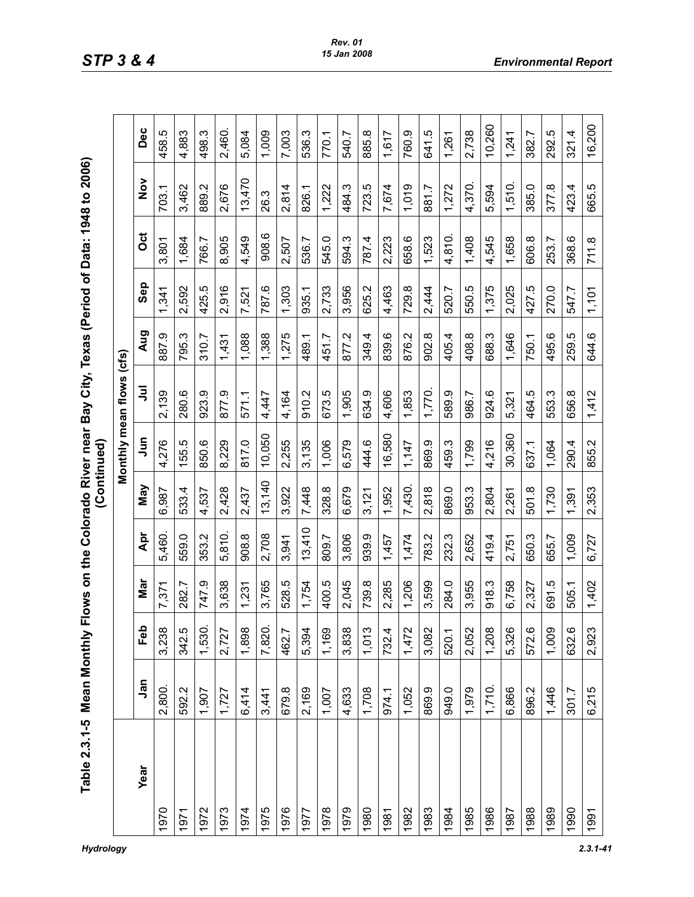## Table 2.3.1-5 Mean Monthly Flows on the Colorado River near Bay City, Texas (Period of Data: 1948 to 2006) (Continued)

| Year | Monthly mean flows (cfs) | | | | | | | | | | | |
|---|---|---|---|---|---|---|---|---|---|---|---|---|
| | Jan | Feb | Mar | Apr | May | Jun | Jul | Aug | Sep | Oct | Nov | Dec |
| 1970 | 2,800. | 3,238 | 7,371 | 5,460. | 6,987 | 4,276 | 2,139 | 887.9 | 1,341 | 3,801 | 703.1 | 458.5 |
| 1971 | 592.2 | 342.5 | 282.7 | 559.0 | 533.4 | 155.5 | 280.6 | 795.3 | 2,592 | 1,684 | 3,462 | 4,883 |
| 1972 | 1,907 | 1,530. | 747.9 | 353.2 | 4,537 | 850.6 | 923.9 | 310.7 | 425.5 | 766.7 | 889.2 | 498.3 |
| 1973 | 1,727 | 2,727 | 3,638 | 5,810. | 2,428 | 8,229 | 877.9 | 1,431 | 2,916 | 8,905 | 2,676 | 2,460. |
| 1974 | 6,414 | 1,898 | 1,231 | 908.8 | 2,437 | 817.0 | 571.1 | 1,088 | 7,521 | 4,549 | 13,470 | 5,084 |
| 1975 | 3,441 | 7,820. | 3,765 | 2,708 | 13,140 | 10,050 | 4,447 | 1,388 | 787.6 | 908.6 | 26.3 | 1,009 |
| 1976 | 679.8 | 462.7 | 528.5 | 3,941 | 3,922 | 2,255 | 4,164 | 1,275 | 1,303 | 2,507 | 2,814 | 7,003 |
| 1977 | 2,169 | 5,394 | 1,754 | 13,410 | 7,448 | 3,135 | 910.2 | 489.1 | 935.1 | 536.7 | 826.1 | 536.3 |
| 1978 | 1,007 | 1,169 | 400.5 | 809.7 | 328.8 | 1,006 | 673.5 | 451.7 | 2,733 | 545.0 | 1,222 | 770.1 |
| 1979 | 4,633 | 3,838 | 2,045 | 3,806 | 6,679 | 6,579 | 1,905 | 877.2 | 3,956 | 594.3 | 484.3 | 540.7 |
| 1980 | 1,708 | 1,013 | 739.8 | 939.9 | 3,121 | 444.6 | 634.9 | 349.4 | 625.2 | 787.4 | 723.5 | 885.8 |
| 1981 | 974.1 | 732.4 | 2,285 | 1,457 | 1,952 | 16,580 | 4,606 | 839.6 | 4,463 | 2,223 | 7,674 | 1,617 |
| 1982 | 1,052 | 1,472 | 1,206 | 1,474 | 7,430. | 1,147 | 1,853 | 876.2 | 729.8 | 658.6 | 1,019 | 760.9 |
| 1983 | 869.9 | 3,082 | 3,599 | 783.2 | 2,818 | 869.9 | 1,770. | 902.8 | 2,444 | 1,523 | 881.7 | 641.5 |
| 1984 | 949.0 | 520.1 | 284.0 | 232.3 | 869.0 | 459.3 | 589.9 | 405.4 | 520.7 | 4,810. | 1,272 | 1,261 |
| 1985 | 1,979 | 2,052 | 3,955 | 2,652 | 953.3 | 1,799 | 986.7 | 408.8 | 550.5 | 1,408 | 4,370. | 2,738 |
| 1986 | 1,710. | 1,208 | 918.3 | 419.4 | 2,804 | 4,216 | 924.6 | 688.3 | 1,375 | 4,545 | 5,594 | 10,260 |
| 1987 | 6,866 | 5,326 | 6,758 | 2,751 | 2,261 | 30,360 | 5,321 | 1,646 | 2,025 | 1,658 | 1,510. | 1,241 |
| 1988 | 896.2 | 572.6 | 2,327 | 650.3 | 501.8 | 637.1 | 464.5 | 750.1 | 427.5 | 606.8 | 385.0 | 382.7 |
| 1989 | 1,446 | 1,009 | 691.5 | 655.7 | 1,730 | 1,064 | 553.3 | 495.6 | 270.0 | 253.7 | 377.8 | 292.5 |
| 1990 | 301.7 | 632.6 | 505.1 | 1,009 | 1,391 | 290.4 | 656.8 | 259.5 | 547.7 | 368.6 | 423.4 | 321.4 |
| 1991 | 6,215 | 2,923 | 1,402 | 6,727 | 2,353 | 855.2 | 1,412 | 644.6 | 1,101 | 711.8 | 665.5 | 16,200 |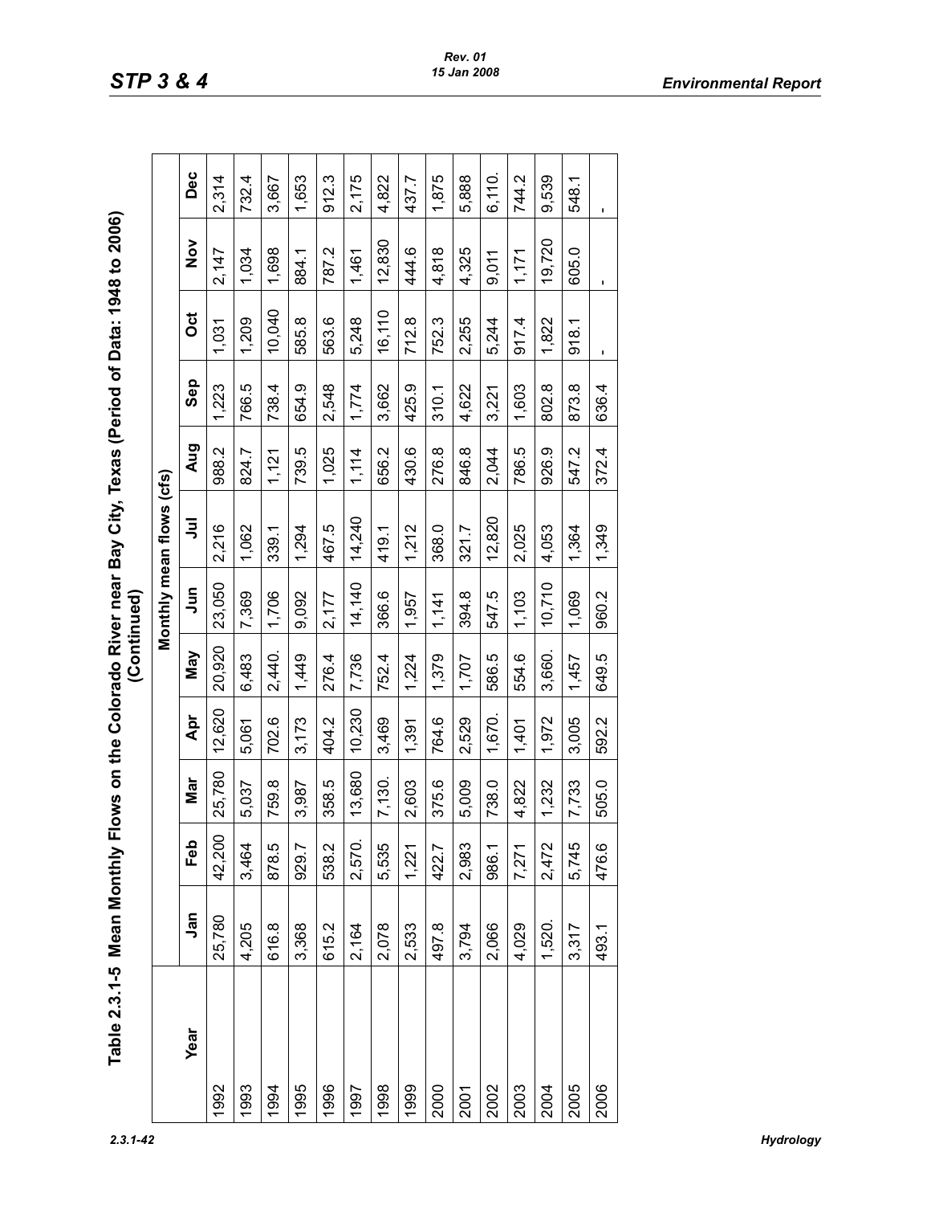Table 2.3.1-5 Mean Monthly Flows on the Colorado River near Bay City, Texas (Period of Data: 1948 to 2006) (Continued)

| Year | Monthly mean flows (cfs) | | | | | | | | | | | |
|---|---|---|---|---|---|---|---|---|---|---|---|---|
| | Jan | Feb | Mar | Apr | May | Jun | Jul | Aug | Sep | Oct | Nov | Dec |
| 1992 | 25,780 | 42,200 | 25,780 | 12,620 | 20,920 | 23,050 | 2,216 | 988.2 | 1,223 | 1,031 | 2,147 | 2,314 |
| 1993 | 4,205 | 3,464 | 5,037 | 5,061 | 6,483 | 7,369 | 1,062 | 824.7 | 766.5 | 1,209 | 1,034 | 732.4 |
| 1994 | 616.8 | 878.5 | 759.8 | 702.6 | 2,440. | 1,706 | 339.1 | 1,121 | 738.4 | 10,040 | 1,698 | 3,667 |
| 1995 | 3,368 | 929.7 | 3,987 | 3,173 | 1,449 | 9,092 | 1,294 | 739.5 | 654.9 | 585.8 | 884.1 | 1,653 |
| 1996 | 615.2 | 538.2 | 358.5 | 404.2 | 276.4 | 2,177 | 467.5 | 1,025 | 2,548 | 563.6 | 787.2 | 912.3 |
| 1997 | 2,164 | 2,570. | 13,680 | 10,230 | 7,736 | 14,140 | 14,240 | 1,114 | 1,774 | 5,248 | 1,461 | 2,175 |
| 1998 | 2,078 | 5,535 | 7,130. | 3,469 | 752.4 | 366.6 | 419.1 | 656.2 | 3,662 | 16,110 | 12,830 | 4,822 |
| 1999 | 2,533 | 1,221 | 2,603 | 1,391 | 1,224 | 1,957 | 1,212 | 430.6 | 425.9 | 712.8 | 444.6 | 437.7 |
| 2000 | 497.8 | 422.7 | 375.6 | 764.6 | 1,379 | 1,141 | 368.0 | 276.8 | 310.1 | 752.3 | 4,818 | 1,875 |
| 2001 | 3,794 | 2,983 | 5,009 | 2,529 | 1,707 | 394.8 | 321.7 | 846.8 | 4,622 | 2,255 | 4,325 | 5,888 |
| 2002 | 2,066 | 986.1 | 738.0 | 1,670. | 586.5 | 547.5 | 12,820 | 2,044 | 3,221 | 5,244 | 9,011 | 6,110. |
| 2003 | 4,029 | 7,271 | 4,822 | 1,401 | 554.6 | 1,103 | 2,025 | 786.5 | 1,603 | 917.4 | 1,171 | 744.2 |
| 2004 | 1,520. | 2,472 | 1,232 | 1,972 | 3,660. | 10,710 | 4,053 | 926.9 | 802.8 | 1,822 | 19,720 | 9,539 |
| 2005 | 3,317 | 5,745 | 7,733 | 3,005 | 1,457 | 1,069 | 1,364 | 547.2 | 873.8 | 918.1 | 605.0 | 548.1 |
| 2006 | 493.1 | 476.6 | 505.0 | 592.2 | 649.5 | 960.2 | 1,349 | 372.4 | 636.4 | - | - | - |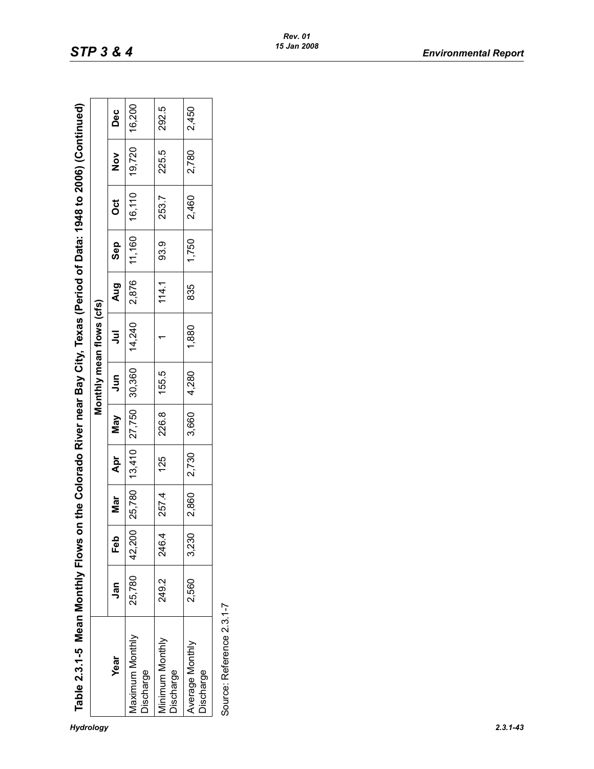**Table 2.3.1-5 Mean Monthly Flows on the Colorado River near Bay City, Texas (Period of Data: 1948 to 2006) (Continued)**

| Year | Monthly mean flows (cfs) | | | | | | | | | | | |
|---|---|---|---|---|---|---|---|---|---|---|---|---|
| | Jan | Feb | Mar | Apr | May | Jun | Jul | Aug | Sep | Oct | Nov | Dec |
| Maximum Monthly Discharge | 25,780 | 42,200 | 25,780 | 13,410 | 27,750 | 30,360 | 14,240 | 2,876 | 11,160 | 16,110 | 19,720 | 16,200 |
| Minimum Monthly Discharge | 249.2 | 246.4 | 257.4 | 125 | 226.8 | 155.5 | 1 | 114.1 | 93.9 | 253.7 | 225.5 | 292.5 |
| Average Monthly Discharge | 2,560 | 3,230 | 2,860 | 2,730 | 3,660 | 4,280 | 1,880 | 835 | 1,750 | 2,460 | 2,780 | 2,450 |

Source: Reference 2.3.1-7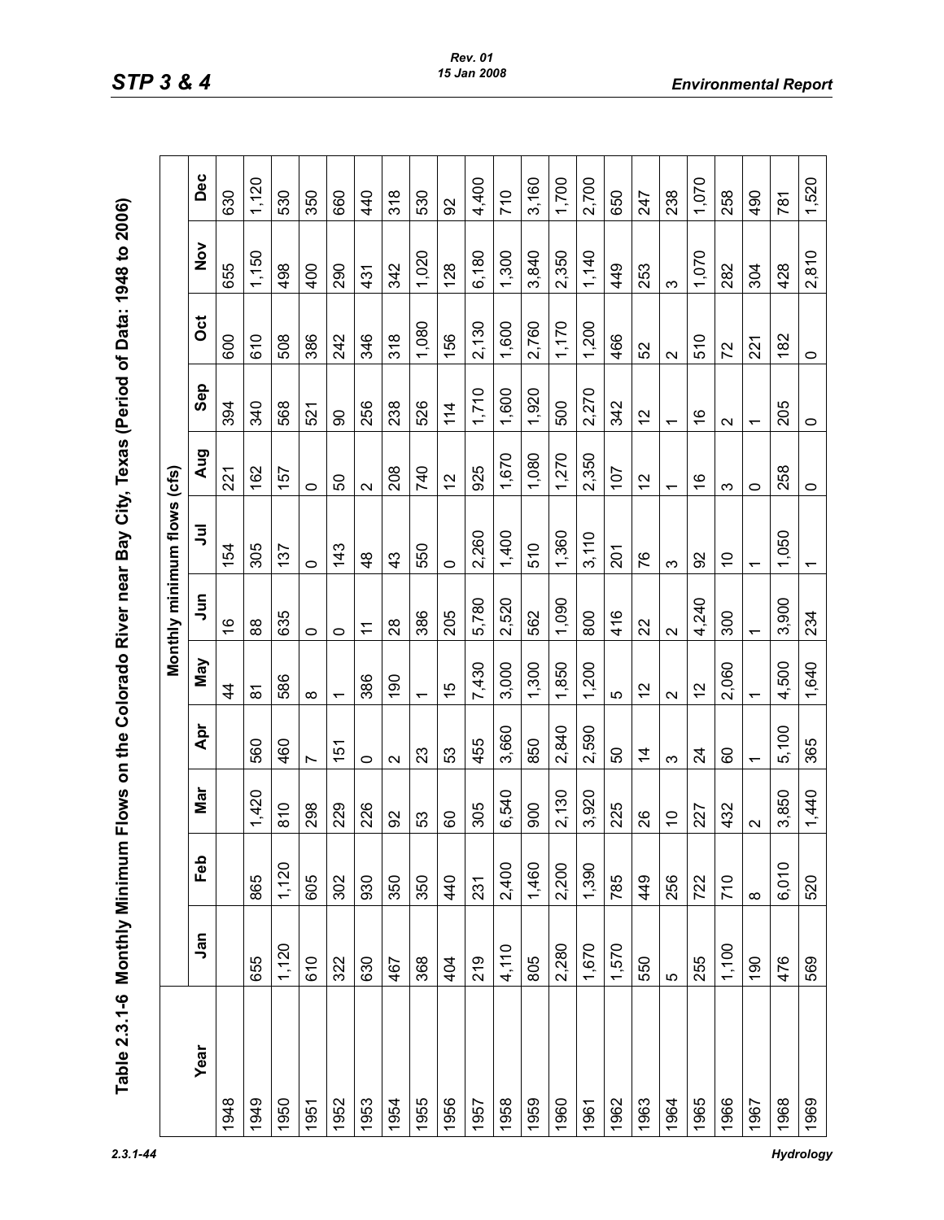# Table 2.3.1-6 Monthly Minimum Flows on the Colorado River near Bay City, Texas (Period of Data: 1948 to 2006)

| Year | Monthly minimum flows (cfs) | | | | | | | | | | | |
|---|---|---|---|---|---|---|---|---|---|---|---|---|
| | Jan | Feb | Mar | Apr | May | Jun | Jul | Aug | Sep | Oct | Nov | Dec |
| 1948 | | | | | 44 | 16 | 154 | 221 | 394 | 600 | 655 | 630 |
| 1949 | 655 | 865 | 1,420 | 560 | 81 | 88 | 305 | 162 | 340 | 610 | 1,150 | 1,120 |
| 1950 | 1,120 | 1,120 | 810 | 460 | 586 | 635 | 137 | 157 | 568 | 508 | 498 | 530 |
| 1951 | 610 | 605 | 298 | 7 | 8 | 0 | 0 | 0 | 521 | 386 | 400 | 350 |
| 1952 | 322 | 302 | 229 | 151 | 1 | 0 | 143 | 50 | 90 | 242 | 290 | 660 |
| 1953 | 630 | 930 | 226 | 0 | 386 | 11 | 48 | 2 | 256 | 346 | 431 | 440 |
| 1954 | 467 | 350 | 92 | 2 | 190 | 28 | 43 | 208 | 238 | 318 | 342 | 318 |
| 1955 | 368 | 350 | 53 | 23 | 1 | 386 | 550 | 740 | 526 | 1,080 | 1,020 | 530 |
| 1956 | 404 | 440 | 60 | 53 | 15 | 205 | 0 | 12 | 114 | 156 | 128 | 92 |
| 1957 | 219 | 231 | 305 | 455 | 7,430 | 5,780 | 2,260 | 925 | 1,710 | 2,130 | 6,180 | 4,400 |
| 1958 | 4,110 | 2,400 | 6,540 | 3,660 | 3,000 | 2,520 | 1,400 | 1,670 | 1,600 | 1,600 | 1,300 | 710 |
| 1959 | 805 | 1,460 | 900 | 850 | 1,300 | 562 | 510 | 1,080 | 1,920 | 2,760 | 3,840 | 3,160 |
| 1960 | 2,280 | 2,200 | 2,130 | 2,840 | 1,850 | 1,090 | 1,360 | 1,270 | 500 | 1,170 | 2,350 | 1,700 |
| 1961 | 1,670 | 1,390 | 3,920 | 2,590 | 1,200 | 800 | 3,110 | 2,350 | 2,270 | 1,200 | 1,140 | 2,700 |
| 1962 | 1,570 | 785 | 225 | 50 | 5 | 416 | 201 | 107 | 342 | 466 | 449 | 650 |
| 1963 | 550 | 449 | 26 | 14 | 12 | 22 | 76 | 12 | 12 | 52 | 253 | 247 |
| 1964 | 5 | 256 | 10 | 3 | 2 | 2 | 3 | 1 | 1 | 2 | 3 | 238 |
| 1965 | 255 | 722 | 227 | 24 | 12 | 4,240 | 92 | 16 | 16 | 510 | 1,070 | 1,070 |
| 1966 | 1,100 | 710 | 432 | 60 | 2,060 | 300 | 10 | 3 | 2 | 72 | 282 | 258 |
| 1967 | 190 | 8 | 2 | 1 | 1 | 1 | 1 | 0 | 1 | 221 | 304 | 490 |
| 1968 | 476 | 6,010 | 3,850 | 5,100 | 4,500 | 3,900 | 1,050 | 258 | 205 | 182 | 428 | 781 |
| 1969 | 569 | 520 | 1,440 | 365 | 1,640 | 234 | 1 | 0 | 0 | 0 | 2,810 | 1,520 |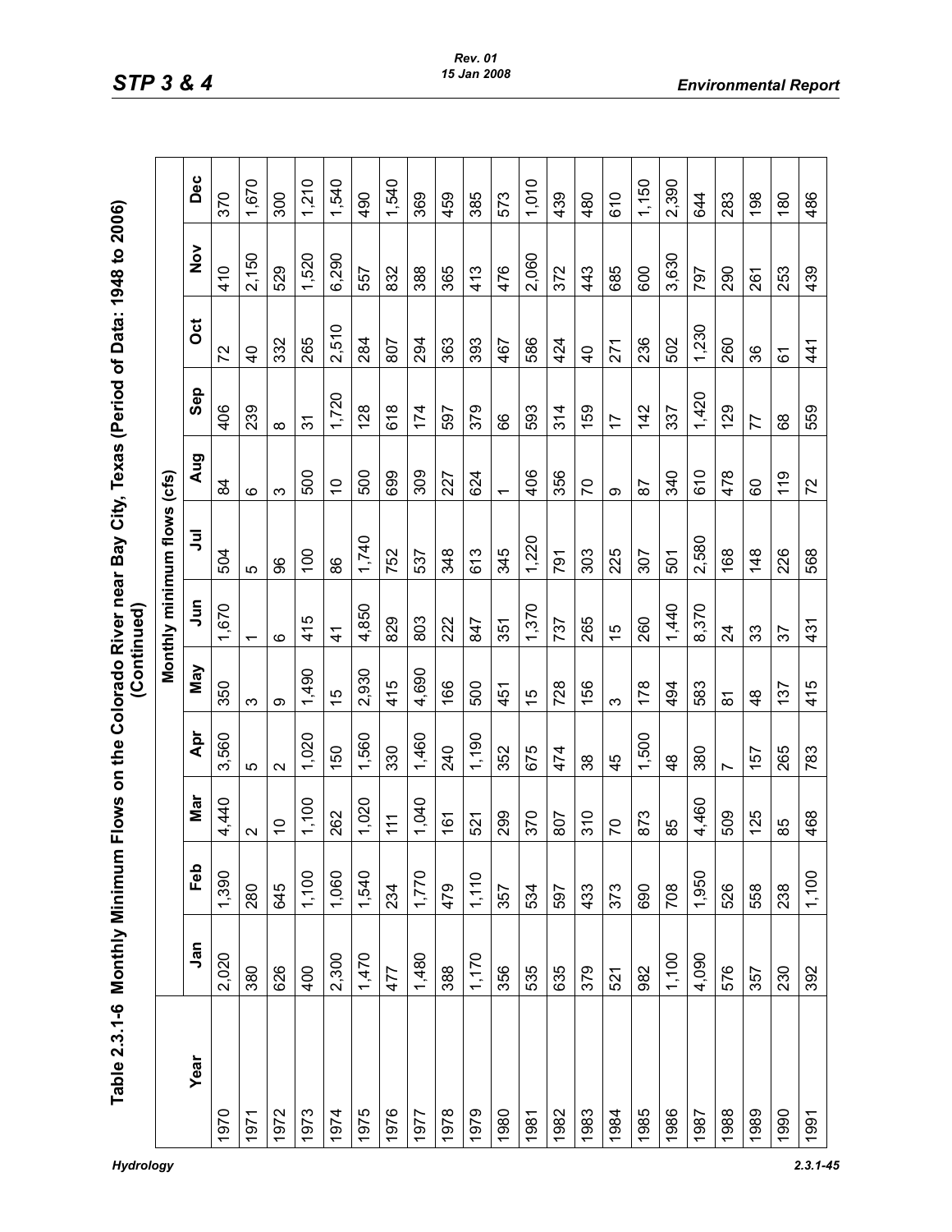## Table 2.3.1-6 Monthly Minimum Flows on the Colorado River near Bay City, Texas (Period of Data: 1948 to 2006) (Continued)

| Year | Monthly minimum flows (cfs) | | | | | | | | | | | |
|---|---|---|---|---|---|---|---|---|---|---|---|---|
| | Jan | Feb | Mar | Apr | May | Jun | Jul | Aug | Sep | Oct | Nov | Dec |
| 1970 | 2,020 | 1,390 | 4,440 | 3,560 | 350 | 1,670 | 504 | 84 | 406 | 72 | 410 | 370 |
| 1971 | 380 | 280 | 2 | 5 | 3 | 1 | 5 | 6 | 239 | 40 | 2,150 | 1,670 |
| 1972 | 626 | 645 | 10 | 2 | 9 | 6 | 96 | 3 | 8 | 332 | 529 | 300 |
| 1973 | 400 | 1,100 | 1,100 | 1,020 | 1,490 | 415 | 100 | 500 | 31 | 265 | 1,520 | 1,210 |
| 1974 | 2,300 | 1,060 | 262 | 150 | 15 | 41 | 86 | 10 | 1,720 | 2,510 | 6,290 | 1,540 |
| 1975 | 1,470 | 1,540 | 1,020 | 1,560 | 2,930 | 4,850 | 1,740 | 500 | 128 | 284 | 557 | 490 |
| 1976 | 477 | 234 | 111 | 330 | 415 | 829 | 752 | 699 | 618 | 807 | 832 | 1,540 |
| 1977 | 1,480 | 1,770 | 1,040 | 1,460 | 4,690 | 803 | 537 | 309 | 174 | 294 | 388 | 369 |
| 1978 | 388 | 479 | 161 | 240 | 166 | 222 | 348 | 227 | 597 | 363 | 365 | 459 |
| 1979 | 1,170 | 1,110 | 521 | 1,190 | 500 | 847 | 613 | 624 | 379 | 393 | 413 | 385 |
| 1980 | 356 | 357 | 299 | 352 | 451 | 351 | 345 | 1 | 66 | 467 | 476 | 573 |
| 1981 | 535 | 534 | 370 | 675 | 15 | 1,370 | 1,220 | 406 | 593 | 586 | 2,060 | 1,010 |
| 1982 | 635 | 597 | 807 | 474 | 728 | 737 | 791 | 356 | 314 | 424 | 372 | 439 |
| 1983 | 379 | 433 | 310 | 38 | 156 | 265 | 303 | 70 | 159 | 40 | 443 | 480 |
| 1984 | 521 | 373 | 70 | 45 | 3 | 15 | 225 | 9 | 17 | 271 | 685 | 610 |
| 1985 | 982 | 690 | 873 | 1,500 | 178 | 260 | 307 | 87 | 142 | 236 | 600 | 1,150 |
| 1986 | 1,100 | 708 | 85 | 48 | 494 | 1,440 | 501 | 340 | 337 | 502 | 3,630 | 2,390 |
| 1987 | 4,090 | 1,950 | 4,460 | 380 | 583 | 8,370 | 2,580 | 610 | 1,420 | 1,230 | 797 | 644 |
| 1988 | 576 | 526 | 509 | 7 | 81 | 24 | 168 | 478 | 129 | 260 | 290 | 283 |
| 1989 | 357 | 558 | 125 | 157 | 48 | 33 | 148 | 60 | 77 | 36 | 261 | 198 |
| 1990 | 230 | 238 | 85 | 265 | 137 | 37 | 226 | 119 | 68 | 61 | 253 | 180 |
| 1991 | 392 | 1,100 | 468 | 783 | 415 | 431 | 568 | 72 | 559 | 441 | 439 | 486 |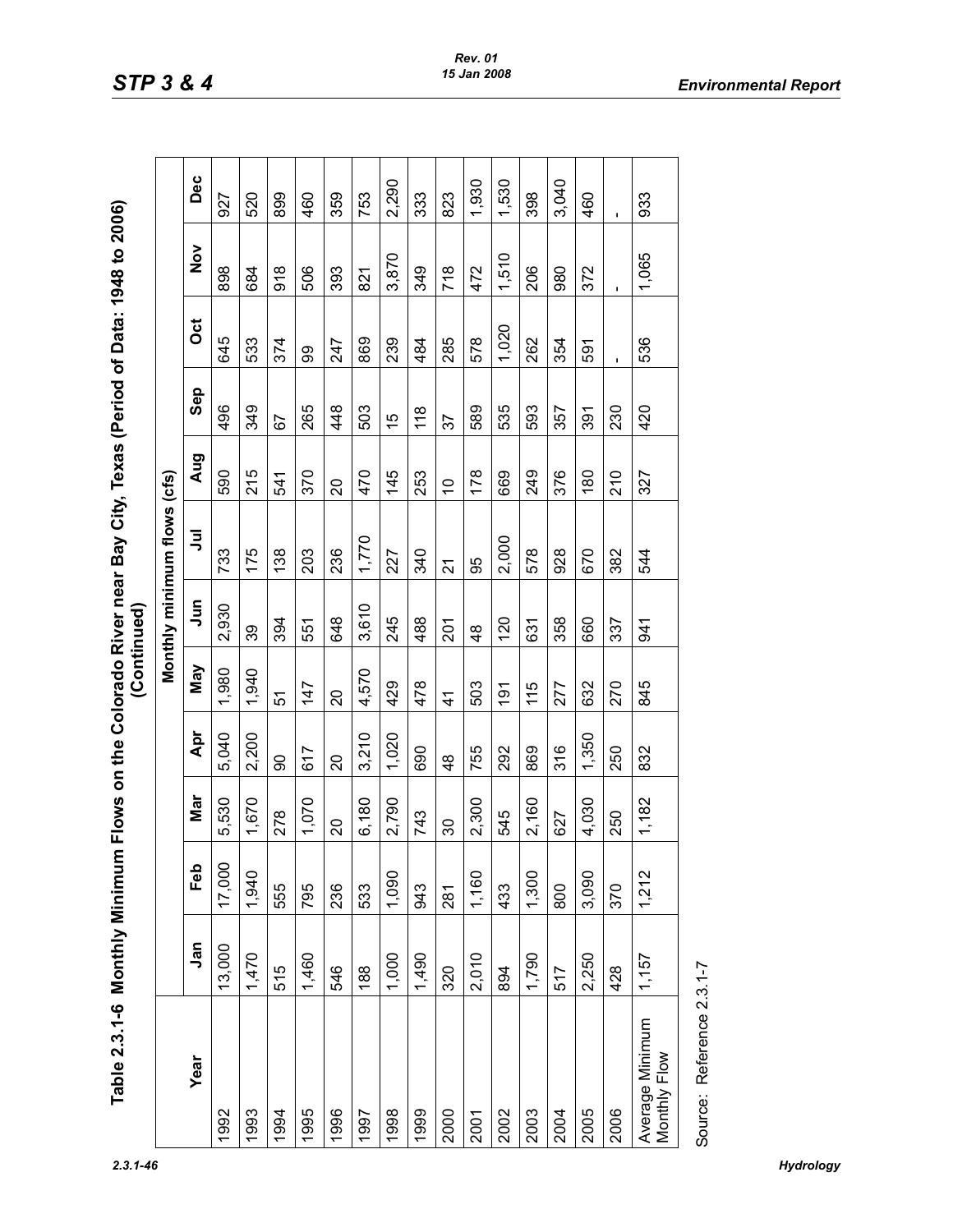## Table 2.3.1-6 Monthly Minimum Flows on the Colorado River near Bay City, Texas (Period of Data: 1948 to 2006) (Continued)

| Year | Monthly minimum flows (cfs) | | | | | | | | | | | |
|---|---|---|---|---|---|---|---|---|---|---|---|---|
| | Jan | Feb | Mar | Apr | May | Jun | Jul | Aug | Sep | Oct | Nov | Dec |
| 1992 | 13,000 | 17,000 | 5,530 | 5,040 | 1,980 | 2,930 | 733 | 590 | 496 | 645 | 898 | 927 |
| 1993 | 1,470 | 1,940 | 1,670 | 2,200 | 1,940 | 39 | 175 | 215 | 349 | 533 | 684 | 520 |
| 1994 | 515 | 555 | 278 | 90 | 51 | 394 | 138 | 541 | 67 | 374 | 918 | 899 |
| 1995 | 1,460 | 795 | 1,070 | 617 | 147 | 551 | 203 | 370 | 265 | 99 | 506 | 460 |
| 1996 | 546 | 236 | 20 | 20 | 20 | 648 | 236 | 20 | 448 | 247 | 393 | 359 |
| 1997 | 188 | 533 | 6,180 | 3,210 | 4,570 | 3,610 | 1,770 | 470 | 503 | 869 | 821 | 753 |
| 1998 | 1,000 | 1,090 | 2,790 | 1,020 | 429 | 245 | 227 | 145 | 15 | 239 | 3,870 | 2,290 |
| 1999 | 1,490 | 943 | 743 | 690 | 478 | 488 | 340 | 253 | 118 | 484 | 349 | 333 |
| 2000 | 320 | 281 | 30 | 48 | 41 | 201 | 21 | 10 | 37 | 285 | 718 | 823 |
| 2001 | 2,010 | 1,160 | 2,300 | 755 | 503 | 48 | 95 | 178 | 589 | 578 | 472 | 1,930 |
| 2002 | 894 | 433 | 545 | 292 | 191 | 120 | 2,000 | 669 | 535 | 1,020 | 1,510 | 1,530 |
| 2003 | 1,790 | 1,300 | 2,160 | 869 | 115 | 631 | 578 | 249 | 593 | 262 | 206 | 398 |
| 2004 | 517 | 800 | 627 | 316 | 277 | 358 | 928 | 376 | 357 | 354 | 980 | 3,040 |
| 2005 | 2,250 | 3,090 | 4,030 | 1,350 | 632 | 660 | 670 | 180 | 391 | 591 | 372 | 460 |
| 2006 | 428 | 370 | 250 | 250 | 270 | 337 | 382 | 210 | 230 | - | - | - |
| Average Minimum Monthly Flow | 1,157 | 1,212 | 1,182 | 832 | 845 | 941 | 544 | 327 | 420 | 536 | 1,065 | 933 |

Source: Reference 2.3.1-7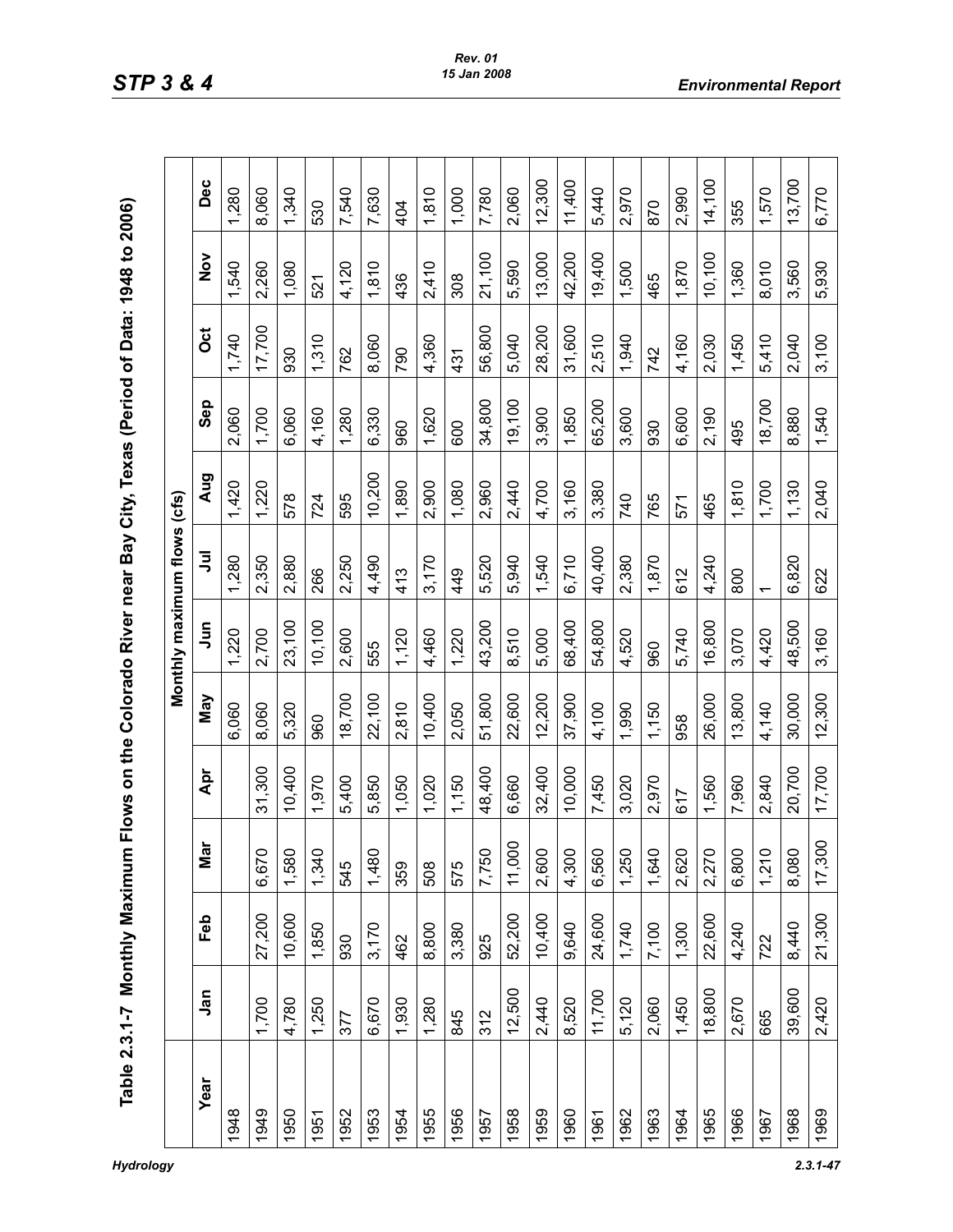Table 2.3.1-7 Monthly Maximum Flows on the Colorado River near Bay City, Texas (Period of Data: 1948 to 2006)

| Year | Monthly maximum flows (cfs) | | | | | | | | | | | |
|---|---|---|---|---|---|---|---|---|---|---|---|---|
| | Jan | Feb | Mar | Apr | May | Jun | Jul | Aug | Sep | Oct | Nov | Dec |
| 1948 | | | | | 6,060 | 1,220 | 1,280 | 1,420 | 2,060 | 1,740 | 1,540 | 1,280 |
| 1949 | 1,700 | 27,200 | 6,670 | 31,300 | 8,060 | 2,700 | 2,350 | 1,220 | 1,700 | 17,700 | 2,260 | 8,060 |
| 1950 | 4,780 | 10,600 | 1,580 | 10,400 | 5,320 | 23,100 | 2,880 | 578 | 6,060 | 930 | 1,080 | 1,340 |
| 1951 | 1,250 | 1,850 | 1,340 | 1,970 | 960 | 10,100 | 266 | 724 | 4,160 | 1,310 | 521 | 530 |
| 1952 | 377 | 930 | 545 | 5,400 | 18,700 | 2,600 | 2,250 | 595 | 1,280 | 762 | 4,120 | 7,540 |
| 1953 | 6,670 | 3,170 | 1,480 | 5,850 | 22,100 | 555 | 4,490 | 10,200 | 6,330 | 8,060 | 1,810 | 7,630 |
| 1954 | 1,930 | 462 | 359 | 1,050 | 2,810 | 1,120 | 413 | 1,890 | 960 | 790 | 436 | 404 |
| 1955 | 1,280 | 8,800 | 508 | 1,020 | 10,400 | 4,460 | 3,170 | 2,900 | 1,620 | 4,360 | 2,410 | 1,810 |
| 1956 | 845 | 3,380 | 575 | 1,150 | 2,050 | 1,220 | 449 | 1,080 | 600 | 431 | 308 | 1,000 |
| 1957 | 312 | 925 | 7,750 | 48,400 | 51,800 | 43,200 | 5,520 | 2,960 | 34,800 | 56,800 | 21,100 | 7,780 |
| 1958 | 12,500 | 52,200 | 11,000 | 6,660 | 22,600 | 8,510 | 5,940 | 2,440 | 19,100 | 5,040 | 5,590 | 2,060 |
| 1959 | 2,440 | 10,400 | 2,600 | 32,400 | 12,200 | 5,000 | 1,540 | 4,700 | 3,900 | 28,200 | 13,000 | 12,300 |
| 1960 | 8,520 | 9,640 | 4,300 | 10,000 | 37,900 | 68,400 | 6,710 | 3,160 | 1,850 | 31,600 | 42,200 | 11,400 |
| 1961 | 11,700 | 24,600 | 6,560 | 7,450 | 4,100 | 54,800 | 40,400 | 3,380 | 65,200 | 2,510 | 19,400 | 5,440 |
| 1962 | 5,120 | 1,740 | 1,250 | 3,020 | 1,990 | 4,520 | 2,380 | 740 | 3,600 | 1,940 | 1,500 | 2,970 |
| 1963 | 2,060 | 7,100 | 1,640 | 2,970 | 1,150 | 960 | 1,870 | 765 | 930 | 742 | 465 | 870 |
| 1964 | 1,450 | 1,300 | 2,620 | 617 | 958 | 5,740 | 612 | 571 | 6,600 | 4,160 | 1,870 | 2,990 |
| 1965 | 18,800 | 22,600 | 2,270 | 1,560 | 26,000 | 16,800 | 4,240 | 465 | 2,190 | 2,030 | 10,100 | 14,100 |
| 1966 | 2,670 | 4,240 | 6,800 | 7,960 | 13,800 | 3,070 | 800 | 1,810 | 495 | 1,450 | 1,360 | 355 |
| 1967 | 665 | 722 | 1,210 | 2,840 | 4,140 | 4,420 | 1 | 1,700 | 18,700 | 5,410 | 8,010 | 1,570 |
| 1968 | 39,600 | 8,440 | 8,080 | 20,700 | 30,000 | 48,500 | 6,820 | 1,130 | 8,880 | 2,040 | 3,560 | 13,700 |
| 1969 | 2,420 | 21,300 | 17,300 | 17,700 | 12,300 | 3,160 | 622 | 2,040 | 1,540 | 3,100 | 5,930 | 6,770 |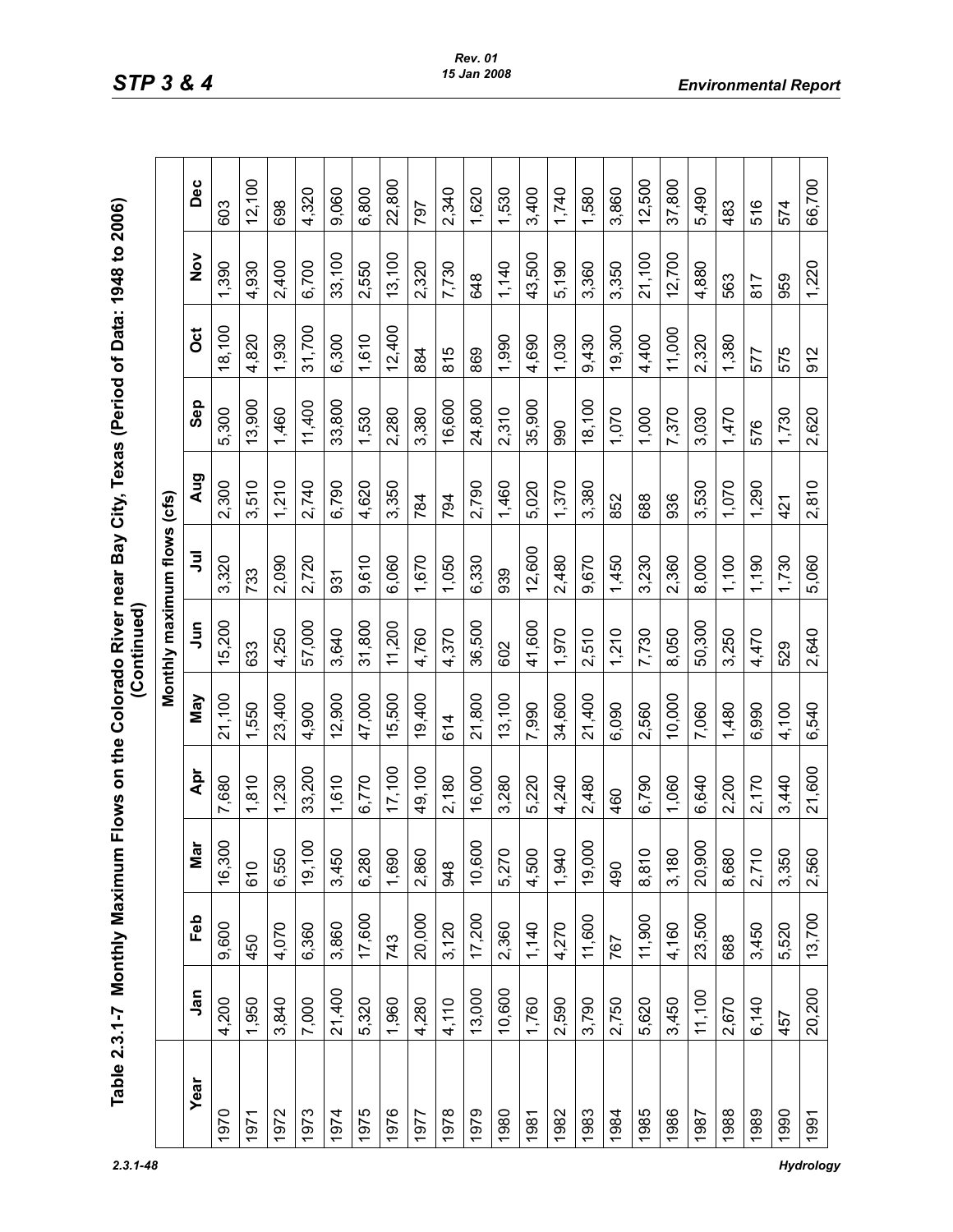# Table 2.3.1-7 Monthly Maximum Flows on the Colorado River near Bay City, Texas (Period of Data: 1948 to 2006) (Continued)

| Year | Monthly maximum flows (cfs) | | | | | | | | | | | |
|---|---|---|---|---|---|---|---|---|---|---|---|---|
| | Jan | Feb | Mar | Apr | May | Jun | Jul | Aug | Sep | Oct | Nov | Dec |
| 1970 | 4,200 | 9,600 | 16,300 | 7,680 | 21,100 | 15,200 | 3,320 | 2,300 | 5,300 | 18,100 | 1,390 | 603 |
| 1971 | 1,950 | 450 | 610 | 1,810 | 1,550 | 633 | 733 | 3,510 | 13,900 | 4,820 | 4,930 | 12,100 |
| 1972 | 3,840 | 4,070 | 6,550 | 1,230 | 23,400 | 4,250 | 2,090 | 1,210 | 1,460 | 1,930 | 2,400 | 698 |
| 1973 | 7,000 | 6,360 | 19,100 | 33,200 | 4,900 | 57,000 | 2,720 | 2,740 | 11,400 | 31,700 | 6,700 | 4,320 |
| 1974 | 21,400 | 3,860 | 3,450 | 1,610 | 12,900 | 3,640 | 931 | 6,790 | 33,800 | 6,300 | 33,100 | 9,060 |
| 1975 | 5,320 | 17,600 | 6,280 | 6,770 | 47,000 | 31,800 | 9,610 | 4,620 | 1,530 | 1,610 | 2,550 | 6,800 |
| 1976 | 1,960 | 743 | 1,690 | 17,100 | 15,500 | 11,200 | 6,060 | 3,350 | 2,280 | 12,400 | 13,100 | 22,800 |
| 1977 | 4,280 | 20,000 | 2,860 | 49,100 | 19,400 | 4,760 | 1,670 | 784 | 3,380 | 884 | 2,320 | 797 |
| 1978 | 4,110 | 3,120 | 948 | 2,180 | 614 | 4,370 | 1,050 | 794 | 16,600 | 815 | 7,730 | 2,340 |
| 1979 | 13,000 | 17,200 | 10,600 | 16,000 | 21,800 | 36,500 | 6,330 | 2,790 | 24,800 | 869 | 648 | 1,620 |
| 1980 | 10,600 | 2,360 | 5,270 | 3,280 | 13,100 | 602 | 939 | 1,460 | 2,310 | 1,990 | 1,140 | 1,530 |
| 1981 | 1,760 | 1,140 | 4,500 | 5,220 | 7,990 | 41,600 | 12,600 | 5,020 | 35,900 | 4,690 | 43,500 | 3,400 |
| 1982 | 2,590 | 4,270 | 1,940 | 4,240 | 34,600 | 1,970 | 2,480 | 1,370 | 990 | 1,030 | 5,190 | 1,740 |
| 1983 | 3,790 | 11,600 | 19,000 | 2,480 | 21,400 | 2,510 | 9,670 | 3,380 | 18,100 | 9,430 | 3,360 | 1,580 |
| 1984 | 2,750 | 767 | 490 | 460 | 6,090 | 1,210 | 1,450 | 852 | 1,070 | 19,300 | 3,350 | 3,860 |
| 1985 | 5,620 | 11,900 | 8,810 | 6,790 | 2,560 | 7,730 | 3,230 | 688 | 1,000 | 4,400 | 21,100 | 12,500 |
| 1986 | 3,450 | 4,160 | 3,180 | 1,060 | 10,000 | 8,050 | 2,360 | 936 | 7,370 | 11,000 | 12,700 | 37,800 |
| 1987 | 11,100 | 23,500 | 20,900 | 6,640 | 7,060 | 50,300 | 8,000 | 3,530 | 3,030 | 2,320 | 4,880 | 5,490 |
| 1988 | 2,670 | 688 | 8,680 | 2,200 | 1,480 | 3,250 | 1,100 | 1,070 | 1,470 | 1,380 | 563 | 483 |
| 1989 | 6,140 | 3,450 | 2,710 | 2,170 | 6,990 | 4,470 | 1,190 | 1,290 | 576 | 577 | 817 | 516 |
| 1990 | 457 | 5,520 | 3,350 | 3,440 | 4,100 | 529 | 1,730 | 421 | 1,730 | 575 | 959 | 574 |
| 1991 | 20,200 | 13,700 | 2,560 | 21,600 | 6,540 | 2,640 | 5,060 | 2,810 | 2,620 | 912 | 1,220 | 66,700 |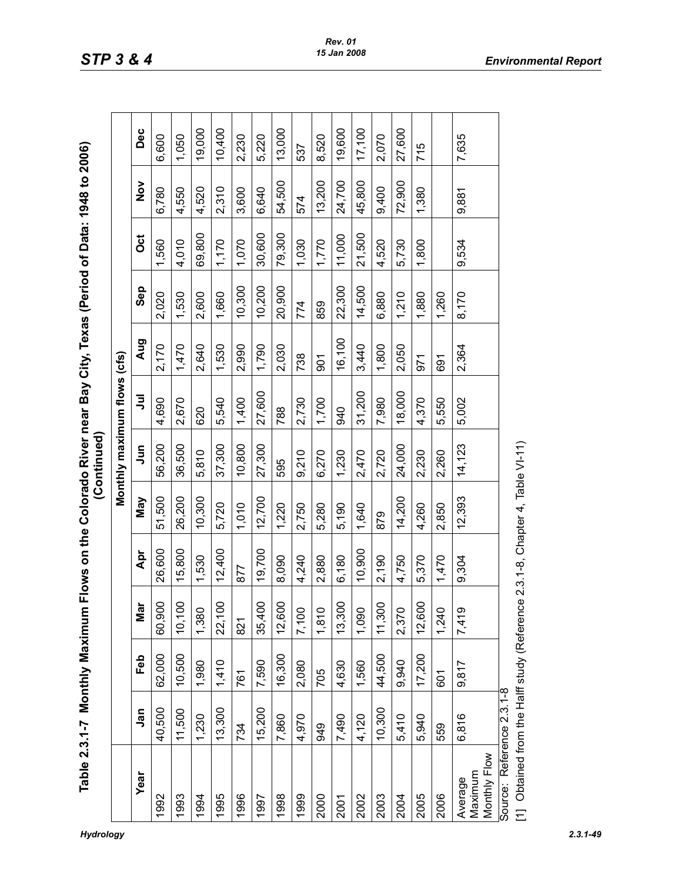## Table 2.3.1-7 Monthly Maximum Flows on the Colorado River near Bay City, Texas (Period of Data: 1948 to 2006) (Continued)

| Year | Monthly maximum flows (cfs) | | | | | | | | | | | |
|---|---|---|---|---|---|---|---|---|---|---|---|---|
| | Jan | Feb | Mar | Apr | May | Jun | Jul | Aug | Sep | Oct | Nov | Dec |
| 1992 | 40,500 | 62,000 | 60,900 | 26,600 | 51,500 | 56,200 | 4,690 | 2,170 | 2,020 | 1,560 | 6,780 | 6,600 |
| 1993 | 11,500 | 10,500 | 10,100 | 15,800 | 26,200 | 36,500 | 2,670 | 1,470 | 1,530 | 4,010 | 4,550 | 1,050 |
| 1994 | 1,230 | 1,980 | 1,380 | 1,530 | 10,300 | 5,810 | 620 | 2,640 | 2,600 | 69,800 | 4,520 | 19,000 |
| 1995 | 13,300 | 1,410 | 22,100 | 12,400 | 5,720 | 37,300 | 5,540 | 1,530 | 1,660 | 1,170 | 2,310 | 10,400 |
| 1996 | 734 | 761 | 821 | 877 | 1,010 | 10,800 | 1,400 | 2,990 | 10,300 | 1,070 | 3,600 | 2,230 |
| 1997 | 15,200 | 7,590 | 35,400 | 19,700 | 12,700 | 27,300 | 27,600 | 1,790 | 10,200 | 30,600 | 6,640 | 5,220 |
| 1998 | 7,860 | 16,300 | 12,600 | 8,090 | 1,220 | 595 | 788 | 2,030 | 20,900 | 79,300 | 54,500 | 13,000 |
| 1999 | 4,970 | 2,080 | 7,100 | 4,240 | 2,750 | 9,210 | 2,730 | 738 | 774 | 1,030 | 574 | 537 |
| 2000 | 949 | 705 | 1,810 | 2,880 | 5,280 | 6,270 | 1,700 | 901 | 859 | 1,770 | 13,200 | 8,520 |
| 2001 | 7,490 | 4,630 | 13,300 | 6,180 | 5,190 | 1,230 | 940 | 16,100 | 22,300 | 11,000 | 24,700 | 19,600 |
| 2002 | 4,120 | 1,560 | 1,090 | 10,900 | 1,640 | 2,470 | 31,200 | 3,440 | 14,500 | 21,500 | 45,800 | 17,100 |
| 2003 | 10,300 | 44,500 | 11,300 | 2,190 | 879 | 2,720 | 7,980 | 1,800 | 6,880 | 4,520 | 9,400 | 2,070 |
| 2004 | 5,410 | 9,940 | 2,370 | 4,750 | 14,200 | 24,000 | 18,000 | 2,050 | 1,210 | 5,730 | 72,900 | 27,600 |
| 2005 | 5,940 | 17,200 | 12,600 | 5,370 | 4,260 | 2,230 | 4,370 | 971 | 1,880 | 1,800 | 1,380 | 715 |
| 2006 | 559 | 601 | 1,240 | 1,470 | 2,850 | 2,260 | 5,550 | 691 | 1,260 | | | |
| Average Maximum Monthly Flow | 6,816 | 9,817 | 7,419 | 9,304 | 12,393 | 14,123 | 5,002 | 2,364 | 8,170 | 9,534 | 9,881 | 7,635 |

Source: Reference 2.3.1-8

[1] Obtained from the Halff study (Reference 2.3.1-8, Chapter 4, Table VI-11)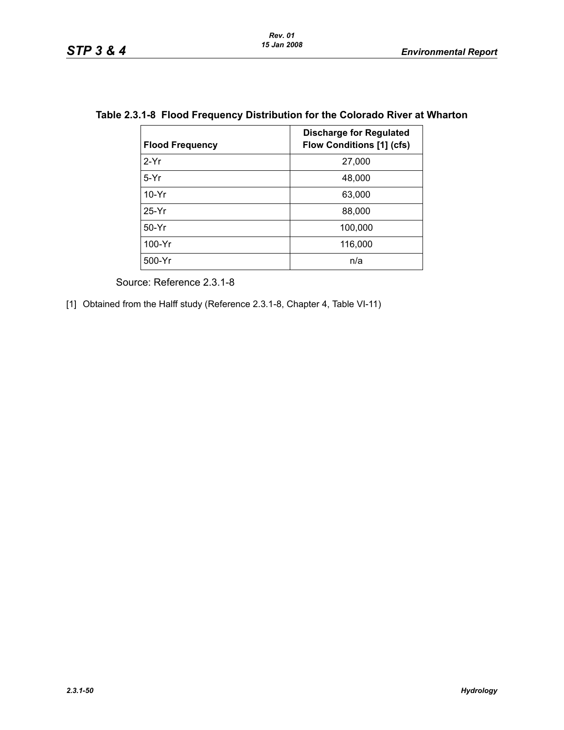**Table 2.3.1-8 Flood Frequency Distribution for the Colorado River at Wharton**

| Flood Frequency | Discharge for Regulated Flow Conditions [1] (cfs) |
|---|---|
| 2-Yr | 27,000 |
| 5-Yr | 48,000 |
| 10-Yr | 63,000 |
| 25-Yr | 88,000 |
| 50-Yr | 100,000 |
| 100-Yr | 116,000 |
| 500-Yr | n/a |

Source: Reference 2.3.1-8

[1] Obtained from the Halff study (Reference 2.3.1-8, Chapter 4, Table VI-11)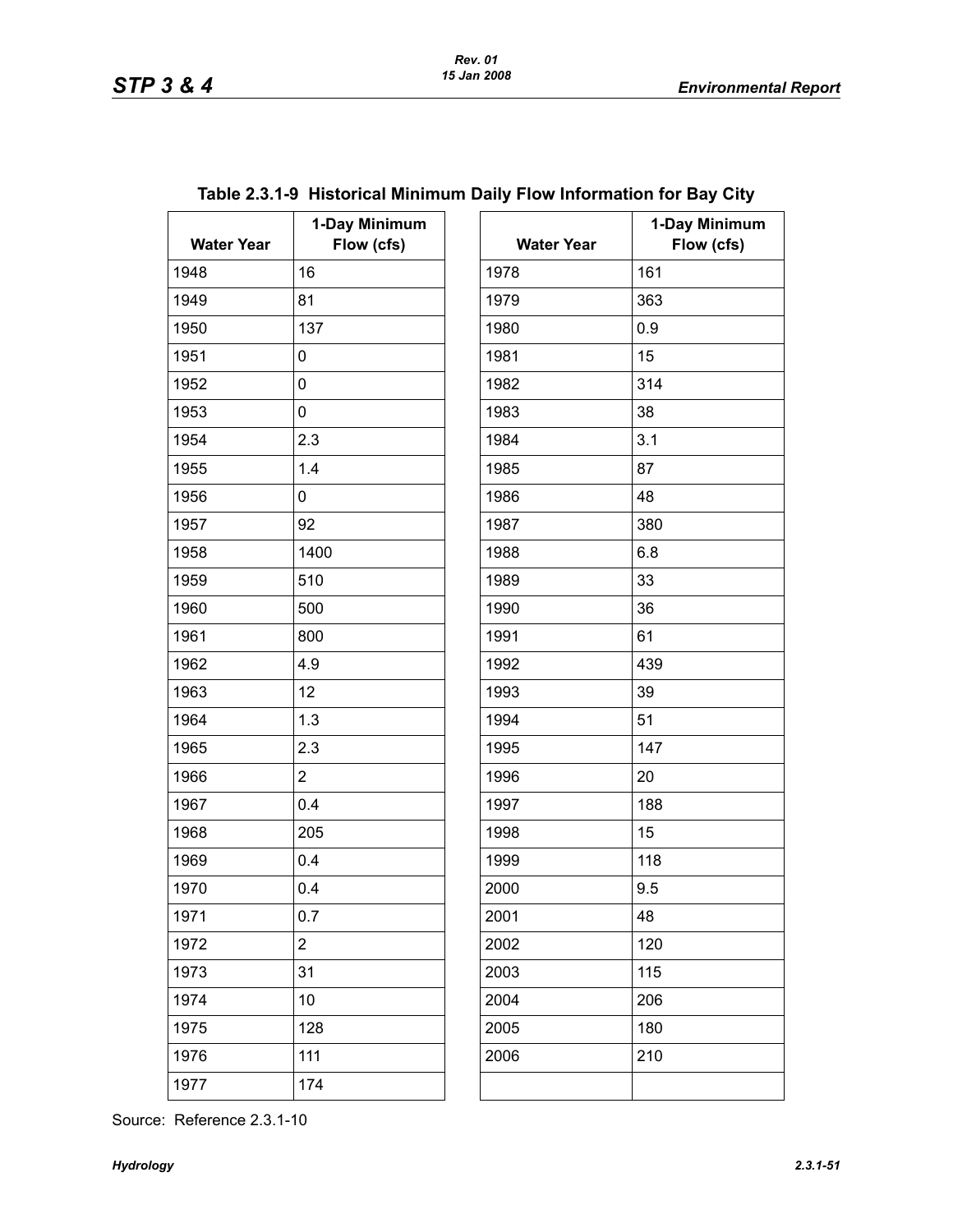**Table 2.3.1-9 Historical Minimum Daily Flow Information for Bay City**

| Water Year | 1-Day Minimum Flow (cfs) | Water Year | 1-Day Minimum Flow (cfs) |
|---|---|---|---|
| 1948 | 16 | 1978 | 161 |
| 1949 | 81 | 1979 | 363 |
| 1950 | 137 | 1980 | 0.9 |
| 1951 | 0 | 1981 | 15 |
| 1952 | 0 | 1982 | 314 |
| 1953 | 0 | 1983 | 38 |
| 1954 | 2.3 | 1984 | 3.1 |
| 1955 | 1.4 | 1985 | 87 |
| 1956 | 0 | 1986 | 48 |
| 1957 | 92 | 1987 | 380 |
| 1958 | 1400 | 1988 | 6.8 |
| 1959 | 510 | 1989 | 33 |
| 1960 | 500 | 1990 | 36 |
| 1961 | 800 | 1991 | 61 |
| 1962 | 4.9 | 1992 | 439 |
| 1963 | 12 | 1993 | 39 |
| 1964 | 1.3 | 1994 | 51 |
| 1965 | 2.3 | 1995 | 147 |
| 1966 | 2 | 1996 | 20 |
| 1967 | 0.4 | 1997 | 188 |
| 1968 | 205 | 1998 | 15 |
| 1969 | 0.4 | 1999 | 118 |
| 1970 | 0.4 | 2000 | 9.5 |
| 1971 | 0.7 | 2001 | 48 |
| 1972 | 2 | 2002 | 120 |
| 1973 | 31 | 2003 | 115 |
| 1974 | 10 | 2004 | 206 |
| 1975 | 128 | 2005 | 180 |
| 1976 | 111 | 2006 | 210 |
| 1977 | 174 | | |

Source: Reference 2.3.1-10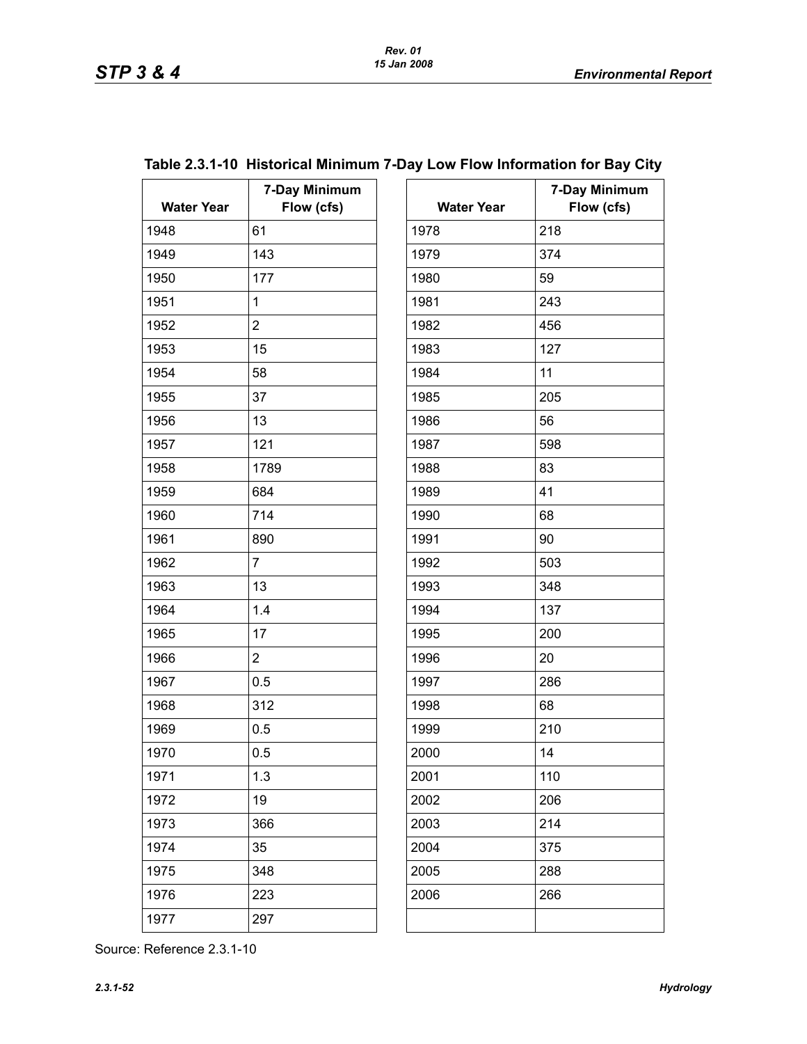Table 2.3.1-10 Historical Minimum 7-Day Low Flow Information for Bay City

| Water Year | 7-Day Minimum Flow (cfs) | Water Year | 7-Day Minimum Flow (cfs) |
|---|---|---|---|
| 1948 | 61 | 1978 | 218 |
| 1949 | 143 | 1979 | 374 |
| 1950 | 177 | 1980 | 59 |
| 1951 | 1 | 1981 | 243 |
| 1952 | 2 | 1982 | 456 |
| 1953 | 15 | 1983 | 127 |
| 1954 | 58 | 1984 | 11 |
| 1955 | 37 | 1985 | 205 |
| 1956 | 13 | 1986 | 56 |
| 1957 | 121 | 1987 | 598 |
| 1958 | 1789 | 1988 | 83 |
| 1959 | 684 | 1989 | 41 |
| 1960 | 714 | 1990 | 68 |
| 1961 | 890 | 1991 | 90 |
| 1962 | 7 | 1992 | 503 |
| 1963 | 13 | 1993 | 348 |
| 1964 | 1.4 | 1994 | 137 |
| 1965 | 17 | 1995 | 200 |
| 1966 | 2 | 1996 | 20 |
| 1967 | 0.5 | 1997 | 286 |
| 1968 | 312 | 1998 | 68 |
| 1969 | 0.5 | 1999 | 210 |
| 1970 | 0.5 | 2000 | 14 |
| 1971 | 1.3 | 2001 | 110 |
| 1972 | 19 | 2002 | 206 |
| 1973 | 366 | 2003 | 214 |
| 1974 | 35 | 2004 | 375 |
| 1975 | 348 | 2005 | 288 |
| 1976 | 223 | 2006 | 266 |
| 1977 | 297 | | |

Source: Reference 2.3.1-10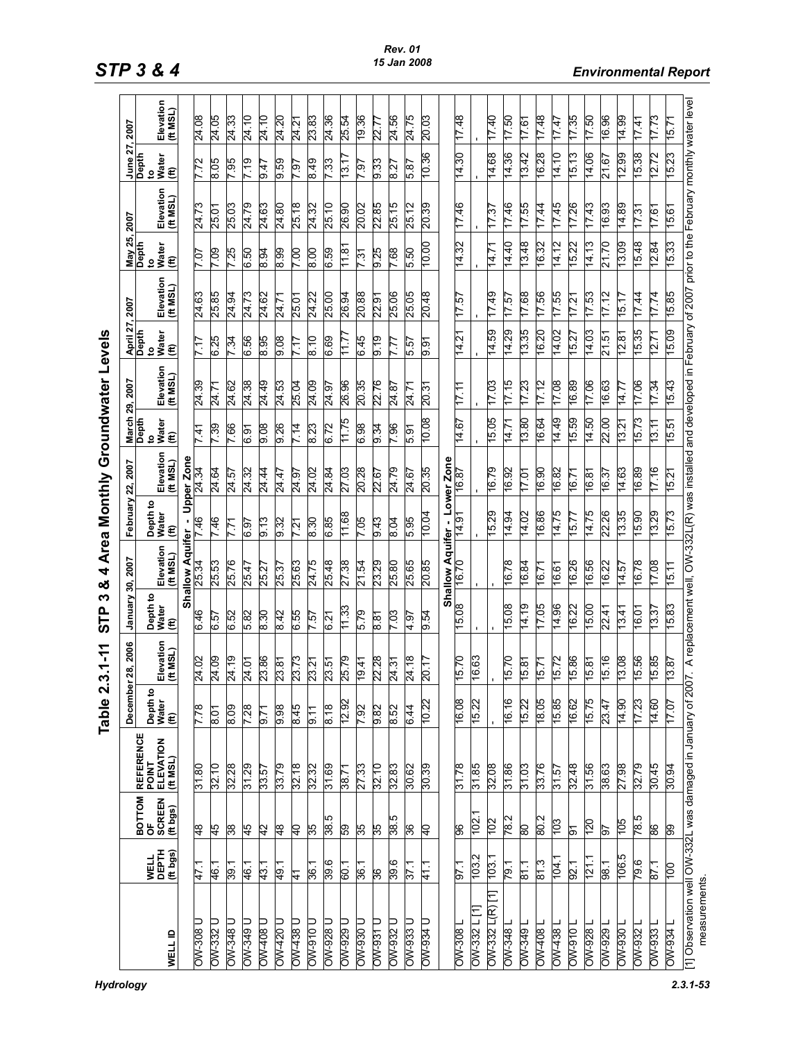Table 2.3.1-11 STP 3 & 4 Area Monthly Groundwater Levels

| WELL ID | WELL DEPTH (ft bgs) | BOTTOM OF SCREEN (ft bgs) | REFERENCE POINT ELEVATION (ft MSL) | December 28, 2006 | | January 30, 2007 | | February 22, 2007 | | March 29, 2007 | | April 27, 2007 | | May 25, 2007 | | June 27, 2007 | |
|---|---|---|---|---|---|---|---|---|---|---|---|---|---|---|---|---|---|
| | | | | Depth to Water (ft) | Elevation (ft MSL) | Depth to Water (ft) | Elevation (ft MSL) | Depth to Water (ft) | Elevation (ft MSL) | Depth to Water (ft) | Elevation (ft MSL) | Depth to Water (ft) | Elevation (ft MSL) | Depth to Water (ft) | Elevation (ft MSL) | Depth to Water (ft) | Elevation (ft MSL) |
| **Shallow Aquifer - Upper Zone** | | | | | | | | | | | | | | | | | |
| OW-308 U | 47.1 | 48 | 31.80 | 7.78 | 24.02 | 6.46 | 25.34 | 7.46 | 24.34 | 7.41 | 24.39 | 7.17 | 24.63 | 7.07 | 24.73 | 7.72 | 24.08 |
| OW-332 U | 46.1 | 45 | 32.10 | 8.01 | 24.09 | 6.57 | 25.53 | 7.46 | 24.64 | 7.39 | 24.71 | 6.25 | 25.85 | 7.09 | 25.01 | 8.05 | 24.05 |
| OW-348 U | 39.1 | 38 | 32.28 | 8.09 | 24.19 | 6.52 | 25.76 | 7.71 | 24.57 | 7.66 | 24.62 | 7.34 | 24.94 | 7.25 | 25.03 | 7.95 | 24.33 |
| OW-349 U | 46.1 | 45 | 31.29 | 7.28 | 24.01 | 5.82 | 25.47 | 6.97 | 24.32 | 6.91 | 24.38 | 6.56 | 24.73 | 6.50 | 24.79 | 7.19 | 24.10 |
| OW-408 U | 43.1 | 42 | 33.57 | 9.71 | 23.86 | 8.30 | 25.27 | 9.13 | 24.44 | 9.08 | 24.49 | 8.95 | 24.62 | 8.94 | 24.63 | 9.47 | 24.10 |
| OW-420 U | 49.1 | 48 | 33.79 | 9.98 | 23.81 | 8.42 | 25.37 | 9.32 | 24.47 | 9.26 | 24.53 | 9.08 | 24.71 | 8.99 | 24.80 | 9.59 | 24.20 |
| OW-438 U | 41 | 40 | 32.18 | 8.45 | 23.73 | 6.55 | 25.63 | 7.21 | 24.97 | 7.14 | 25.04 | 7.17 | 25.01 | 7.00 | 25.18 | 7.97 | 24.21 |
| OW-910 U | 36.1 | 35 | 32.32 | 9.11 | 23.21 | 7.57 | 24.75 | 8.30 | 24.02 | 8.23 | 24.09 | 8.10 | 24.22 | 8.00 | 24.32 | 8.49 | 23.83 |
| OW-928 U | 39.6 | 38.5 | 31.69 | 8.18 | 23.51 | 6.21 | 25.48 | 6.85 | 24.84 | 6.72 | 24.97 | 6.69 | 25.00 | 6.59 | 25.10 | 7.33 | 24.36 |
| OW-929 U | 60.1 | 59 | 38.71 | 12.92 | 25.79 | 11.33 | 27.38 | 11.68 | 27.03 | 11.75 | 26.96 | 11.77 | 26.94 | 11.81 | 26.90 | 13.17 | 25.54 |
| OW-930 U | 36.1 | 35 | 27.33 | 7.92 | 19.41 | 5.79 | 21.54 | 7.05 | 20.28 | 6.98 | 20.35 | 6.45 | 20.88 | 7.31 | 20.02 | 7.97 | 19.36 |
| OW-931 U | 36 | 35 | 32.10 | 9.82 | 22.28 | 8.81 | 23.29 | 9.43 | 22.67 | 9.34 | 22.76 | 9.19 | 22.91 | 9.25 | 22.85 | 9.33 | 22.77 |
| OW-932 U | 39.6 | 38.5 | 32.83 | 8.52 | 24.31 | 7.03 | 25.80 | 8.04 | 24.79 | 7.96 | 24.87 | 7.77 | 25.06 | 7.68 | 25.15 | 8.27 | 24.56 |
| OW-933 U | 37.1 | 36 | 30.62 | 6.44 | 24.18 | 4.97 | 25.65 | 5.95 | 24.67 | 5.91 | 24.71 | 5.57 | 25.05 | 5.50 | 25.12 | 5.87 | 24.75 |
| OW-934 U | 41.1 | 40 | 30.39 | 10.22 | 20.17 | 9.54 | 20.85 | 10.04 | 20.35 | 10.08 | 20.31 | 9.91 | 20.48 | 10.00 | 20.39 | 10.36 | 20.03 |
| **Shallow Aquifer - Lower Zone** | | | | | | | | | | | | | | | | | |
| OW-308 L | 97.1 | 96 | 31.78 | 16.08 | 15.70 | 15.08 | 16.70 | 14.91 | 16.87 | 14.67 | 17.11 | 14.21 | 17.57 | 14.32 | 17.46 | 14.30 | 17.48 |
| OW-332 L [1] | 103.2 | 102.1 | 31.85 | 15.22 | 16.63 | - | - | - | - | - | - | - | - | - | - | - | - |
| OW-332 L(R) [1] | 103.1 | 102 | 32.08 | - | - | - | - | 15.29 | 16.79 | 15.05 | 17.03 | 14.59 | 17.49 | 14.71 | 17.37 | 14.68 | 17.40 |
| OW-348 L | 79.1 | 78.2 | 31.86 | 16.16 | 15.70 | 15.08 | 16.78 | 14.94 | 16.92 | 14.71 | 17.15 | 14.29 | 17.57 | 14.40 | 17.46 | 14.36 | 17.50 |
| OW-349 L | 81.1 | 80 | 31.03 | 15.22 | 15.81 | 14.19 | 16.84 | 14.02 | 17.01 | 13.80 | 17.23 | 13.35 | 17.68 | 13.48 | 17.55 | 13.42 | 17.61 |
| OW-408 L | 81.3 | 80.2 | 33.76 | 18.05 | 15.71 | 17.05 | 16.71 | 16.86 | 16.90 | 16.64 | 17.12 | 16.20 | 17.56 | 16.32 | 17.44 | 16.28 | 17.48 |
| OW-438 L | 104.1 | 103 | 31.57 | 15.85 | 15.72 | 14.96 | 16.61 | 14.75 | 16.82 | 14.49 | 17.08 | 14.02 | 17.55 | 14.12 | 17.45 | 14.10 | 17.47 |
| OW-910 L | 92.1 | 91 | 32.48 | 16.62 | 15.86 | 16.22 | 16.26 | 15.77 | 16.71 | 15.59 | 16.89 | 15.27 | 17.21 | 15.22 | 17.26 | 15.13 | 17.35 |
| OW-928 L | 121.1 | 120 | 31.56 | 15.75 | 15.81 | 15.00 | 16.56 | 14.75 | 16.81 | 14.50 | 17.06 | 14.03 | 17.53 | 14.13 | 17.43 | 14.06 | 17.50 |
| OW-929 L | 98.1 | 97 | 38.63 | 23.47 | 15.16 | 22.41 | 16.22 | 22.26 | 16.37 | 22.00 | 16.63 | 21.51 | 17.12 | 21.70 | 16.93 | 21.67 | 16.96 |
| OW-930 L | 106.5 | 105 | 27.98 | 14.90 | 13.08 | 13.41 | 14.57 | 13.35 | 14.63 | 13.21 | 14.77 | 12.81 | 15.17 | 13.09 | 14.89 | 12.99 | 14.99 |
| OW-932 L | 79.6 | 78.5 | 32.79 | 17.23 | 15.56 | 16.01 | 16.78 | 15.90 | 16.89 | 15.73 | 17.06 | 15.35 | 17.44 | 15.48 | 17.31 | 15.38 | 17.41 |
| OW-933 L | 87.1 | 86 | 30.45 | 14.60 | 15.85 | 13.37 | 17.08 | 13.29 | 17.16 | 13.11 | 17.34 | 12.71 | 17.74 | 12.84 | 17.61 | 12.72 | 17.73 |
| OW-934 L | 100 | 99 | 30.94 | 17.07 | 13.87 | 15.83 | 15.11 | 15.73 | 15.21 | 15.51 | 15.43 | 15.09 | 15.85 | 15.33 | 15.61 | 15.23 | 15.71 |

[1] Observation well OW-332L was damaged in January of 2007. A replacement well, OW-332L(R) was installed and developed in February of 2007 prior to the February monthly water level measurements.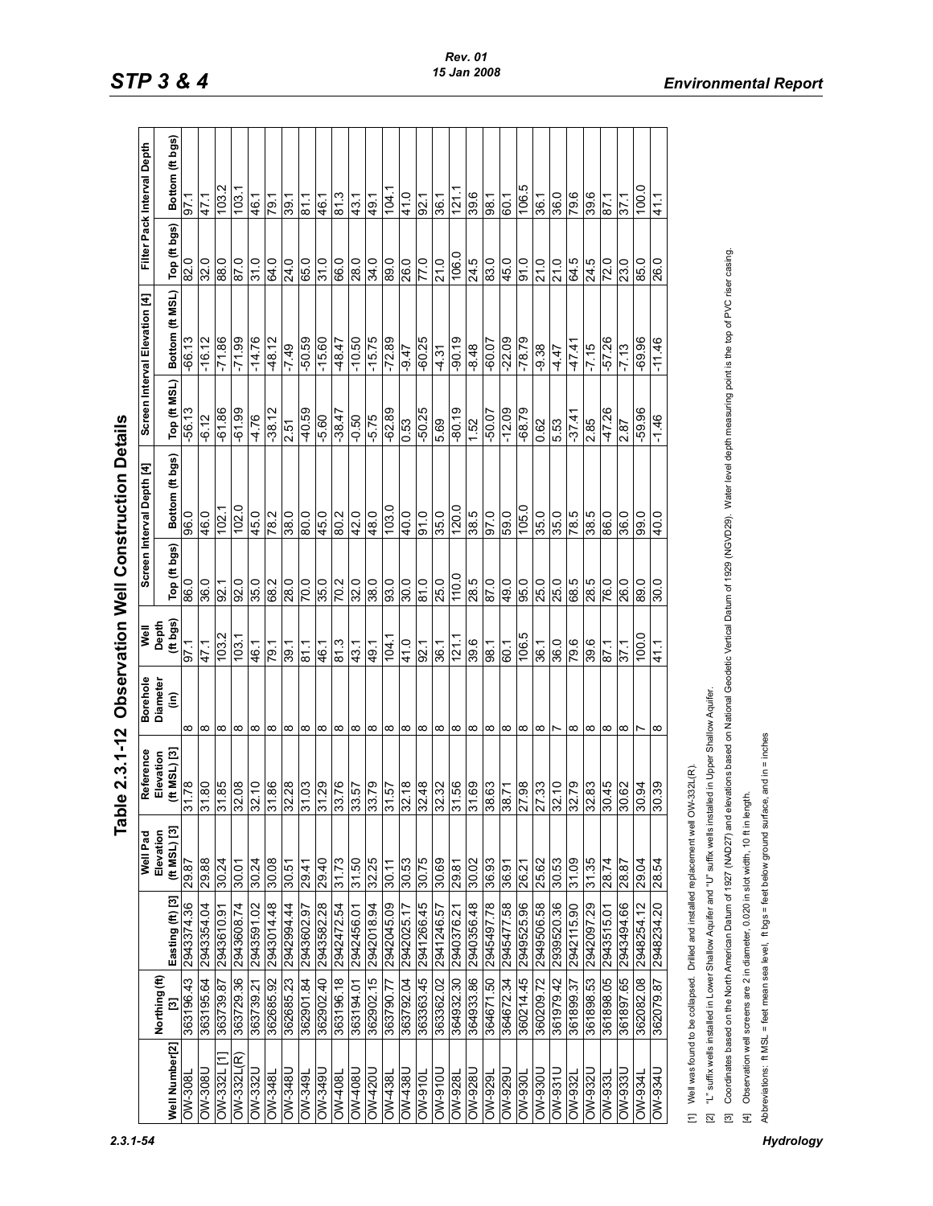# Table 2.3.1-12 Observation Well Construction Details

| Well Number[2] | Northing (ft) [3] | Easting (ft) [3] | Well Pad Elevation (ft MSL) [3] | Reference Elevation (ft MSL) [3] | Borehole Diameter (in) | Well Depth (ft bgs) | Screen Interval Depth [4] | | Screen Interval Elevation [4] | | Filter Pack Interval Depth | |
|---|---|---|---|---|---|---|---|---|---|---|---|---|
| | | | | | | | Top (ft bgs) | Bottom (ft bgs) | Top (ft MSL) | Bottom (ft MSL) | Top (ft bgs) | Bottom (ft bgs) |
| OW-308L | 363196.43 | 2943374.36 | 29.87 | 31.78 | 8 | 97.1 | 86.0 | 96.0 | -56.13 | -66.13 | 82.0 | 97.1 |
| OW-308U | 363195.64 | 2943354.04 | 29.88 | 31.80 | 8 | 47.1 | 36.0 | 46.0 | -6.12 | -16.12 | 32.0 | 47.1 |
| OW-332L [1] | 363739.87 | 2943610.91 | 30.24 | 31.85 | 8 | 103.2 | 92.1 | 102.1 | -61.86 | -71.86 | 88.0 | 103.2 |
| OW-332L(R) | 363729.36 | 2943608.74 | 30.01 | 32.08 | 8 | 103.1 | 92.0 | 102.0 | -61.99 | -71.99 | 87.0 | 103.1 |
| OW-332U | 363739.21 | 2943591.02 | 30.24 | 32.10 | 8 | 46.1 | 35.0 | 45.0 | -4.76 | -14.76 | 31.0 | 46.1 |
| OW-348L | 362685.92 | 2943014.48 | 30.08 | 31.86 | 8 | 79.1 | 68.2 | 78.2 | -38.12 | -48.12 | 64.0 | 79.1 |
| OW-348U | 362685.23 | 2942994.44 | 30.51 | 32.28 | 8 | 39.1 | 28.0 | 38.0 | 2.51 | -7.49 | 24.0 | 39.1 |
| OW-349L | 362901.84 | 2943602.97 | 29.41 | 31.03 | 8 | 81.1 | 70.0 | 80.0 | -40.59 | -50.59 | 65.0 | 81.1 |
| OW-349U | 362902.40 | 2943582.28 | 29.40 | 31.29 | 8 | 46.1 | 35.0 | 45.0 | -5.60 | -15.60 | 31.0 | 46.1 |
| OW-408L | 363196.18 | 2942472.54 | 31.73 | 33.76 | 8 | 81.3 | 70.2 | 80.2 | -38.47 | -48.47 | 66.0 | 81.3 |
| OW-408U | 363194.01 | 2942456.01 | 31.50 | 33.57 | 8 | 43.1 | 32.0 | 42.0 | -0.50 | -10.50 | 28.0 | 43.1 |
| OW-420U | 362902.15 | 2942018.94 | 32.25 | 33.79 | 8 | 49.1 | 38.0 | 48.0 | -5.75 | -15.75 | 34.0 | 49.1 |
| OW-438L | 363790.77 | 2942045.09 | 30.11 | 31.57 | 8 | 104.1 | 93.0 | 103.0 | -62.89 | -72.89 | 89.0 | 104.1 |
| OW-438U | 363792.04 | 2942025.17 | 30.53 | 32.18 | 8 | 41.0 | 30.0 | 40.0 | 0.53 | -9.47 | 26.0 | 41.0 |
| OW-910L | 363363.45 | 2941266.45 | 30.75 | 32.48 | 8 | 92.1 | 81.0 | 91.0 | -50.25 | -60.25 | 77.0 | 92.1 |
| OW-910U | 363362.02 | 2941246.57 | 30.69 | 32.32 | 8 | 36.1 | 25.0 | 35.0 | 5.69 | -4.31 | 21.0 | 36.1 |
| OW-928L | 364932.30 | 2940376.21 | 29.81 | 31.56 | 8 | 121.1 | 110.0 | 120.0 | -80.19 | -90.19 | 106.0 | 121.1 |
| OW-928U | 364933.86 | 2940356.48 | 30.02 | 31.69 | 8 | 39.6 | 28.5 | 38.5 | 1.52 | -8.48 | 24.5 | 39.6 |
| OW-929L | 364671.50 | 2945497.78 | 36.93 | 38.63 | 8 | 98.1 | 87.0 | 97.0 | -50.07 | -60.07 | 83.0 | 98.1 |
| OW-929U | 364672.34 | 2945477.58 | 36.91 | 38.71 | 8 | 60.1 | 49.0 | 59.0 | -12.09 | -22.09 | 45.0 | 60.1 |
| OW-930L | 360214.45 | 2949525.96 | 26.21 | 27.98 | 8 | 106.5 | 95.0 | 105.0 | -68.79 | -78.79 | 91.0 | 106.5 |
| OW-930U | 360209.72 | 2949506.58 | 25.62 | 27.33 | 8 | 36.1 | 25.0 | 35.0 | 0.62 | -9.38 | 21.0 | 36.1 |
| OW-931U | 361979.42 | 2939520.36 | 30.53 | 32.10 | 7 | 36.0 | 25.0 | 35.0 | 5.53 | -4.47 | 21.0 | 36.0 |
| OW-932L | 361899.37 | 2942115.90 | 31.09 | 32.79 | 8 | 79.6 | 68.5 | 78.5 | -37.41 | -47.41 | 64.5 | 79.6 |
| OW-932U | 361898.53 | 2942097.29 | 31.35 | 32.83 | 8 | 39.6 | 28.5 | 38.5 | 2.85 | -7.15 | 24.5 | 39.6 |
| OW-933L | 361898.05 | 2943515.01 | 28.74 | 30.45 | 8 | 87.1 | 76.0 | 86.0 | -47.26 | -57.26 | 72.0 | 87.1 |
| OW-933U | 361897.65 | 2943494.66 | 28.87 | 30.62 | 8 | 37.1 | 26.0 | 36.0 | 2.87 | -7.13 | 23.0 | 37.1 |
| OW-934L | 362082.08 | 2948254.12 | 29.04 | 30.94 | 7 | 100.0 | 89.0 | 99.0 | -59.96 | -69.96 | 85.0 | 100.0 |
| OW-934U | 362079.87 | 2948234.20 | 28.54 | 30.39 | 8 | 41.1 | 30.0 | 40.0 | -1.46 | -11.46 | 26.0 | 41.1 |

[1] Well was found to be collapsed. Drilled and installed replacement well OW-332L(R).

[2] "L" suffix wells installed in Lower Shallow Aquifer and "U" suffix wells installed in Upper Shallow Aquifer.

[3] Coordinates based on the North American Datum of 1927 (NAD27) and elevations based on National Geodetic Vertical Datum of 1929 (NGVD29). Water level depth measuring point is the top of PVC riser casing.

[4] Observation well screens are 2 in diameter, 0.020 in slot width, 10 ft in length.

Abbreviations: ft MSL = feet mean sea level, ft bgs = feet below ground surface, and in = inches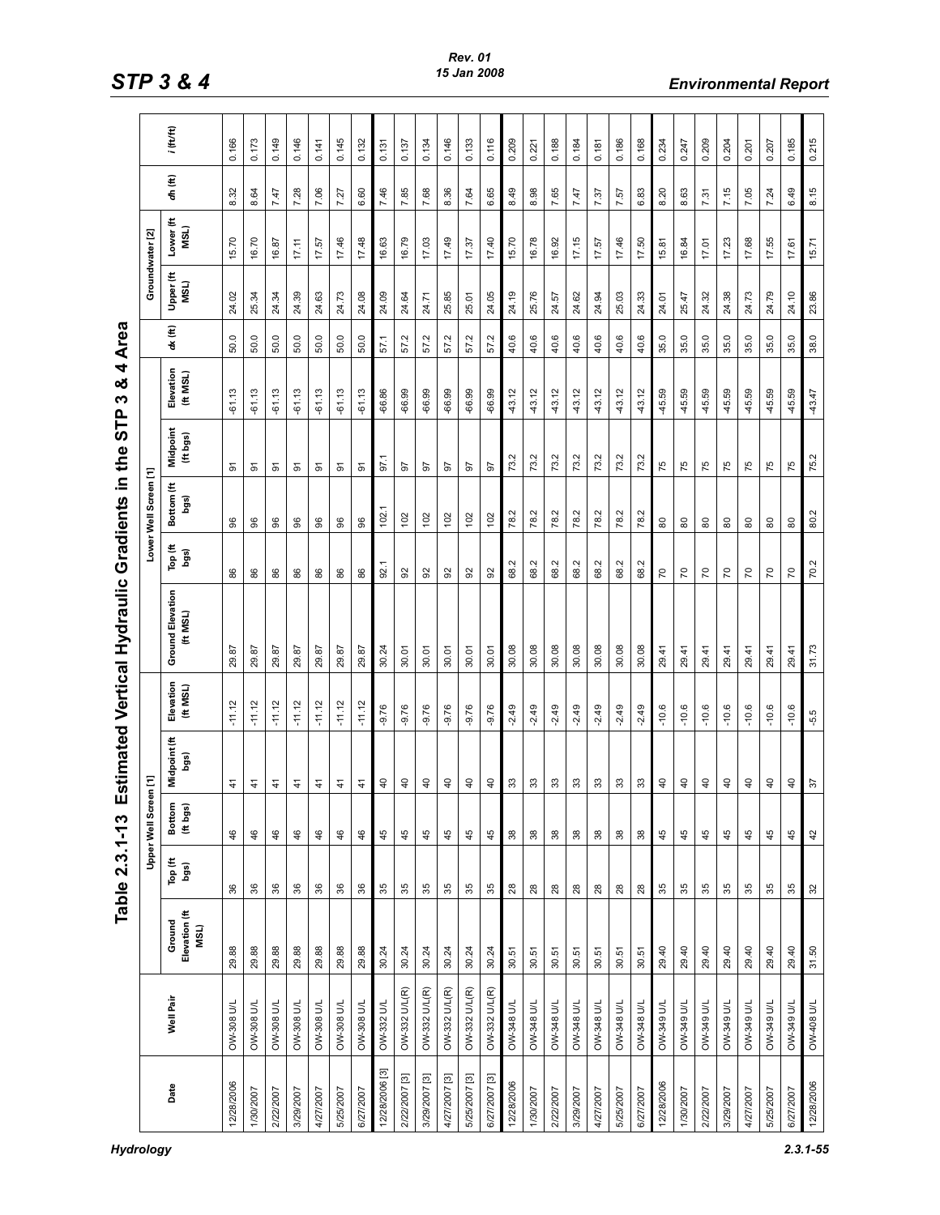# Table 2.3.1-13 Estimated Vertical Hydraulic Gradients in the STP 3 & 4 Area

| Date | Well Pair | Ground Elevation (ft MSL) | Upper Well Screen [1] | | | | Ground Elevation (ft MSL) | Lower Well Screen [1] | | | | dx (ft) | Groundwater [2] | | dh (ft) | i (ft/ft) |
|---|---|---|---|---|---|---|---|---|---|---|---|---|---|---|---|---|
| | | | Top (ft bgs) | Bottom (ft bgs) | Midpoint (ft bgs) | Elevation (ft MSL) | | Top (ft bgs) | Bottom (ft bgs) | Midpoint (ft bgs) | Elevation (ft MSL) | | Upper (ft MSL) | Lower (ft MSL) | | |
| 12/28/2006 | OW-308 U/L | 29.88 | 36 | 46 | 41 | -11.12 | 29.87 | 86 | 96 | 91 | -61.13 | 50.0 | 24.02 | 15.70 | 8.32 | 0.166 |
| 1/30/2007 | OW-308 U/L | 29.88 | 36 | 46 | 41 | -11.12 | 29.87 | 86 | 96 | 91 | -61.13 | 50.0 | 25.34 | 16.70 | 8.64 | 0.173 |
| 2/22/2007 | OW-308 U/L | 29.88 | 36 | 46 | 41 | -11.12 | 29.87 | 86 | 96 | 91 | -61.13 | 50.0 | 24.34 | 16.87 | 7.47 | 0.149 |
| 3/29/2007 | OW-308 U/L | 29.88 | 36 | 46 | 41 | -11.12 | 29.87 | 86 | 96 | 91 | -61.13 | 50.0 | 24.39 | 17.11 | 7.28 | 0.146 |
| 4/27/2007 | OW-308 U/L | 29.88 | 36 | 46 | 41 | -11.12 | 29.87 | 86 | 96 | 91 | -61.13 | 50.0 | 24.63 | 17.57 | 7.06 | 0.141 |
| 5/25/2007 | OW-308 U/L | 29.88 | 36 | 46 | 41 | -11.12 | 29.87 | 86 | 96 | 91 | -61.13 | 50.0 | 24.73 | 17.46 | 7.27 | 0.145 |
| 6/27/2007 | OW-308 U/L | 29.88 | 36 | 46 | 41 | -11.12 | 29.87 | 86 | 96 | 91 | -61.13 | 50.0 | 24.08 | 17.48 | 6.60 | 0.132 |
| 12/28/2006 [3] | OW-332 U/L | 30.24 | 35 | 45 | 40 | -9.76 | 30.24 | 92.1 | 102.1 | 97.1 | -66.86 | 57.1 | 24.09 | 16.63 | 7.46 | 0.131 |
| 2/22/2007 [3] | OW-332 U/L(R) | 30.24 | 35 | 45 | 40 | -9.76 | 30.01 | 92 | 102 | 97 | -66.99 | 57.2 | 24.64 | 16.79 | 7.85 | 0.137 |
| 3/29/2007 [3] | OW-332 U/L(R) | 30.24 | 35 | 45 | 40 | -9.76 | 30.01 | 92 | 102 | 97 | -66.99 | 57.2 | 24.71 | 17.03 | 7.68 | 0.134 |
| 4/27/2007 [3] | OW-332 U/L(R) | 30.24 | 35 | 45 | 40 | -9.76 | 30.01 | 92 | 102 | 97 | -66.99 | 57.2 | 25.85 | 17.49 | 8.36 | 0.146 |
| 5/25/2007 [3] | OW-332 U/L(R) | 30.24 | 35 | 45 | 40 | -9.76 | 30.01 | 92 | 102 | 97 | -66.99 | 57.2 | 25.01 | 17.37 | 7.64 | 0.133 |
| 6/27/2007 [3] | OW-332 U/L(R) | 30.24 | 35 | 45 | 40 | -9.76 | 30.01 | 92 | 102 | 97 | -66.99 | 57.2 | 24.05 | 17.40 | 6.65 | 0.116 |
| 12/28/2006 | OW-348 U/L | 30.51 | 28 | 38 | 33 | -2.49 | 30.08 | 68.2 | 78.2 | 73.2 | -43.12 | 40.6 | 24.19 | 15.70 | 8.49 | 0.209 |
| 1/30/2007 | OW-348 U/L | 30.51 | 28 | 38 | 33 | -2.49 | 30.08 | 68.2 | 78.2 | 73.2 | -43.12 | 40.6 | 25.76 | 16.78 | 8.98 | 0.221 |
| 2/22/2007 | OW-348 U/L | 30.51 | 28 | 38 | 33 | -2.49 | 30.08 | 68.2 | 78.2 | 73.2 | -43.12 | 40.6 | 24.57 | 16.92 | 7.65 | 0.188 |
| 3/29/2007 | OW-348 U/L | 30.51 | 28 | 38 | 33 | -2.49 | 30.08 | 68.2 | 78.2 | 73.2 | -43.12 | 40.6 | 24.62 | 17.15 | 7.47 | 0.184 |
| 4/27/2007 | OW-348 U/L | 30.51 | 28 | 38 | 33 | -2.49 | 30.08 | 68.2 | 78.2 | 73.2 | -43.12 | 40.6 | 24.94 | 17.57 | 7.37 | 0.181 |
| 5/25/2007 | OW-348 U/L | 30.51 | 28 | 38 | 33 | -2.49 | 30.08 | 68.2 | 78.2 | 73.2 | -43.12 | 40.6 | 25.03 | 17.46 | 7.57 | 0.186 |
| 6/27/2007 | OW-348 U/L | 30.51 | 28 | 38 | 33 | -2.49 | 30.08 | 68.2 | 78.2 | 73.2 | -43.12 | 40.6 | 24.33 | 17.50 | 6.83 | 0.168 |
| 12/28/2006 | OW-349 U/L | 29.40 | 35 | 45 | 40 | -10.6 | 29.41 | 70 | 80 | 75 | -45.59 | 35.0 | 24.01 | 15.81 | 8.20 | 0.234 |
| 1/30/2007 | OW-349 U/L | 29.40 | 35 | 45 | 40 | -10.6 | 29.41 | 70 | 80 | 75 | -45.59 | 35.0 | 25.47 | 16.84 | 8.63 | 0.247 |
| 2/22/2007 | OW-349 U/L | 29.40 | 35 | 45 | 40 | -10.6 | 29.41 | 70 | 80 | 75 | -45.59 | 35.0 | 24.32 | 17.01 | 7.31 | 0.209 |
| 3/29/2007 | OW-349 U/L | 29.40 | 35 | 45 | 40 | -10.6 | 29.41 | 70 | 80 | 75 | -45.59 | 35.0 | 24.38 | 17.23 | 7.15 | 0.204 |
| 4/27/2007 | OW-349 U/L | 29.40 | 35 | 45 | 40 | -10.6 | 29.41 | 70 | 80 | 75 | -45.59 | 35.0 | 24.73 | 17.68 | 7.05 | 0.201 |
| 5/25/2007 | OW-349 U/L | 29.40 | 35 | 45 | 40 | -10.6 | 29.41 | 70 | 80 | 75 | -45.59 | 35.0 | 24.79 | 17.55 | 7.24 | 0.207 |
| 6/27/2007 | OW-349 U/L | 29.40 | 35 | 45 | 40 | -10.6 | 29.41 | 70 | 80 | 75 | -45.59 | 35.0 | 24.10 | 17.61 | 6.49 | 0.185 |
| 12/28/2006 | OW-408 U/L | 31.50 | 32 | 42 | 37 | -5.5 | 31.73 | 70.2 | 80.2 | 75.2 | -43.47 | 38.0 | 23.86 | 15.71 | 8.15 | 0.215 |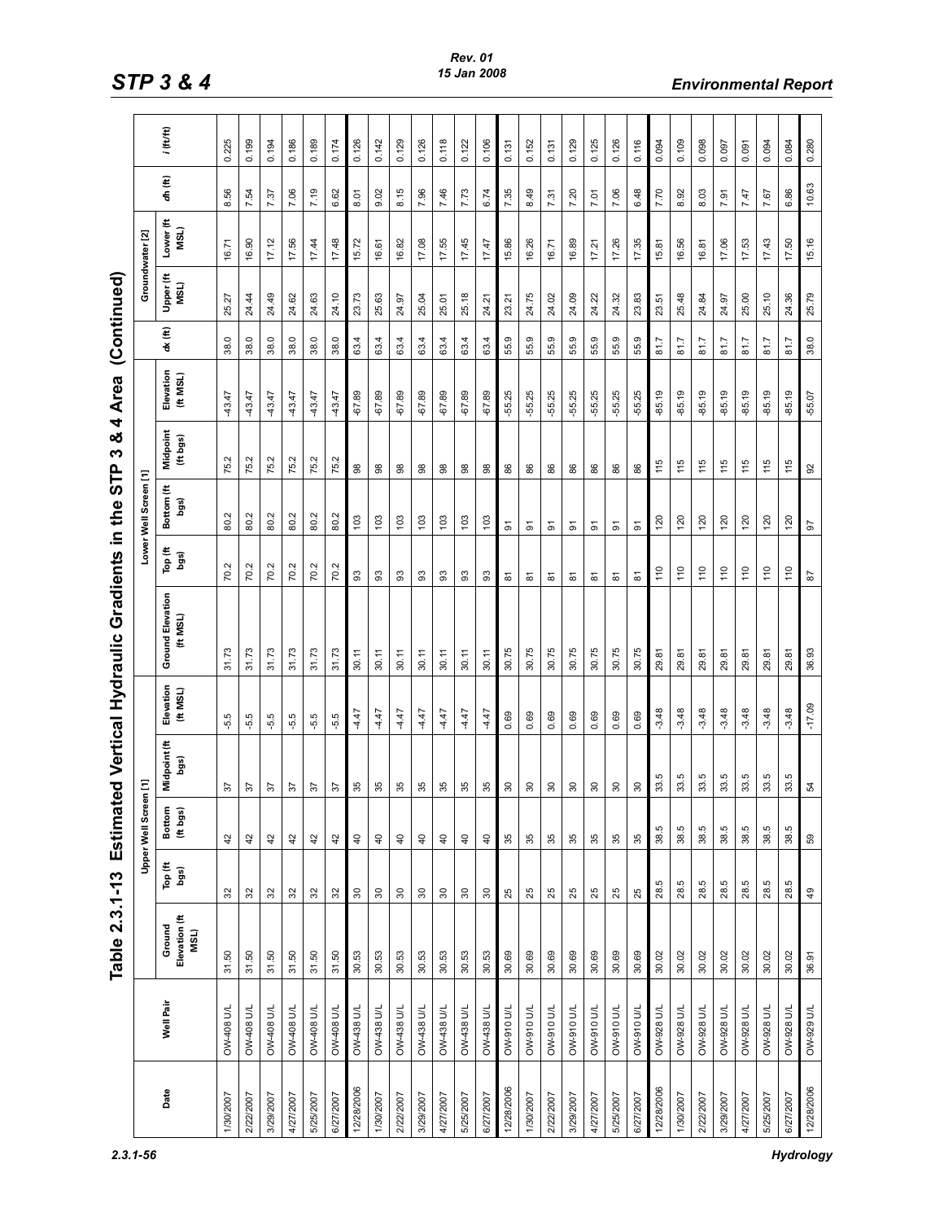# Table 2.3.1-13 Estimated Vertical Hydraulic Gradients in the STP 3 & 4 Area (Continued)

| Date | Well Pair | Ground Elevation (ft MSL) | Upper Well Screen [1] | | | | Ground Elevation (ft MSL) | Lower Well Screen [1] | | | | dx (ft) | Groundwater [2] | | dh (ft) | i (ft/ft) |
|---|---|---|---|---|---|---|---|---|---|---|---|---|---|---|---|---|
| | | | Top (ft bgs) | Bottom (ft bgs) | Midpoint (ft bgs) | Elevation (ft MSL) | | Top (ft bgs) | Bottom (ft bgs) | Midpoint (ft bgs) | Elevation (ft MSL) | | Upper (ft MSL) | Lower (ft MSL) | | |
| 1/30/2007 | OW-408 U/L | 31.50 | 32 | 42 | 37 | -5.5 | 31.73 | 70.2 | 80.2 | 75.2 | -43.47 | 38.0 | 25.27 | 16.71 | 8.56 | 0.225 |
| 2/22/2007 | OW-408 U/L | 31.50 | 32 | 42 | 37 | -5.5 | 31.73 | 70.2 | 80.2 | 75.2 | -43.47 | 38.0 | 24.44 | 16.90 | 7.54 | 0.199 |
| 3/29/2007 | OW-408 U/L | 31.50 | 32 | 42 | 37 | -5.5 | 31.73 | 70.2 | 80.2 | 75.2 | -43.47 | 38.0 | 24.49 | 17.12 | 7.37 | 0.194 |
| 4/27/2007 | OW-408 U/L | 31.50 | 32 | 42 | 37 | -5.5 | 31.73 | 70.2 | 80.2 | 75.2 | -43.47 | 38.0 | 24.62 | 17.56 | 7.06 | 0.186 |
| 5/25/2007 | OW-408 U/L | 31.50 | 32 | 42 | 37 | -5.5 | 31.73 | 70.2 | 80.2 | 75.2 | -43.47 | 38.0 | 24.63 | 17.44 | 7.19 | 0.189 |
| 6/27/2007 | OW-408 U/L | 31.50 | 32 | 42 | 37 | -5.5 | 31.73 | 70.2 | 80.2 | 75.2 | -43.47 | 38.0 | 24.10 | 17.48 | 6.62 | 0.174 |
| 12/28/2006 | OW-438 U/L | 30.53 | 30 | 40 | 35 | -4.47 | 30.11 | 93 | 103 | 98 | -67.89 | 63.4 | 23.73 | 15.72 | 8.01 | 0.126 |
| 1/30/2007 | OW-438 U/L | 30.53 | 30 | 40 | 35 | -4.47 | 30.11 | 93 | 103 | 98 | -67.89 | 63.4 | 25.63 | 16.61 | 9.02 | 0.142 |
| 2/22/2007 | OW-438 U/L | 30.53 | 30 | 40 | 35 | -4.47 | 30.11 | 93 | 103 | 98 | -67.89 | 63.4 | 24.97 | 16.82 | 8.15 | 0.129 |
| 3/29/2007 | OW-438 U/L | 30.53 | 30 | 40 | 35 | -4.47 | 30.11 | 93 | 103 | 98 | -67.89 | 63.4 | 25.04 | 17.08 | 7.96 | 0.126 |
| 4/27/2007 | OW-438 U/L | 30.53 | 30 | 40 | 35 | -4.47 | 30.11 | 93 | 103 | 98 | -67.89 | 63.4 | 25.01 | 17.55 | 7.46 | 0.118 |
| 5/25/2007 | OW-438 U/L | 30.53 | 30 | 40 | 35 | -4.47 | 30.11 | 93 | 103 | 98 | -67.89 | 63.4 | 25.18 | 17.45 | 7.73 | 0.122 |
| 6/27/2007 | OW-438 U/L | 30.53 | 30 | 40 | 35 | -4.47 | 30.11 | 93 | 103 | 98 | -67.89 | 63.4 | 24.21 | 17.47 | 6.74 | 0.106 |
| 12/28/2006 | OW-910 U/L | 30.69 | 25 | 35 | 30 | 0.69 | 30.75 | 81 | 91 | 86 | -55.25 | 55.9 | 23.21 | 15.86 | 7.35 | 0.131 |
| 1/30/2007 | OW-910 U/L | 30.69 | 25 | 35 | 30 | 0.69 | 30.75 | 81 | 91 | 86 | -55.25 | 55.9 | 24.75 | 16.26 | 8.49 | 0.152 |
| 2/22/2007 | OW-910 U/L | 30.69 | 25 | 35 | 30 | 0.69 | 30.75 | 81 | 91 | 86 | -55.25 | 55.9 | 24.02 | 16.71 | 7.31 | 0.131 |
| 3/29/2007 | OW-910 U/L | 30.69 | 25 | 35 | 30 | 0.69 | 30.75 | 81 | 91 | 86 | -55.25 | 55.9 | 24.09 | 16.89 | 7.20 | 0.129 |
| 4/27/2007 | OW-910 U/L | 30.69 | 25 | 35 | 30 | 0.69 | 30.75 | 81 | 91 | 86 | -55.25 | 55.9 | 24.22 | 17.21 | 7.01 | 0.125 |
| 5/25/2007 | OW-910 U/L | 30.69 | 25 | 35 | 30 | 0.69 | 30.75 | 81 | 91 | 86 | -55.25 | 55.9 | 24.32 | 17.26 | 7.06 | 0.126 |
| 6/27/2007 | OW-910 U/L | 30.69 | 25 | 35 | 30 | 0.69 | 30.75 | 81 | 91 | 86 | -55.25 | 55.9 | 23.83 | 17.35 | 6.48 | 0.116 |
| 12/28/2006 | OW-928 U/L | 30.02 | 28.5 | 38.5 | 33.5 | -3.48 | 29.81 | 110 | 120 | 115 | -85.19 | 81.7 | 23.51 | 15.81 | 7.70 | 0.094 |
| 1/30/2007 | OW-928 U/L | 30.02 | 28.5 | 38.5 | 33.5 | -3.48 | 29.81 | 110 | 120 | 115 | -85.19 | 81.7 | 25.48 | 16.56 | 8.92 | 0.109 |
| 2/22/2007 | OW-928 U/L | 30.02 | 28.5 | 38.5 | 33.5 | -3.48 | 29.81 | 110 | 120 | 115 | -85.19 | 81.7 | 24.84 | 16.81 | 8.03 | 0.098 |
| 3/29/2007 | OW-928 U/L | 30.02 | 28.5 | 38.5 | 33.5 | -3.48 | 29.81 | 110 | 120 | 115 | -85.19 | 81.7 | 24.97 | 17.06 | 7.91 | 0.097 |
| 4/27/2007 | OW-928 U/L | 30.02 | 28.5 | 38.5 | 33.5 | -3.48 | 29.81 | 110 | 120 | 115 | -85.19 | 81.7 | 25.00 | 17.53 | 7.47 | 0.091 |
| 5/25/2007 | OW-928 U/L | 30.02 | 28.5 | 38.5 | 33.5 | -3.48 | 29.81 | 110 | 120 | 115 | -85.19 | 81.7 | 25.10 | 17.43 | 7.67 | 0.094 |
| 6/27/2007 | OW-928 U/L | 30.02 | 28.5 | 38.5 | 33.5 | -3.48 | 29.81 | 110 | 120 | 115 | -85.19 | 81.7 | 24.36 | 17.50 | 6.86 | 0.084 |
| 12/28/2006 | OW-929 U/L | 36.91 | 49 | 59 | 54 | -17.09 | 36.93 | 87 | 97 | 92 | -55.07 | 38.0 | 25.79 | 15.16 | 10.63 | 0.280 |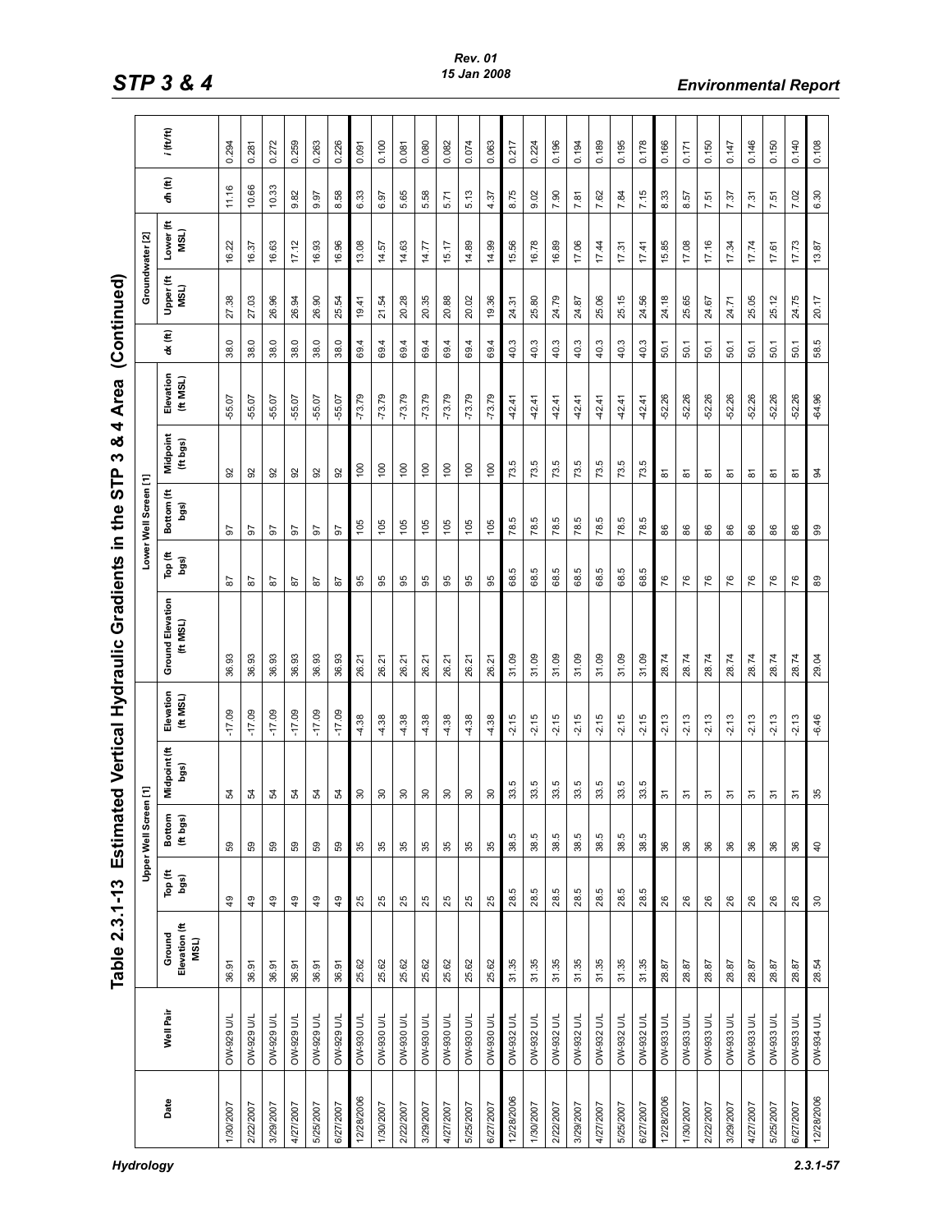# Table 2.3.1-13 Estimated Vertical Hydraulic Gradients in the STP 3 & 4 Area (Continued)

| Date | Well Pair | Upper Well Screen [1] | | | | | | Lower Well Screen [1] | | | | dx (ft) | Groundwater [2] | | dh (ft) | i (ft/ft) |
|---|---|---|---|---|---|---|---|---|---|---|---|---|---|---|---|---|
| | | Ground Elevation (ft MSL) | Top (ft bgs) | Bottom (ft bgs) | Midpoint (ft bgs) | Elevation (ft MSL) | Ground Elevation (ft MSL) | Top (ft bgs) | Bottom (ft bgs) | Midpoint (ft bgs) | Elevation (ft MSL) | | Upper (ft MSL) | Lower (ft MSL) | | |
| 1/30/2007 | OW-929 U/L | 36.91 | 49 | 59 | 54 | -17.09 | 36.93 | 87 | 97 | 92 | -55.07 | 38.0 | 27.38 | 16.22 | 11.16 | 0.294 |
| 2/22/2007 | OW-929 U/L | 36.91 | 49 | 59 | 54 | -17.09 | 36.93 | 87 | 97 | 92 | -55.07 | 38.0 | 27.03 | 16.37 | 10.66 | 0.281 |
| 3/29/2007 | OW-929 U/L | 36.91 | 49 | 59 | 54 | -17.09 | 36.93 | 87 | 97 | 92 | -55.07 | 38.0 | 26.96 | 16.63 | 10.33 | 0.272 |
| 4/27/2007 | OW-929 U/L | 36.91 | 49 | 59 | 54 | -17.09 | 36.93 | 87 | 97 | 92 | -55.07 | 38.0 | 26.94 | 17.12 | 9.82 | 0.259 |
| 5/25/2007 | OW-929 U/L | 36.91 | 49 | 59 | 54 | -17.09 | 36.93 | 87 | 97 | 92 | -55.07 | 38.0 | 26.90 | 16.93 | 9.97 | 0.263 |
| 6/27/2007 | OW-929 U/L | 36.91 | 49 | 59 | 54 | -17.09 | 36.93 | 87 | 97 | 92 | -55.07 | 38.0 | 25.54 | 16.96 | 8.58 | 0.226 |
| 12/28/2006 | OW-930 U/L | 25.62 | 25 | 35 | 30 | -4.38 | 26.21 | 95 | 105 | 100 | -73.79 | 69.4 | 19.41 | 13.08 | 6.33 | 0.091 |
| 1/30/2007 | OW-930 U/L | 25.62 | 25 | 35 | 30 | -4.38 | 26.21 | 95 | 105 | 100 | -73.79 | 69.4 | 21.54 | 14.57 | 6.97 | 0.100 |
| 2/22/2007 | OW-930 U/L | 25.62 | 25 | 35 | 30 | -4.38 | 26.21 | 95 | 105 | 100 | -73.79 | 69.4 | 20.28 | 14.63 | 5.65 | 0.081 |
| 3/29/2007 | OW-930 U/L | 25.62 | 25 | 35 | 30 | -4.38 | 26.21 | 95 | 105 | 100 | -73.79 | 69.4 | 20.35 | 14.77 | 5.58 | 0.080 |
| 4/27/2007 | OW-930 U/L | 25.62 | 25 | 35 | 30 | -4.38 | 26.21 | 95 | 105 | 100 | -73.79 | 69.4 | 20.88 | 15.17 | 5.71 | 0.082 |
| 5/25/2007 | OW-930 U/L | 25.62 | 25 | 35 | 30 | -4.38 | 26.21 | 95 | 105 | 100 | -73.79 | 69.4 | 20.02 | 14.89 | 5.13 | 0.074 |
| 6/27/2007 | OW-930 U/L | 25.62 | 25 | 35 | 30 | -4.38 | 26.21 | 95 | 105 | 100 | -73.79 | 69.4 | 19.36 | 14.99 | 4.37 | 0.063 |
| 12/28/2006 | OW-932 U/L | 31.35 | 28.5 | 38.5 | 33.5 | -2.15 | 31.09 | 68.5 | 78.5 | 73.5 | -42.41 | 40.3 | 24.31 | 15.56 | 8.75 | 0.217 |
| 1/30/2007 | OW-932 U/L | 31.35 | 28.5 | 38.5 | 33.5 | -2.15 | 31.09 | 68.5 | 78.5 | 73.5 | -42.41 | 40.3 | 25.80 | 16.78 | 9.02 | 0.224 |
| 2/22/2007 | OW-932 U/L | 31.35 | 28.5 | 38.5 | 33.5 | -2.15 | 31.09 | 68.5 | 78.5 | 73.5 | -42.41 | 40.3 | 24.79 | 16.89 | 7.90 | 0.196 |
| 3/29/2007 | OW-932 U/L | 31.35 | 28.5 | 38.5 | 33.5 | -2.15 | 31.09 | 68.5 | 78.5 | 73.5 | -42.41 | 40.3 | 24.87 | 17.06 | 7.81 | 0.194 |
| 4/27/2007 | OW-932 U/L | 31.35 | 28.5 | 38.5 | 33.5 | -2.15 | 31.09 | 68.5 | 78.5 | 73.5 | -42.41 | 40.3 | 25.06 | 17.44 | 7.62 | 0.189 |
| 5/25/2007 | OW-932 U/L | 31.35 | 28.5 | 38.5 | 33.5 | -2.15 | 31.09 | 68.5 | 78.5 | 73.5 | -42.41 | 40.3 | 25.15 | 17.31 | 7.84 | 0.195 |
| 6/27/2007 | OW-932 U/L | 31.35 | 28.5 | 38.5 | 33.5 | -2.15 | 31.09 | 68.5 | 78.5 | 73.5 | -42.41 | 40.3 | 24.56 | 17.41 | 7.15 | 0.178 |
| 12/28/2006 | OW-933 U/L | 28.87 | 26 | 36 | 31 | -2.13 | 28.74 | 76 | 86 | 81 | -52.26 | 50.1 | 24.18 | 15.85 | 8.33 | 0.166 |
| 1/30/2007 | OW-933 U/L | 28.87 | 26 | 36 | 31 | -2.13 | 28.74 | 76 | 86 | 81 | -52.26 | 50.1 | 25.65 | 17.08 | 8.57 | 0.171 |
| 2/22/2007 | OW-933 U/L | 28.87 | 26 | 36 | 31 | -2.13 | 28.74 | 76 | 86 | 81 | -52.26 | 50.1 | 24.67 | 17.16 | 7.51 | 0.150 |
| 3/29/2007 | OW-933 U/L | 28.87 | 26 | 36 | 31 | -2.13 | 28.74 | 76 | 86 | 81 | -52.26 | 50.1 | 24.71 | 17.34 | 7.37 | 0.147 |
| 4/27/2007 | OW-933 U/L | 28.87 | 26 | 36 | 31 | -2.13 | 28.74 | 76 | 86 | 81 | -52.26 | 50.1 | 25.05 | 17.74 | 7.31 | 0.146 |
| 5/25/2007 | OW-933 U/L | 28.87 | 26 | 36 | 31 | -2.13 | 28.74 | 76 | 86 | 81 | -52.26 | 50.1 | 25.12 | 17.61 | 7.51 | 0.150 |
| 6/27/2007 | OW-933 U/L | 28.87 | 26 | 36 | 31 | -2.13 | 28.74 | 76 | 86 | 81 | -52.26 | 50.1 | 24.75 | 17.73 | 7.02 | 0.140 |
| 12/28/2006 | OW-934 U/L | 28.54 | 30 | 40 | 35 | -6.46 | 29.04 | 89 | 99 | 94 | -64.96 | 58.5 | 20.17 | 13.87 | 6.30 | 0.108 |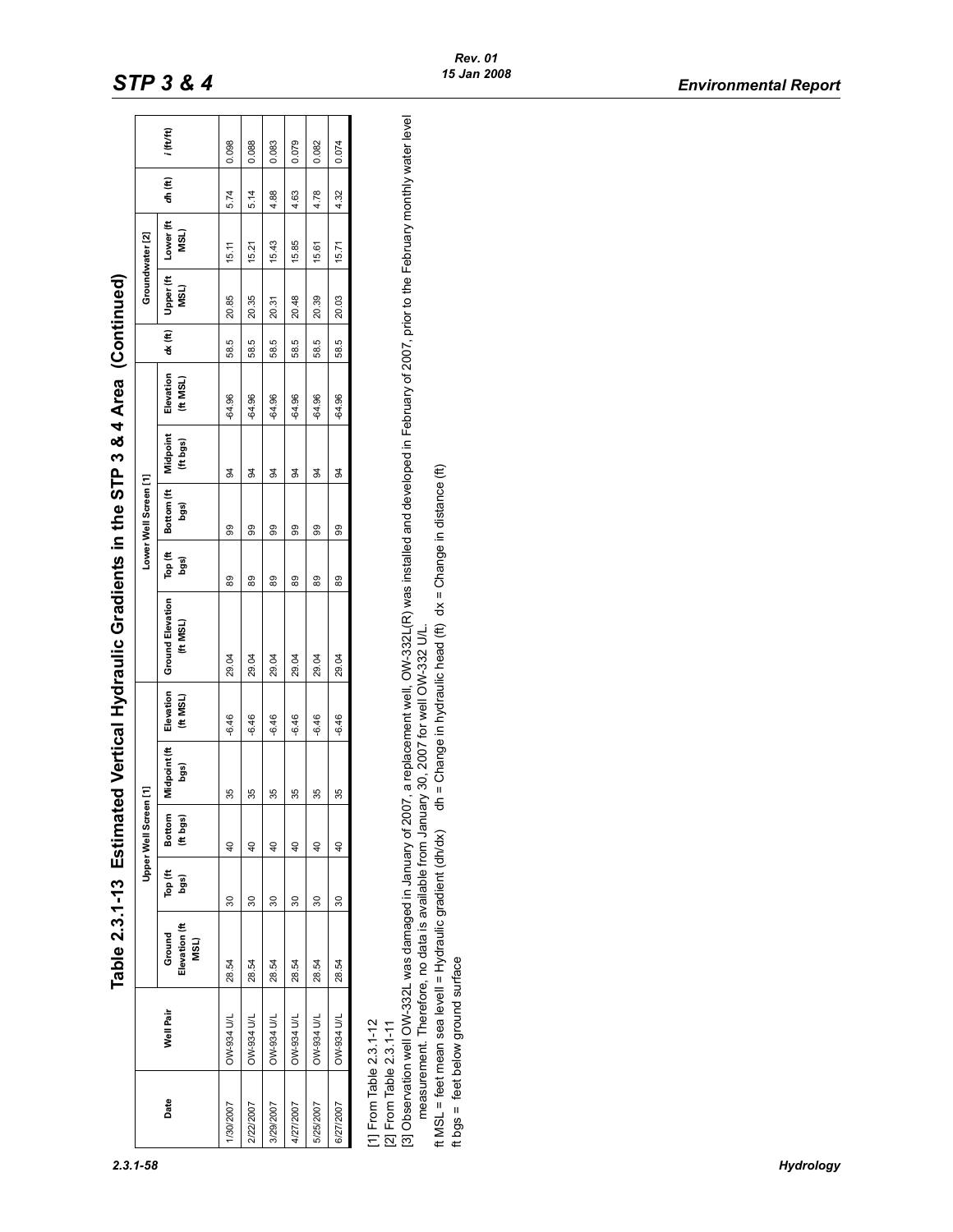# Table 2.3.1-13 Estimated Vertical Hydraulic Gradients in the STP 3 & 4 Area (Continued)

| Date | Well Pair | Ground Elevation (ft MSL) | Upper Well Screen [1] | | | | Ground Elevation (ft MSL) | Lower Well Screen [1] | | | | dx (ft) | Groundwater [2] | | dh (ft) | i (ft/ft) |
|---|---|---|---|---|---|---|---|---|---|---|---|---|---|---|---|---|
| | | | Top (ft bgs) | Bottom (ft bgs) | Midpoint (ft bgs) | Elevation (ft MSL) | | Top (ft bgs) | Bottom (ft bgs) | Midpoint (ft bgs) | Elevation (ft MSL) | | Upper (ft MSL) | Lower (ft MSL) | | |
| 1/30/2007 | OW-934 U/L | 28.54 | 30 | 40 | 35 | -6.46 | 29.04 | 89 | 99 | 94 | -64.96 | 58.5 | 20.85 | 15.11 | 5.74 | 0.098 |
| 2/22/2007 | OW-934 U/L | 28.54 | 30 | 40 | 35 | -6.46 | 29.04 | 89 | 99 | 94 | -64.96 | 58.5 | 20.35 | 15.21 | 5.14 | 0.088 |
| 3/29/2007 | OW-934 U/L | 28.54 | 30 | 40 | 35 | -6.46 | 29.04 | 89 | 99 | 94 | -64.96 | 58.5 | 20.31 | 15.43 | 4.88 | 0.083 |
| 4/27/2007 | OW-934 U/L | 28.54 | 30 | 40 | 35 | -6.46 | 29.04 | 89 | 99 | 94 | -64.96 | 58.5 | 20.48 | 15.85 | 4.63 | 0.079 |
| 5/25/2007 | OW-934 U/L | 28.54 | 30 | 40 | 35 | -6.46 | 29.04 | 89 | 99 | 94 | -64.96 | 58.5 | 20.39 | 15.61 | 4.78 | 0.082 |
| 6/27/2007 | OW-934 U/L | 28.54 | 30 | 40 | 35 | -6.46 | 29.04 | 89 | 99 | 94 | -64.96 | 58.5 | 20.03 | 15.71 | 4.32 | 0.074 |

[1] From Table 2.3.1-12
[2] From Table 2.3.1-11
[3] Observation well OW-332L was damaged in January of 2007, a replacement well, OW-332L(R) was installed and developed in February of 2007, prior to the February monthly water level measurement. Therefore, no data is available from January 30, 2007 for well OW-332 U/L.
ft MSL = feet mean sea levelI = Hydraulic gradient (dh/dx) dh = Change in hydraulic head (ft) dx = Change in distance (ft)
ft bgs = feet below ground surface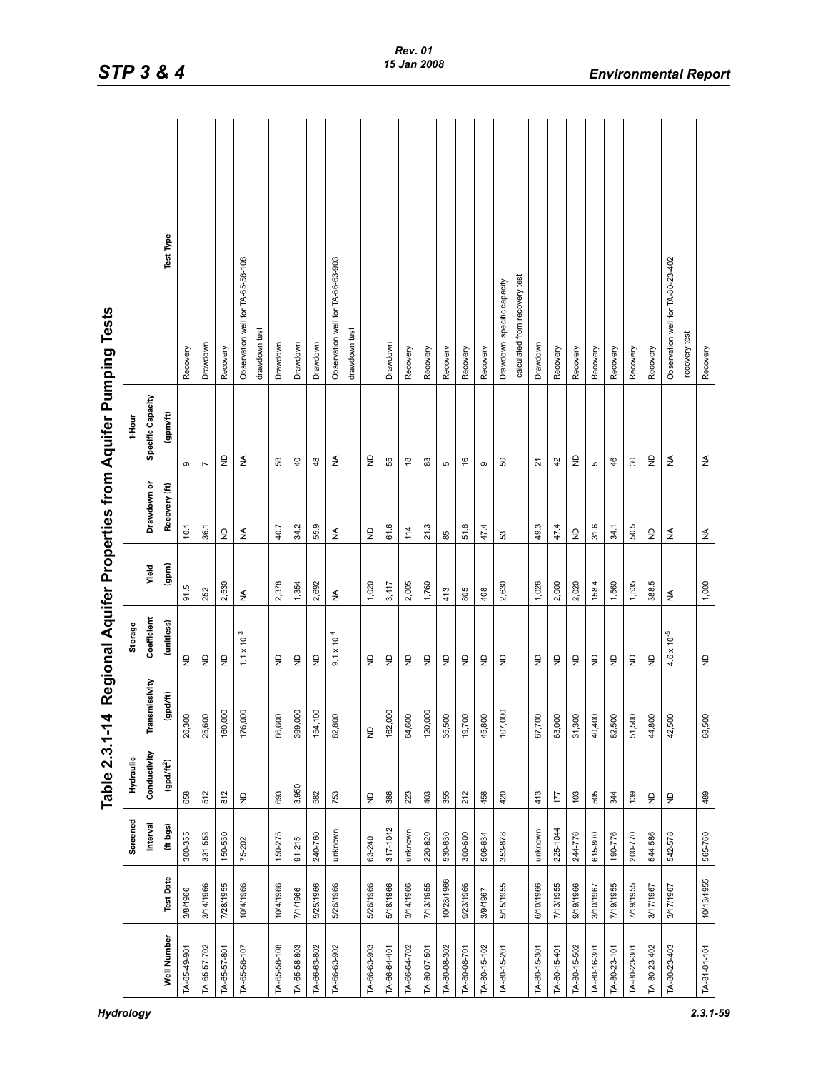# Table 2.3.1-14 Regional Aquifer Properties from Aquifer Pumping Tests

| Well Number | Test Date | Screened Interval (ft bgs) | Hydraulic Conductivity (gpd/ft$^2$) | Transmissivity (gpd/ft) | Storage Coefficient (unitless) | Yield (gpm) | Drawdown or Recovery (ft) | 1-Hour Specific Capacity (gpm/ft) | Test Type |
|---|---|---|---|---|---|---|---|---|---|
| TA-65-49-901 | 3/8/1966 | 300-355 | 658 | 26,300 | ND | 91.5 | 10.1 | 9 | Recovery |
| TA-65-57-702 | 3/14/1966 | 331-553 | 512 | 25,600 | ND | 252 | 36.1 | 7 | Drawdown |
| TA-65-57-801 | 7/28/1955 | 150-530 | 812 | 160,000 | ND | 2,530 | ND | ND | Recovery |
| TA-65-58-107 | 10/4/1966 | 75-202 | ND | 176,000 | $1.1 \times 10^{-3}$ | NA | NA | NA | Observation well for TA-65-58-108 drawdown test |
| TA-65-58-108 | 10/4/1966 | 150-275 | 693 | 86,600 | ND | 2,378 | 40.7 | 58 | Drawdown |
| TA-65-58-803 | 7/1/1966 | 91-215 | 3,950 | 399,000 | ND | 1,354 | 34.2 | 40 | Drawdown |
| TA-66-63-802 | 5/25/1966 | 240-760 | 582 | 154,100 | ND | 2,692 | 55.9 | 48 | Drawdown |
| TA-66-63-902 | 5/26/1966 | unknown | 753 | 82,800 | $9.1 \times 10^{-4}$ | NA | NA | NA | Observation well for TA-66-63-903 drawdown test |
| TA-66-63-903 | 5/26/1966 | 63-240 | ND | ND | ND | 1,020 | ND | ND | |
| TA-66-64-401 | 5/18/1966 | 317-1042 | 386 | 162,000 | ND | 3,417 | 61.6 | 55 | Drawdown |
| TA-66-64-702 | 3/14/1966 | unknown | 223 | 64,600 | ND | 2,005 | 114 | 18 | Recovery |
| TA-80-07-501 | 7/13/1955 | 220-820 | 403 | 120,000 | ND | 1,760 | 21.3 | 83 | Recovery |
| TA-80-08-302 | 10/28/1966 | 530-630 | 355 | 35,500 | ND | 413 | 85 | 5 | Recovery |
| TA-80-08-701 | 9/23/1966 | 300-600 | 212 | 19,700 | ND | 805 | 51.8 | 16 | Recovery |
| TA-80-15-102 | 3/9/1967 | 506-634 | 458 | 45,800 | ND | 408 | 47.4 | 9 | Recovery |
| TA-80-15-201 | 5/15/1955 | 353-878 | 420 | 107,000 | ND | 2,630 | 53 | 50 | Drawdown, specific capacity calculated from recovery test |
| TA-80-15-301 | 6/10/1966 | unknown | 413 | 67,700 | ND | 1,026 | 49.3 | 21 | Drawdown |
| TA-80-15-401 | 7/13/1955 | 225-1044 | 177 | 63,000 | ND | 2,000 | 47.4 | 42 | Recovery |
| TA-80-15-502 | 9/19/1966 | 244-776 | 103 | 31,300 | ND | 2,020 | ND | ND | Recovery |
| TA-80-16-301 | 3/10/1967 | 615-800 | 505 | 40,400 | ND | 158.4 | 31.6 | 5 | Recovery |
| TA-80-23-101 | 7/19/1955 | 190-776 | 344 | 82,500 | ND | 1,560 | 34.1 | 46 | Recovery |
| TA-80-23-301 | 7/19/1955 | 200-770 | 139 | 51,500 | ND | 1,535 | 50.5 | 30 | Recovery |
| TA-80-23-402 | 3/17/1967 | 544-586 | ND | 44,800 | ND | 388.5 | ND | ND | Recovery |
| TA-80-23-403 | 3/17/1967 | 542-578 | ND | 42,500 | $4.6 \times 10^{-5}$ | NA | NA | NA | Observation well for TA-80-23-402 recovery test |
| TA-81-01-101 | 10/13/1955 | 565-760 | 489 | 68,500 | ND | 1,000 | NA | NA | Recovery |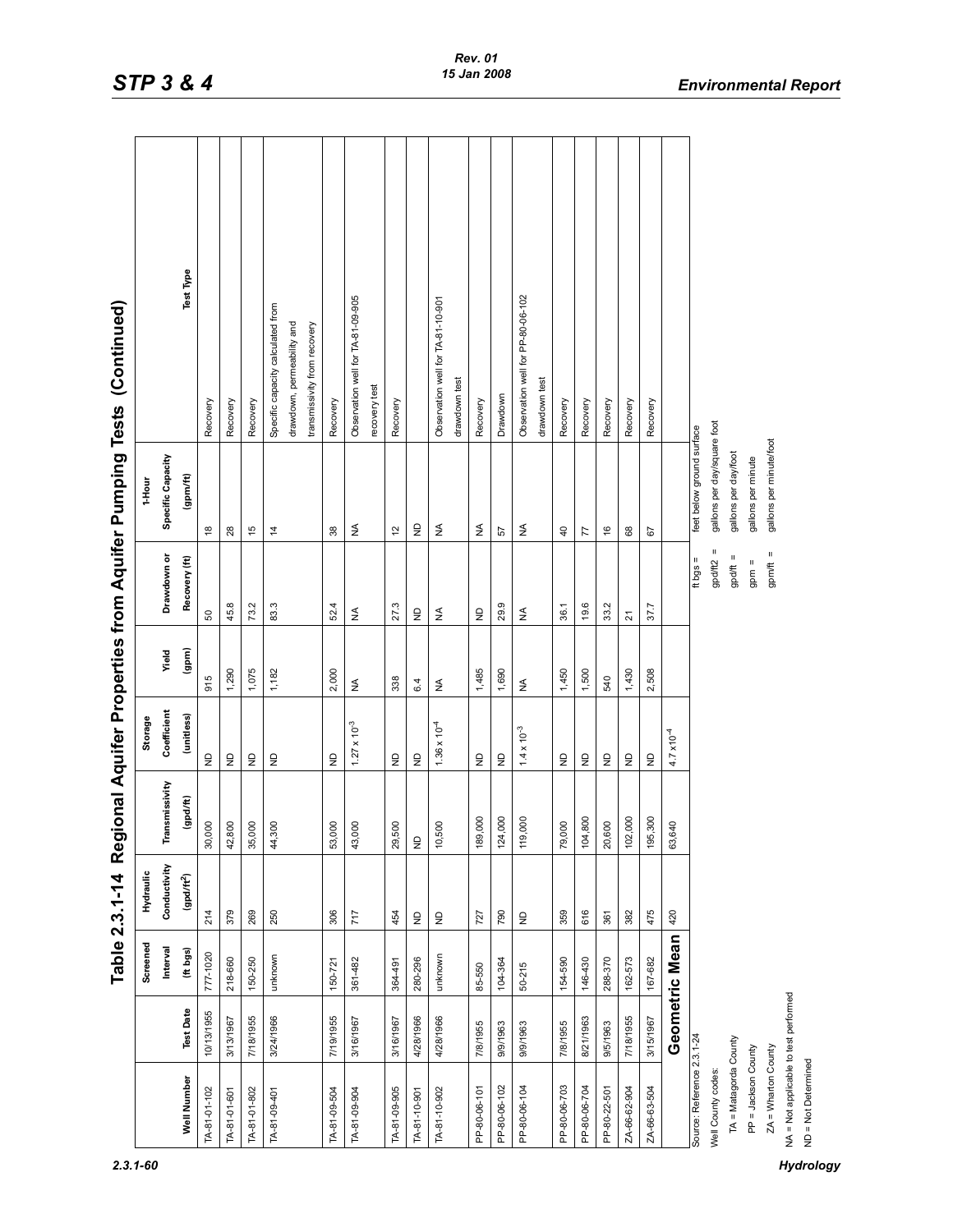# Table 2.3.1-14 Regional Aquifer Properties from Aquifer Pumping Tests (Continued)

| Well Number | Test Date | Screened Interval (ft bgs) | Hydraulic Conductivity (gpd/ft$^2$) | Transmissivity (gpd/ft) | Storage Coefficient (unitless) | Yield (gpm) | Drawdown or Recovery (ft) | 1-Hour Specific Capacity (gpm/ft) | Test Type |
|---|---|---|---|---|---|---|---|---|---|
| TA-81-01-102 | 10/13/1955 | 777-1020 | 214 | 30,000 | ND | 915 | 50 | 18 | Recovery |
| TA-81-01-601 | 3/13/1967 | 218-660 | 379 | 42,800 | ND | 1,290 | 45.8 | 28 | Recovery |
| TA-81-01-802 | 7/18/1955 | 150-250 | 269 | 35,000 | ND | 1,075 | 73.2 | 15 | Recovery |
| TA-81-09-401 | 3/24/1966 | unknown | 250 | 44,300 | ND | 1,182 | 83.3 | 14 | Specific capacity calculated from drawdown, permeability and transmissivity from recovery |
| TA-81-09-504 | 7/19/1955 | 150-721 | 306 | 53,000 | ND | 2,000 | 52.4 | 38 | Recovery |
| TA-81-09-904 | 3/16/1967 | 361-482 | 717 | 43,000 | $1.27 \times 10^{-3}$ | NA | NA | NA | Observation well for TA-81-09-905 recovery test |
| TA-81-09-905 | 3/16/1967 | 364-491 | 454 | 29,500 | ND | 338 | 27.3 | 12 | Recovery |
| TA-81-10-901 | 4/28/1966 | 280-296 | ND | ND | ND | 6.4 | ND | ND | |
| TA-81-10-902 | 4/28/1966 | unknown | ND | 10,500 | $1.36 \times 10^{-4}$ | NA | NA | NA | Observation well for TA-81-10-901 drawdown test |
| PP-80-06-101 | 7/8/1955 | 85-550 | 727 | 189,000 | ND | 1,485 | ND | NA | Recovery |
| PP-80-06-102 | 9/9/1963 | 104-364 | 790 | 124,000 | ND | 1,690 | 29.9 | 57 | Drawdown |
| PP-80-06-104 | 9/9/1963 | 50-215 | ND | 119,000 | $1.4 \times 10^{-3}$ | NA | NA | NA | Observation well for PP-80-06-102 drawdown test |
| PP-80-06-703 | 7/8/1955 | 154-590 | 359 | 79,000 | ND | 1,450 | 36.1 | 40 | Recovery |
| PP-80-06-704 | 8/21/1963 | 146-430 | 616 | 104,800 | ND | 1,500 | 19.6 | 77 | Recovery |
| PP-80-22-501 | 9/5/1963 | 288-370 | 361 | 20,600 | ND | 540 | 33.2 | 16 | Recovery |
| ZA-66-62-904 | 7/18/1955 | 162-573 | 382 | 102,000 | ND | 1,430 | 21 | 68 | Recovery |
| ZA-66-63-504 | 3/15/1967 | 167-682 | 475 | 195,300 | ND | 2,508 | 37.7 | 67 | Recovery |
| **Geometric Mean** | | | 420 | 63,640 | $4.7 \times 10^{-4}$ | | | | |

Source: Reference 2.3.1-24

Well County codes:
- TA = Matagorda County
- PP = Jackson County
- ZA = Wharton County

NA = Not applicable to test performed

ND = Not Determined

ft bgs = feet below ground surface
gpd/ft2 = gallons per day/square foot
gpd/ft = gallons per day/foot
gpm = gallons per minute
gpm/ft = gallons per minute/foot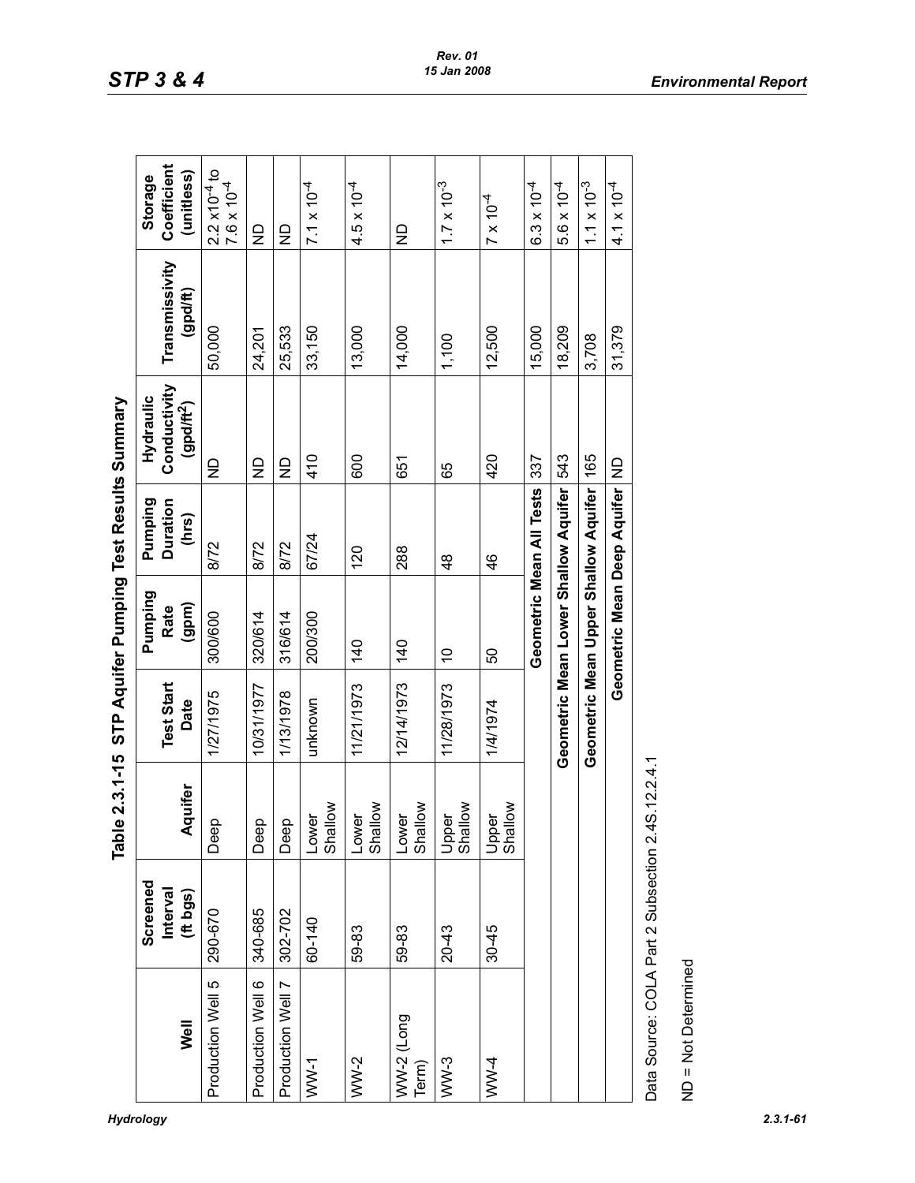## Table 2.3.1-15 STP Aquifer Pumping Test Results Summary

| Well | Screened Interval (ft bgs) | Aquifer | Test Start Date | Pumping Rate (gpm) | Pumping Duration (hrs) | Hydraulic Conductivity ($gpd/ft^2$) | Transmissivity (gpd/ft) | Storage Coefficient (unitless) |
|---|---|---|---|---|---|---|---|---|
| Production Well 5 | 290-670 | Deep | 1/27/1975 | 300/600 | 8/72 | ND | 50,000 | $2.2 \times 10^{-4}$ to $7.6 \times 10^{-4}$ |
| Production Well 6 | 340-685 | Deep | 10/31/1977 | 320/614 | 8/72 | ND | 24,201 | ND |
| Production Well 7 | 302-702 | Deep | 1/13/1978 | 316/614 | 8/72 | ND | 25,533 | ND |
| WW-1 | 60-140 | Lower Shallow | unknown | 200/300 | 67/24 | 410 | 33,150 | $7.1 \times 10^{-4}$ |
| WW-2 | 59-83 | Lower Shallow | 11/21/1973 | 140 | 120 | 600 | 13,000 | $4.5 \times 10^{-4}$ |
| WW-2 (Long Term) | 59-83 | Lower Shallow | 12/14/1973 | 140 | 288 | 651 | 14,000 | ND |
| WW-3 | 20-43 | Upper Shallow | 11/28/1973 | 10 | 48 | 65 | 1,100 | $1.7 \times 10^{-3}$ |
| WW-4 | 30-45 | Upper Shallow | 1/4/1974 | 50 | 46 | 420 | 12,500 | $7 \times 10^{-4}$ |
| | | | | **Geometric Mean All Tests** | | 337 | 15,000 | $6.3 \times 10^{-4}$ |
| | | | **Geometric Mean Lower Shallow Aquifer** | | | 543 | 18,209 | $5.6 \times 10^{-4}$ |
| | | | **Geometric Mean Upper Shallow Aquifer** | | | 165 | 3,708 | $1.1 \times 10^{-3}$ |
| | | | | **Geometric Mean Deep Aquifer** | | ND | 31,379 | $4.1 \times 10^{-4}$ |

Data Source: COLA Part 2 Subsection 2.4S.12.2.4.1

ND = Not Determined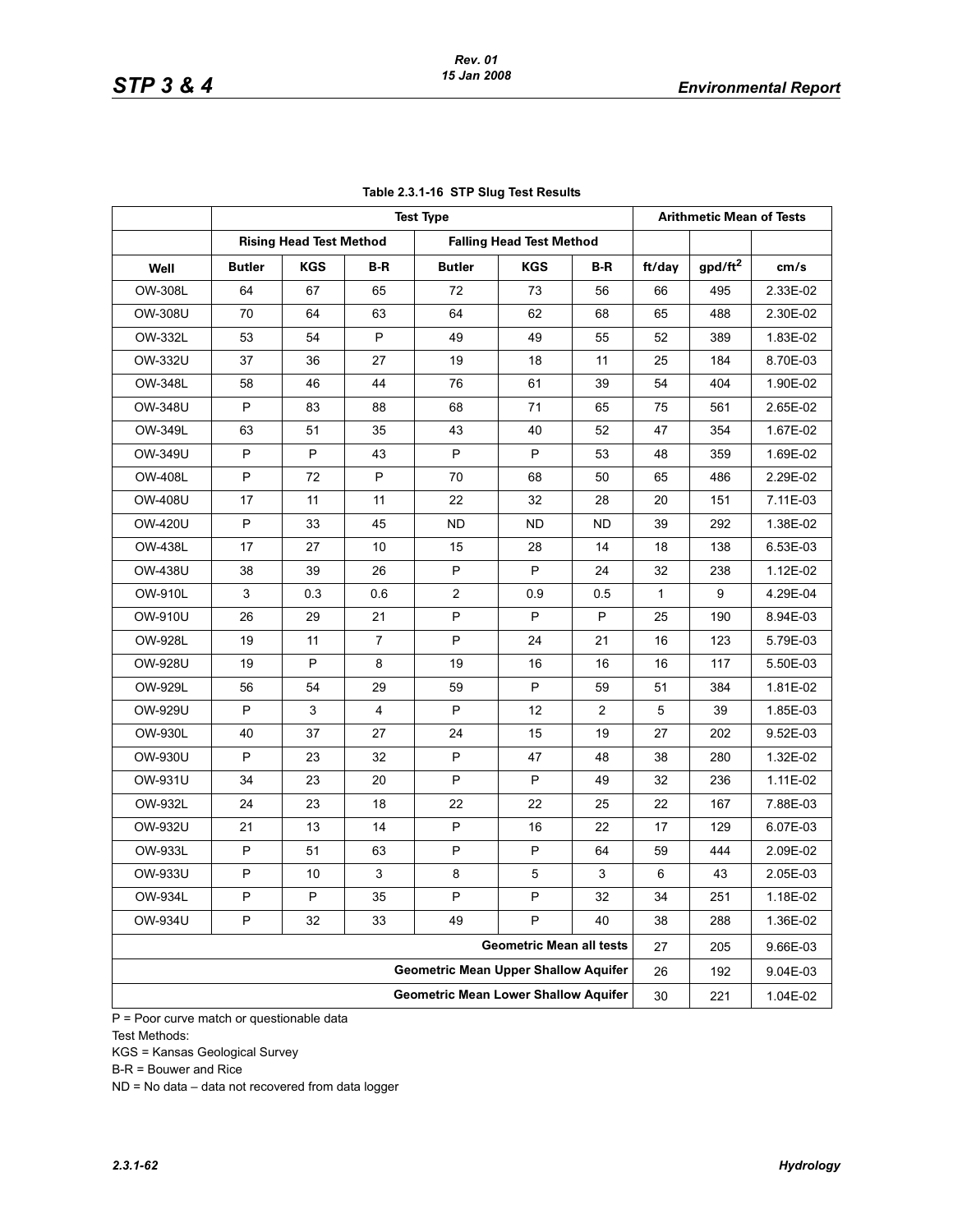**Table 2.3.1-16 STP Slug Test Results**

| | Test Type | | | | | | Arithmetic Mean of Tests | | |
|---|---|---|---|---|---|---|---|---|---|
| | Rising Head Test Method | | | Falling Head Test Method | | | | | |
| Well | Butler | KGS | B-R | Butler | KGS | B-R | ft/day | gpd/ft$^2$ | cm/s |
| OW-308L | 64 | 67 | 65 | 72 | 73 | 56 | 66 | 495 | 2.33E-02 |
| OW-308U | 70 | 64 | 63 | 64 | 62 | 68 | 65 | 488 | 2.30E-02 |
| OW-332L | 53 | 54 | P | 49 | 49 | 55 | 52 | 389 | 1.83E-02 |
| OW-332U | 37 | 36 | 27 | 19 | 18 | 11 | 25 | 184 | 8.70E-03 |
| OW-348L | 58 | 46 | 44 | 76 | 61 | 39 | 54 | 404 | 1.90E-02 |
| OW-348U | P | 83 | 88 | 68 | 71 | 65 | 75 | 561 | 2.65E-02 |
| OW-349L | 63 | 51 | 35 | 43 | 40 | 52 | 47 | 354 | 1.67E-02 |
| OW-349U | P | P | 43 | P | P | 53 | 48 | 359 | 1.69E-02 |
| OW-408L | P | 72 | P | 70 | 68 | 50 | 65 | 486 | 2.29E-02 |
| OW-408U | 17 | 11 | 11 | 22 | 32 | 28 | 20 | 151 | 7.11E-03 |
| OW-420U | P | 33 | 45 | ND | ND | ND | 39 | 292 | 1.38E-02 |
| OW-438L | 17 | 27 | 10 | 15 | 28 | 14 | 18 | 138 | 6.53E-03 |
| OW-438U | 38 | 39 | 26 | P | P | 24 | 32 | 238 | 1.12E-02 |
| OW-910L | 3 | 0.3 | 0.6 | 2 | 0.9 | 0.5 | 1 | 9 | 4.29E-04 |
| OW-910U | 26 | 29 | 21 | P | P | P | 25 | 190 | 8.94E-03 |
| OW-928L | 19 | 11 | 7 | P | 24 | 21 | 16 | 123 | 5.79E-03 |
| OW-928U | 19 | P | 8 | 19 | 16 | 16 | 16 | 117 | 5.50E-03 |
| OW-929L | 56 | 54 | 29 | 59 | P | 59 | 51 | 384 | 1.81E-02 |
| OW-929U | P | 3 | 4 | P | 12 | 2 | 5 | 39 | 1.85E-03 |
| OW-930L | 40 | 37 | 27 | 24 | 15 | 19 | 27 | 202 | 9.52E-03 |
| OW-930U | P | 23 | 32 | P | 47 | 48 | 38 | 280 | 1.32E-02 |
| OW-931U | 34 | 23 | 20 | P | P | 49 | 32 | 236 | 1.11E-02 |
| OW-932L | 24 | 23 | 18 | 22 | 22 | 25 | 22 | 167 | 7.88E-03 |
| OW-932U | 21 | 13 | 14 | P | 16 | 22 | 17 | 129 | 6.07E-03 |
| OW-933L | P | 51 | 63 | P | P | 64 | 59 | 444 | 2.09E-02 |
| OW-933U | P | 10 | 3 | 8 | 5 | 3 | 6 | 43 | 2.05E-03 |
| OW-934L | P | P | 35 | P | P | 32 | 34 | 251 | 1.18E-02 |
| OW-934U | P | 32 | 33 | 49 | P | 40 | 38 | 288 | 1.36E-02 |
| Geometric Mean all tests | | | | | | | 27 | 205 | 9.66E-03 |
| Geometric Mean Upper Shallow Aquifer | | | | | | | 26 | 192 | 9.04E-03 |
| Geometric Mean Lower Shallow Aquifer | | | | | | | 30 | 221 | 1.04E-02 |

P = Poor curve match or questionable data

Test Methods:

KGS = Kansas Geological Survey

B-R = Bouwer and Rice

ND = No data – data not recovered from data logger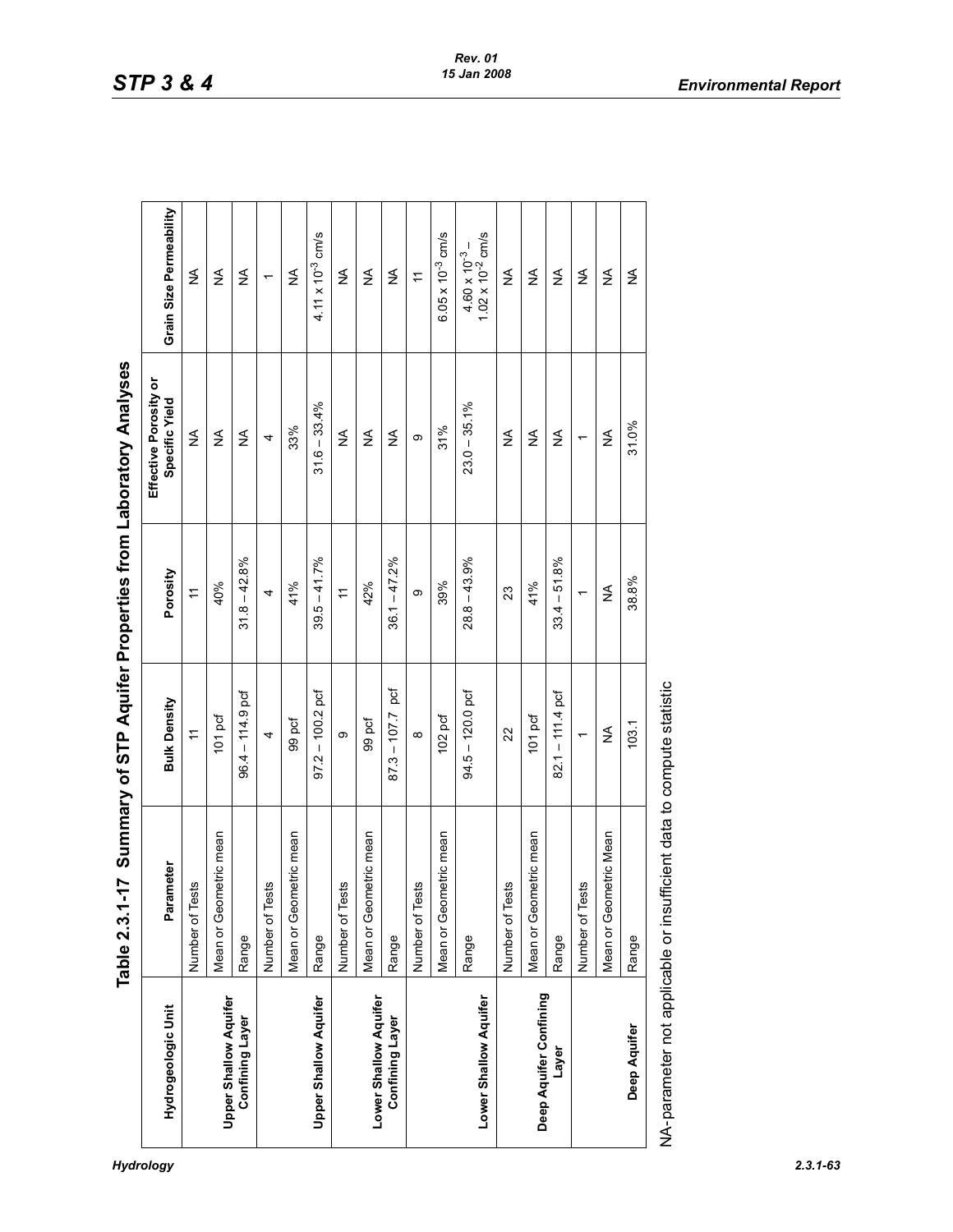## Table 2.3.1-17 Summary of STP Aquifer Properties from Laboratory Analyses

| Hydrogeologic Unit | Parameter | Bulk Density | Porosity | Effective Porosity or Specific Yield | Grain Size Permeability |
|---|---|---|---|---|---|
| Upper Shallow Aquifer Confining Layer | Number of Tests | 11 | 11 | NA | NA |
| | Mean or Geometric mean | 101 pcf | 40% | NA | NA |
| | Range | 96.4 – 114.9 pcf | 31.8 – 42.8% | NA | NA |
| Upper Shallow Aquifer | Number of Tests | 4 | 4 | 4 | 1 |
| | Mean or Geometric mean | 99 pcf | 41% | 33% | NA |
| | Range | 97.2 – 100.2 pcf | 39.5 – 41.7% | 31.6 – 33.4% | $4.11 \times 10^{-3}$ cm/s |
| Lower Shallow Aquifer Confining Layer | Number of Tests | 9 | 11 | NA | NA |
| | Mean or Geometric mean | 99 pcf | 42% | NA | NA |
| | Range | 87.3 – 107.7 pcf | 36.1 – 47.2% | NA | NA |
| Lower Shallow Aquifer | Number of Tests | 8 | 9 | 9 | 11 |
| | Mean or Geometric mean | 102 pcf | 39% | 31% | $6.05 \times 10^{-3}$ cm/s |
| | Range | 94.5 – 120.0 pcf | 28.8 – 43.9% | 23.0 – 35.1% | $4.60 \times 10^{-3}$ – $1.02 \times 10^{-2}$ cm/s |
| Deep Aquifer Confining Layer | Number of Tests | 22 | 23 | NA | NA |
| | Mean or Geometric mean | 101 pcf | 41% | NA | NA |
| | Range | 82.1 – 111.4 pcf | 33.4 – 51.8% | NA | NA |
| Deep Aquifer | Number of Tests | 1 | 1 | 1 | NA |
| | Mean or Geometric Mean | NA | NA | NA | NA |
| | Range | 103.1 | 38.8% | 31.0% | NA |

NA-parameter not applicable or insufficient data to compute statistic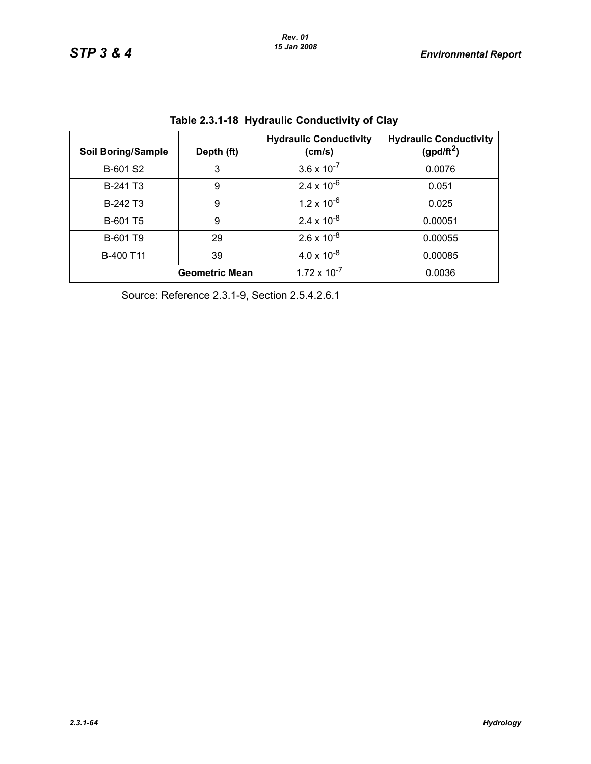**Table 2.3.1-18 Hydraulic Conductivity of Clay**

| Soil Boring/Sample | Depth (ft) | Hydraulic Conductivity (cm/s) | Hydraulic Conductivity (gpd/ft$^2$) |
|---|---|---|---|
| B-601 S2 | 3 | $3.6 \times 10^{-7}$ | 0.0076 |
| B-241 T3 | 9 | $2.4 \times 10^{-6}$ | 0.051 |
| B-242 T3 | 9 | $1.2 \times 10^{-6}$ | 0.025 |
| B-601 T5 | 9 | $2.4 \times 10^{-8}$ | 0.00051 |
| B-601 T9 | 29 | $2.6 \times 10^{-8}$ | 0.00055 |
| B-400 T11 | 39 | $4.0 \times 10^{-8}$ | 0.00085 |
| | **Geometric Mean** | $1.72 \times 10^{-7}$ | 0.0036 |

Source: Reference 2.3.1-9, Section 2.5.4.2.6.1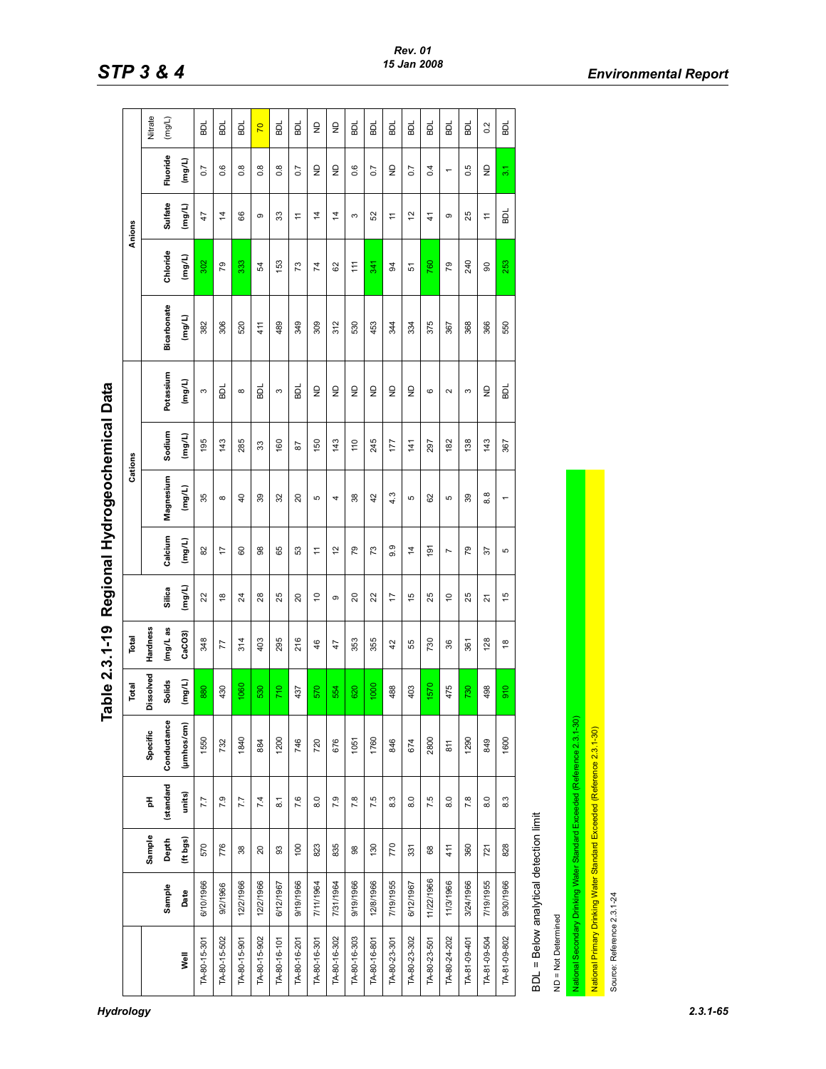# Table 2.3.1-19 Regional Hydrogeochemical Data

| Well | Sample Date | Sample Depth (ft bgs) | pH (standard units) | Specific Conductance (µmhos/cm) | Total Dissolved Solids (mg/L) | Total Hardness (mg/L as CaCO3) | Silica (mg/L) | Cations | | | | Anions | | | | |
|---|---|---|---|---|---|---|---|---|---|---|---|---|---|---|---|---|
| | | | | | | | | Calcium (mg/L) | Magnesium (mg/L) | Sodium (mg/L) | Potassium (mg/L) | Bicarbonate (mg/L) | Chloride (mg/L) | Sulfate (mg/L) | Fluoride (mg/L) | Nitrate (mg/L) |
| TA-80-15-301 | 6/10/1966 | 570 | 7.7 | 1550 | 880 | 348 | 22 | 82 | 35 | 195 | 3 | 382 | 302 | 47 | 0.7 | BDL |
| TA-80-15-502 | 9/2/1966 | 776 | 7.9 | 732 | 430 | 77 | 18 | 17 | 8 | 143 | BDL | 306 | 79 | 14 | 0.6 | BDL |
| TA-80-15-901 | 12/2/1966 | 38 | 7.7 | 1840 | 1060 | 314 | 24 | 60 | 40 | 285 | 8 | 520 | 333 | 66 | 0.8 | BDL |
| TA-80-15-902 | 12/2/1966 | 20 | 7.4 | 884 | 530 | 403 | 28 | 98 | 39 | 33 | BDL | 411 | 54 | 9 | 0.8 | 70 |
| TA-80-16-101 | 6/12/1967 | 93 | 8.1 | 1200 | 710 | 295 | 25 | 65 | 32 | 160 | 3 | 489 | 153 | 33 | 0.8 | BDL |
| TA-80-16-201 | 9/19/1966 | 100 | 7.6 | 746 | 437 | 216 | 20 | 53 | 20 | 87 | BDL | 349 | 73 | 11 | 0.7 | BDL |
| TA-80-16-301 | 7/11/1964 | 823 | 8.0 | 720 | 570 | 46 | 10 | 11 | 5 | 150 | ND | 309 | 74 | 14 | ND | ND |
| TA-80-16-302 | 7/31/1964 | 835 | 7.9 | 676 | 554 | 47 | 9 | 12 | 4 | 143 | ND | 312 | 62 | 14 | ND | ND |
| TA-80-16-303 | 9/19/1966 | 98 | 7.8 | 1051 | 620 | 353 | 20 | 79 | 38 | 110 | ND | 530 | 111 | 3 | 0.6 | BDL |
| TA-80-16-801 | 12/8/1966 | 130 | 7.5 | 1760 | 1000 | 355 | 22 | 73 | 42 | 245 | ND | 453 | 341 | 52 | 0.7 | BDL |
| TA-80-23-301 | 7/19/1955 | 770 | 8.3 | 846 | 488 | 42 | 17 | 9.9 | 4.3 | 177 | ND | 344 | 94 | 11 | ND | BDL |
| TA-80-23-302 | 6/12/1967 | 331 | 8.0 | 674 | 403 | 55 | 15 | 14 | 5 | 141 | ND | 334 | 51 | 12 | 0.7 | BDL |
| TA-80-23-501 | 11/22/1966 | 68 | 7.5 | 2800 | 1570 | 730 | 25 | 191 | 62 | 297 | 6 | 375 | 760 | 41 | 0.4 | BDL |
| TA-80-24-202 | 11/3/1966 | 411 | 8.0 | 811 | 475 | 36 | 10 | 7 | 5 | 182 | 2 | 367 | 79 | 9 | 1 | BDL |
| TA-81-09-401 | 3/24/1966 | 360 | 7.8 | 1290 | 730 | 361 | 25 | 79 | 39 | 138 | 3 | 368 | 240 | 25 | 0.5 | BDL |
| TA-81-09-504 | 7/19/1955 | 721 | 8.0 | 849 | 498 | 128 | 21 | 37 | 8.8 | 143 | ND | 366 | 90 | 11 | ND | 0.2 |
| TA-81-09-802 | 9/30/1966 | 828 | 8.3 | 1600 | 910 | 18 | 15 | 5 | 1 | 367 | BDL | 550 | 253 | BDL | 3.1 | BDL |

BDL = Below analytical detection limit

ND = Not Determined

National Secondary Drinking Water Standard Exceeded (Reference 2.3.1-30)

National Primary Drinking Water Standard Exceeded (Reference 2.3.1-30)

Source: Reference 2.3.1-24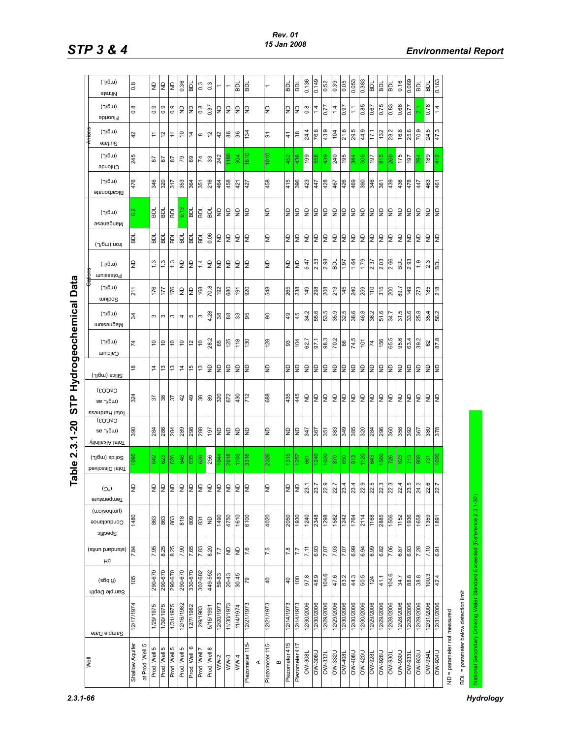## Table 2.3.1-20 STP Hydrogeochemical Data

| Well | Sample Date | Sample Depth (ft bgs) | pH (standard units) | Specific Conductance (umhos/cm) | Temperature (C°) | Total Dissolved Solids (mg/L) | Total Alkalinity (mg/L as CaCO3) | Total Hardness (mg/L as CaCO3) | Silica (mg/L) | Cations | | | | | | Anions | | | | |
|---|---|---|---|---|---|---|---|---|---|---|---|---|---|---|---|---|---|---|---|---|
| | | | | | | | | | | Calcium (mg/L) | Magnesium (mg/L) | Sodium (mg/L) | Potassium (mg/L) | Iron (mg/L) | Manganese (mg/L) | Bicarbonate (mg/L) | Chloride (mg/L) | Sulfate (mg/L) | Fluoride (mg/L) | Nitrate (mg/L) |
| Shallow Aquifer at Prod. Well 5 | 12/17/1974 | 105 | 7.84 | 1480 | ND | 1095 | 390 | 324 | 18 | 74 | 34 | 211 | ND | BDL | 0.2 | 476 | 245 | 42 | 0.8 | 0.8 |
| Prod. Well 5 | 1/29/1975 | 290-670 | 7.95 | 863 | ND | 642 | 284 | 37 | 14 | 10 | 3 | 176 | 1.3 | BDL | BDL | 346 | 87 | 11 | 0.9 | ND |
| Prod. Well 5 | 1/30/1975 | 290-670 | 8.25 | 863 | ND | 623 | 286 | 38 | 13 | 10 | 3 | 177 | 1.3 | BDL | BDL | 320 | 87 | 12 | 0.9 | ND |
| Prod. Well 5 | 1/31/1975 | 290-670 | 8.25 | 863 | ND | 626 | 284 | 37 | 13 | 10 | 3 | 176 | 1.3 | BDL | BDL | 317 | 87 | 11 | 0.9 | ND |
| Prod. Well 5 | 12/16/1982 | 290-670 | 7.90 | 818 | ND | 648 | 289 | 42 | 14 | 10 | 4 | ND | ND | BDL | 0.13 | 353 | 79 | 10 | ND | 0.36 |
| Prod. Well 6 | 12/7/1982 | 330-670 | 7.65 | 809 | ND | 635 | 298 | 49 | 15 | 12 | 5 | ND | ND | BDL | BDL | 364 | 69 | 14 | ND | BDL |
| Prod. Well 7 | 2/9/1983 | 302-682 | 7.83 | 831 | ND | 628 | 288 | 38 | 13 | 10 | 3 | 168 | 1.4 | BDL | BDL | 351 | 74 | 8 | 0.8 | 0.3 |
| Prod. Well 8 | 5/15/1991 | 449-552 | 8.20 | ND | ND | 256 | 197 | 89 | ND | 28.2 | 4.28 | 70.8 | ND | 0.06 | BDL | 216 | 33 | 12 | 0.37 | 0.3 |
| WW-2 | 12/20/1973 | 59-83 | 7.7 | 1490 | ND | 1044 | ND | 320 | ND | 65 | 38 | 192 | ND | ND | ND | 464 | 242 | 42 | ND | 1 |
| WW-3 | 11/30/1973 | 20-43 | ND | 4750 | ND | 2618 | ND | 672 | ND | 125 | 88 | 680 | ND | ND | ND | 458 | 1180 | 86 | ND | 1 |
| WW-4 | 11/4/1974 | 30-45 | ND | 1610 | ND | 1103 | ND | 430 | ND | 118 | 33 | 191 | ND | ND | ND | 421 | 304 | 36 | ND | BDL |
| Piezometer 115-A | 12/21/1973 | 79 | 7.6 | 6100 | ND | 3316 | ND | 712 | ND | 130 | 95 | 920 | ND | ND | ND | 427 | 1610 | 134 | ND | BDL |
| Piezometer 115-B | 12/21/1973 | 40 | 7.5 | 4020 | ND | 2326 | ND | 688 | ND | 128 | 90 | 548 | ND | ND | ND | 458 | 1010 | 91 | ND | 1 |
| Piezometer 415 | 12/14/1973 | 40 | 7.8 | 2050 | ND | 1315 | ND | 435 | ND | 93 | 49 | 265 | ND | ND | ND | 415 | 452 | 41 | ND | BDL |
| Piezometer 417 | 12/14/1973 | 100 | 7.7 | 1930 | ND | 1257 | ND | 445 | ND | 104 | 45 | 238 | ND | ND | ND | 396 | 436 | 38 | ND | BDL |
| OW-308L | 12/30/2006 | 97.8 | 7.11 | 1240 | 23.1 | 661 | 347 | ND | ND | 62.7 | 34.2 | 149 | 5.47 | ND | ND | 423 | 199 | 24.4 | 0.8 | 0.136 |
| OW-308U | 12/30/2006 | 48.9 | 6.93 | 2348 | 23.7 | 1240 | 367 | ND | ND | 97.1 | 55.6 | 298 | 2.53 | ND | ND | 447 | 558 | 76.6 | 1.4 | 0.149 |
| OW-332L | 12/29/2006 | 104.6 | 7.07 | 1298 | 22.9 | 1020 | 351 | ND | ND | 98.3 | 53.5 | 208 | 2.98 | ND | ND | 428 | 439 | 43.9 | 0.77 | 0.52 |
| OW-332U | 12/29/2006 | 47.6 | 7.03 | 1582 | 22.7 | 870 | 383 | ND | ND | 70.2 | 35.9 | 213 | BDL | ND | ND | 467 | 240 | 104 | 1.4 | 0.39 |
| OW-408L | 12/30/2006 | 83.2 | 7.07 | 1242 | 23.4 | 650 | 349 | ND | ND | 66 | 32.5 | 145 | 1.97 | ND | ND | 426 | 195 | 21.6 | 0.97 | 0.05 |
| OW-408U | 12/30/2006 | 44.3 | 6.99 | 1764 | 23.4 | 913 | 385 | ND | ND | 74.5 | 38.6 | 240 | 1.64 | ND | ND | 469 | 344 | 29.5 | 1.1 | 0.053 |
| OW-420U | 12/30/2006 | 50.5 | 6.94 | 2114 | 22.9 | 1120 | 320 | ND | ND | 101 | 46.8 | 259 | 1.79 | ND | ND | 390 | 505 | 44.9 | 0.85 | 0.383 |
| OW-928L | 12/29/2006 | 124 | 6.99 | 1168 | 22.5 | 643 | 284 | ND | ND | 74 | 36.2 | 110 | 2.37 | ND | ND | 346 | 197 | 17.1 | 0.67 | BDL |
| OW-928U | 12/29/2006 | 41.1 | 6.82 | 2885 | 22.3 | 1560 | 296 | ND | ND | 156 | 51.6 | 315 | 2.03 | ND | ND | 361 | 815 | 132 | 0.75 | BDL |
| OW-930L | 12/28/2006 | 104.6 | 7.06 | 1506 | 22.3 | 726 | 360 | ND | ND | 65.5 | 34.7 | 200 | 2.66 | ND | ND | 439 | 260 | 28.2 | 0.83 | BDL |
| OW-930U | 12/28/2006 | 34.7 | 6.87 | 1152 | 22.4 | 623 | 358 | ND | ND | 95.6 | 31.5 | 89.7 | BDL | ND | ND | 436 | 175 | 16.8 | 0.66 | 0.16 |
| OW-933L | 12/29/2006 | 88.8 | 6.93 | 1936 | 23.5 | 713 | 392 | ND | ND | 63.4 | 33.6 | 149 | 2.93 | ND | ND | 478 | 197 | 25.6 | 0.77 | 0.069 |
| OW-933U | 12/29/2006 | 38.8 | 7.28 | 1658 | 24.2 | 908 | 367 | ND | ND | 39.2 | 25.8 | 273 | 1.9 | ND | ND | 447 | 294 | 70.9 | 2.1 | BDL |
| OW-934L | 12/31/2006 | 100.3 | 7.10 | 1359 | 22.6 | 731 | 380 | ND | ND | 62 | 35.4 | 185 | 2.3 | ND | ND | 463 | 189 | 24.5 | 0.78 | BDL |
| OW-934U | 12/31/2006 | 42.4 | 6.91 | 1891 | 22.7 | 1020 | 378 | ND | ND | 87.8 | 56.2 | 218 | BDL | ND | ND | 461 | 412 | 47.3 | 1.4 | 0.163 |

ND = parameter not measured

BDL = parameter below detection limit

National Secondary Drinking Water Standard Exceeded (Reference 2.3.1-30)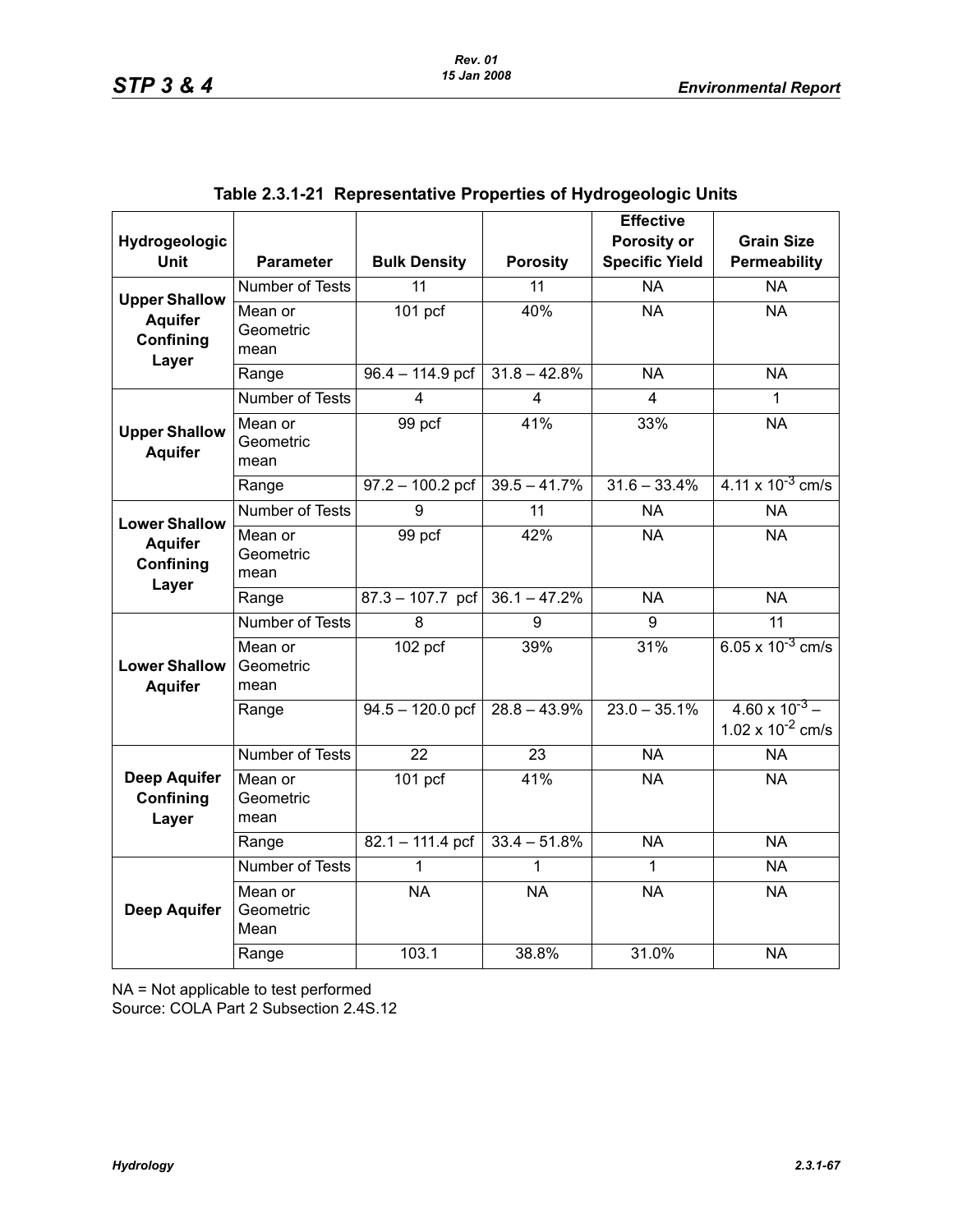**Table 2.3.1-21 Representative Properties of Hydrogeologic Units**

| Hydrogeologic Unit | Parameter | Bulk Density | Porosity | Effective Porosity or Specific Yield | Grain Size Permeability |
|---|---|---|---|---|---|
| **Upper Shallow Aquifer Confining Layer** | Number of Tests | 11 | 11 | NA | NA |
| | Mean or Geometric mean | 101 pcf | 40% | NA | NA |
| | Range | 96.4 – 114.9 pcf | 31.8 – 42.8% | NA | NA |
| **Upper Shallow Aquifer** | Number of Tests | 4 | 4 | 4 | 1 |
| | Mean or Geometric mean | 99 pcf | 41% | 33% | NA |
| | Range | 97.2 – 100.2 pcf | 39.5 – 41.7% | 31.6 – 33.4% | $4.11 \times 10^{-3}$ cm/s |
| **Lower Shallow Aquifer Confining Layer** | Number of Tests | 9 | 11 | NA | NA |
| | Mean or Geometric mean | 99 pcf | 42% | NA | NA |
| | Range | 87.3 – 107.7 pcf | 36.1 – 47.2% | NA | NA |
| **Lower Shallow Aquifer** | Number of Tests | 8 | 9 | 9 | 11 |
| | Mean or Geometric mean | 102 pcf | 39% | 31% | $6.05 \times 10^{-3}$ cm/s |
| | Range | 94.5 – 120.0 pcf | 28.8 – 43.9% | 23.0 – 35.1% | $4.60 \times 10^{-3}$ – $1.02 \times 10^{-2}$ cm/s |
| **Deep Aquifer Confining Layer** | Number of Tests | 22 | 23 | NA | NA |
| | Mean or Geometric mean | 101 pcf | 41% | NA | NA |
| | Range | 82.1 – 111.4 pcf | 33.4 – 51.8% | NA | NA |
| **Deep Aquifer** | Number of Tests | 1 | 1 | 1 | NA |
| | Mean or Geometric Mean | NA | NA | NA | NA |
| | Range | 103.1 | 38.8% | 31.0% | NA |

NA = Not applicable to test performed
Source: COLA Part 2 Subsection 2.4S.12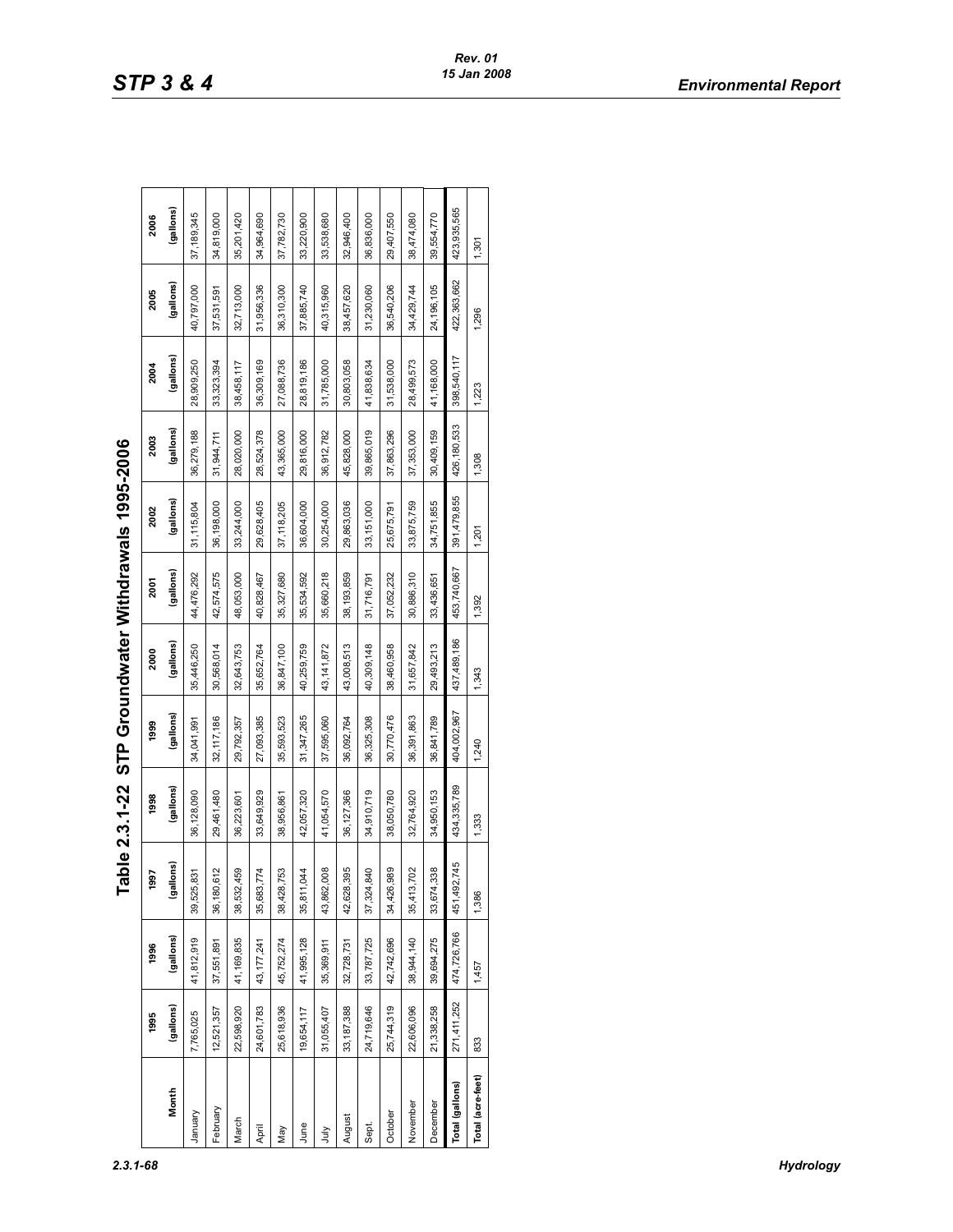# Table 2.3.1-22 STP Groundwater Withdrawals 1995-2006

| Month | 1995 (gallons) | 1996 (gallons) | 1997 (gallons) | 1998 (gallons) | 1999 (gallons) | 2000 (gallons) | 2001 (gallons) | 2002 (gallons) | 2003 (gallons) | 2004 (gallons) | 2005 (gallons) | 2006 (gallons) |
|---|---|---|---|---|---|---|---|---|---|---|---|---|
| January | 7,765,025 | 41,812,919 | 39,525,831 | 36,128,090 | 34,041,991 | 35,446,250 | 44,476,292 | 31,115,804 | 36,279,188 | 28,909,250 | 40,797,000 | 37,189,345 |
| February | 12,521,357 | 37,551,891 | 36,180,612 | 29,461,480 | 32,117,186 | 30,568,014 | 42,574,575 | 36,198,000 | 31,944,711 | 33,323,394 | 37,531,591 | 34,819,000 |
| March | 22,598,920 | 41,169,835 | 38,532,459 | 36,223,601 | 29,792,357 | 32,643,753 | 48,053,000 | 33,244,000 | 28,020,000 | 38,458,117 | 32,713,000 | 35,201,420 |
| April | 24,601,783 | 43,177,241 | 35,683,774 | 33,649,929 | 27,093,385 | 35,652,764 | 40,828,467 | 29,628,405 | 28,524,378 | 36,309,169 | 31,956,336 | 34,964,690 |
| May | 25,618,936 | 45,752,274 | 38,428,753 | 38,956,861 | 35,593,523 | 36,847,100 | 35,327,680 | 37,118,205 | 43,365,000 | 27,088,736 | 36,310,300 | 37,782,730 |
| June | 19,654,117 | 41,995,128 | 35,811,044 | 42,057,320 | 31,347,265 | 40,259,759 | 35,534,592 | 36,604,000 | 29,816,000 | 28,819,186 | 37,885,740 | 33,220,900 |
| July | 31,055,407 | 35,369,911 | 43,862,008 | 41,054,570 | 37,595,060 | 43,141,872 | 35,660,218 | 30,254,000 | 36,912,782 | 31,785,000 | 40,315,960 | 33,538,680 |
| August | 33,187,388 | 32,728,731 | 42,628,395 | 36,127,366 | 36,092,764 | 43,008,513 | 38,193,859 | 29,863,036 | 45,828,000 | 30,803,058 | 38,457,620 | 32,946,400 |
| Sept. | 24,719,646 | 33,787,725 | 37,324,840 | 34,910,719 | 36,325,308 | 40,309,148 | 31,716,791 | 33,151,000 | 39,865,019 | 41,838,634 | 31,230,060 | 36,836,000 |
| October | 25,744,319 | 42,742,696 | 34,426,989 | 38,050,780 | 30,770,476 | 38,460,958 | 37,052,232 | 25,675,791 | 37,863,296 | 31,538,000 | 36,540,206 | 29,407,550 |
| November | 22,606,096 | 38,944,140 | 35,413,702 | 32,764,920 | 36,391,863 | 31,657,842 | 30,886,310 | 33,875,759 | 37,353,000 | 28,499,573 | 34,429,744 | 38,474,080 |
| December | 21,338,258 | 39,694,275 | 33,674,338 | 34,950,153 | 36,841,789 | 29,493,213 | 33,436,651 | 34,751,855 | 30,409,159 | 41,168,000 | 24,196,105 | 39,554,770 |
| Total (gallons) | 271,411,252 | 474,726,766 | 451,492,745 | 434,335,789 | 404,002,967 | 437,489,186 | 453,740,667 | 391,479,855 | 426,180,533 | 398,540,117 | 422,363,662 | 423,935,565 |
| Total (acre-feet) | 833 | 1,457 | 1,386 | 1,333 | 1,240 | 1,343 | 1,392 | 1,201 | 1,308 | 1,223 | 1,296 | 1,301 |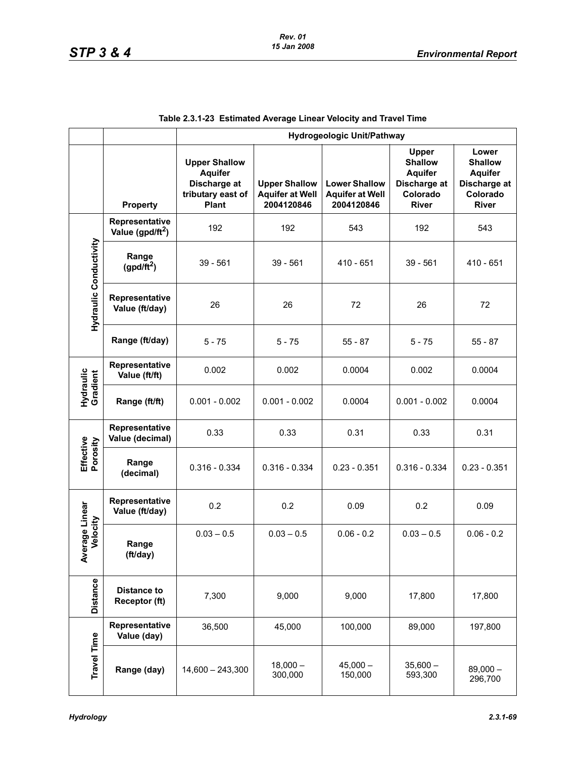**Table 2.3.1-23 Estimated Average Linear Velocity and Travel Time**

| | | Hydrogeologic Unit/Pathway | | | | |
|---|---|---|---|---|---|---|
| | **Property** | **Upper Shallow Aquifer Discharge at tributary east of Plant** | **Upper Shallow Aquifer at Well 2004120846** | **Lower Shallow Aquifer at Well 2004120846** | **Upper Shallow Aquifer Discharge at Colorado River** | **Lower Shallow Aquifer Discharge at Colorado River** |
| **Hydraulic Conductivity** | **Representative Value (gpd/ft$^2$)** | 192 | 192 | 543 | 192 | 543 |
| | **Range (gpd/ft$^2$)** | 39 - 561 | 39 - 561 | 410 - 651 | 39 - 561 | 410 - 651 |
| | **Representative Value (ft/day)** | 26 | 26 | 72 | 26 | 72 |
| | **Range (ft/day)** | 5 - 75 | 5 - 75 | 55 - 87 | 5 - 75 | 55 - 87 |
| **Hydraulic Gradient** | **Representative Value (ft/ft)** | 0.002 | 0.002 | 0.0004 | 0.002 | 0.0004 |
| | **Range (ft/ft)** | 0.001 - 0.002 | 0.001 - 0.002 | 0.0004 | 0.001 - 0.002 | 0.0004 |
| **Effective Porosity** | **Representative Value (decimal)** | 0.33 | 0.33 | 0.31 | 0.33 | 0.31 |
| | **Range (decimal)** | 0.316 - 0.334 | 0.316 - 0.334 | 0.23 - 0.351 | 0.316 - 0.334 | 0.23 - 0.351 |
| **Average Linear Velocity** | **Representative Value (ft/day)** | 0.2 | 0.2 | 0.09 | 0.2 | 0.09 |
| | **Range (ft/day)** | 0.03 – 0.5 | 0.03 – 0.5 | 0.06 - 0.2 | 0.03 – 0.5 | 0.06 - 0.2 |
| **Distance** | **Distance to Receptor (ft)** | 7,300 | 9,000 | 9,000 | 17,800 | 17,800 |
| **Travel Time** | **Representative Value (day)** | 36,500 | 45,000 | 100,000 | 89,000 | 197,800 |
| | **Range (day)** | 14,600 – 243,300 | 18,000 – 300,000 | 45,000 – 150,000 | 35,600 – 593,300 | 89,000 – 296,700 |